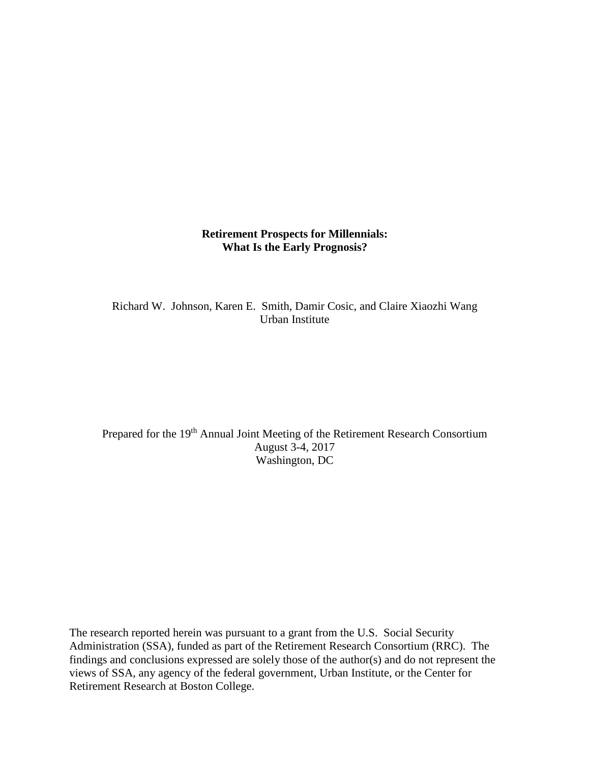# Retirement Prospects for Millennials: What Is the Early Prognosis?

Richard W. Johnson, Karen E. Smith, Damir Cosic, and Claire Xiaozhi Wang
Urban Institute

Prepared for the 19th Annual Joint Meeting of the Retirement Research Consortium
August 3-4, 2017
Washington, DC

The research reported herein was pursuant to a grant from the U.S. Social Security Administration (SSA), funded as part of the Retirement Research Consortium (RRC). The findings and conclusions expressed are solely those of the author(s) and do not represent the views of SSA, any agency of the federal government, Urban Institute, or the Center for Retirement Research at Boston College.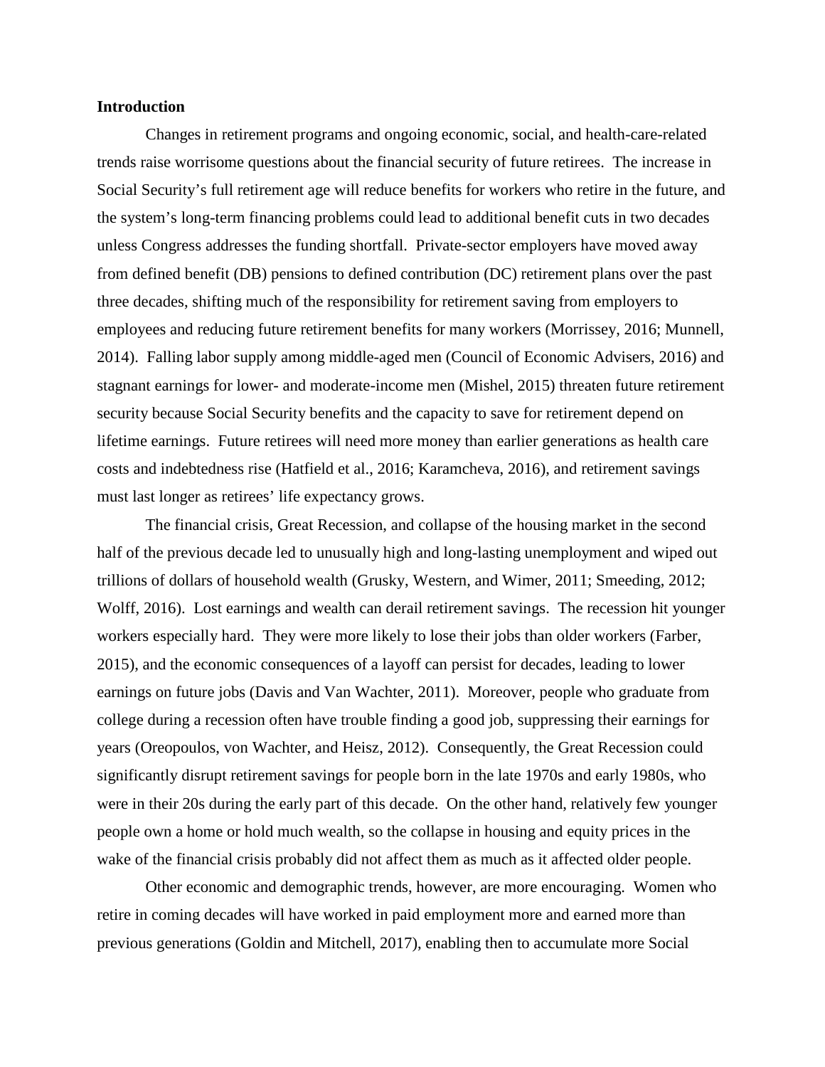**Introduction**

Changes in retirement programs and ongoing economic, social, and health-care-related trends raise worrisome questions about the financial security of future retirees. The increase in Social Security's full retirement age will reduce benefits for workers who retire in the future, and the system's long-term financing problems could lead to additional benefit cuts in two decades unless Congress addresses the funding shortfall. Private-sector employers have moved away from defined benefit (DB) pensions to defined contribution (DC) retirement plans over the past three decades, shifting much of the responsibility for retirement saving from employers to employees and reducing future retirement benefits for many workers (Morrissey, 2016; Munnell, 2014). Falling labor supply among middle-aged men (Council of Economic Advisers, 2016) and stagnant earnings for lower- and moderate-income men (Mishel, 2015) threaten future retirement security because Social Security benefits and the capacity to save for retirement depend on lifetime earnings. Future retirees will need more money than earlier generations as health care costs and indebtedness rise (Hatfield et al., 2016; Karamcheva, 2016), and retirement savings must last longer as retirees' life expectancy grows.

The financial crisis, Great Recession, and collapse of the housing market in the second half of the previous decade led to unusually high and long-lasting unemployment and wiped out trillions of dollars of household wealth (Grusky, Western, and Wimer, 2011; Smeeding, 2012; Wolff, 2016). Lost earnings and wealth can derail retirement savings. The recession hit younger workers especially hard. They were more likely to lose their jobs than older workers (Farber, 2015), and the economic consequences of a layoff can persist for decades, leading to lower earnings on future jobs (Davis and Van Wachter, 2011). Moreover, people who graduate from college during a recession often have trouble finding a good job, suppressing their earnings for years (Oreopoulos, von Wachter, and Heisz, 2012). Consequently, the Great Recession could significantly disrupt retirement savings for people born in the late 1970s and early 1980s, who were in their 20s during the early part of this decade. On the other hand, relatively few younger people own a home or hold much wealth, so the collapse in housing and equity prices in the wake of the financial crisis probably did not affect them as much as it affected older people.

Other economic and demographic trends, however, are more encouraging. Women who retire in coming decades will have worked in paid employment more and earned more than previous generations (Goldin and Mitchell, 2017), enabling then to accumulate more Social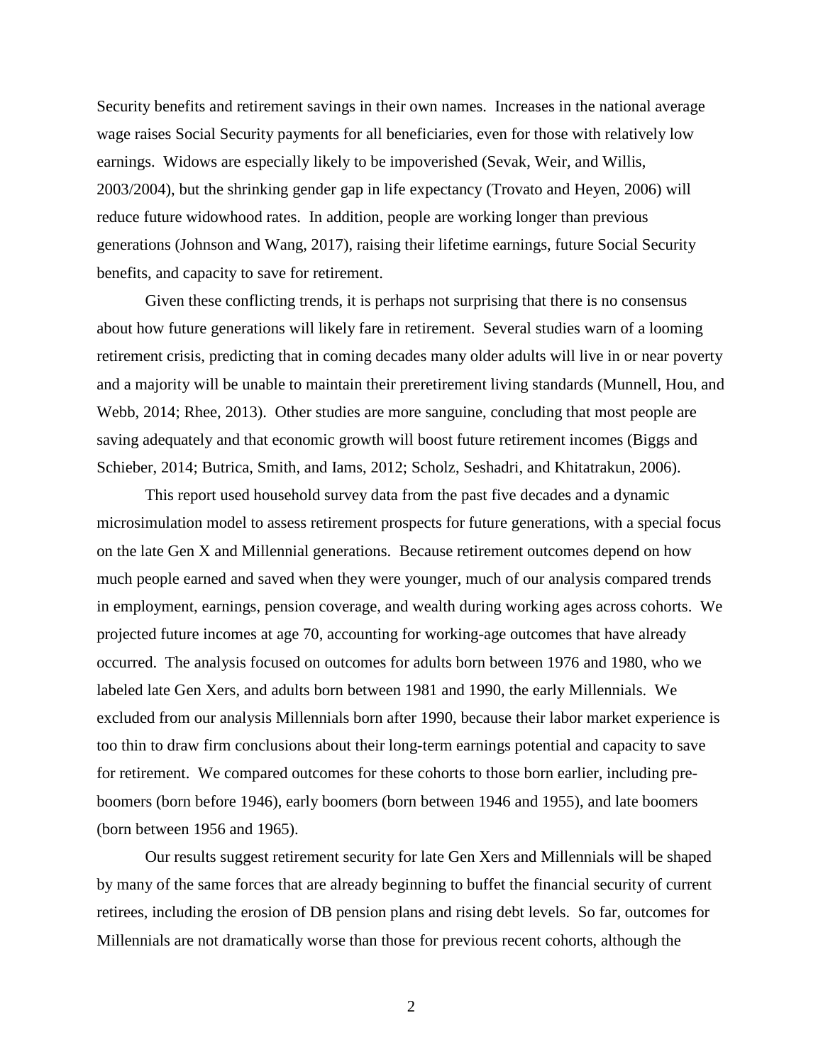Security benefits and retirement savings in their own names. Increases in the national average wage raises Social Security payments for all beneficiaries, even for those with relatively low earnings. Widows are especially likely to be impoverished (Sevak, Weir, and Willis, 2003/2004), but the shrinking gender gap in life expectancy (Trovato and Heyen, 2006) will reduce future widowhood rates. In addition, people are working longer than previous generations (Johnson and Wang, 2017), raising their lifetime earnings, future Social Security benefits, and capacity to save for retirement.

Given these conflicting trends, it is perhaps not surprising that there is no consensus about how future generations will likely fare in retirement. Several studies warn of a looming retirement crisis, predicting that in coming decades many older adults will live in or near poverty and a majority will be unable to maintain their preretirement living standards (Munnell, Hou, and Webb, 2014; Rhee, 2013). Other studies are more sanguine, concluding that most people are saving adequately and that economic growth will boost future retirement incomes (Biggs and Schieber, 2014; Butrica, Smith, and Iams, 2012; Scholz, Seshadri, and Khitatrakun, 2006).

This report used household survey data from the past five decades and a dynamic microsimulation model to assess retirement prospects for future generations, with a special focus on the late Gen X and Millennial generations. Because retirement outcomes depend on how much people earned and saved when they were younger, much of our analysis compared trends in employment, earnings, pension coverage, and wealth during working ages across cohorts. We projected future incomes at age 70, accounting for working-age outcomes that have already occurred. The analysis focused on outcomes for adults born between 1976 and 1980, who we labeled late Gen Xers, and adults born between 1981 and 1990, the early Millennials. We excluded from our analysis Millennials born after 1990, because their labor market experience is too thin to draw firm conclusions about their long-term earnings potential and capacity to save for retirement. We compared outcomes for these cohorts to those born earlier, including pre-boomers (born before 1946), early boomers (born between 1946 and 1955), and late boomers (born between 1956 and 1965).

Our results suggest retirement security for late Gen Xers and Millennials will be shaped by many of the same forces that are already beginning to buffet the financial security of current retirees, including the erosion of DB pension plans and rising debt levels. So far, outcomes for Millennials are not dramatically worse than those for previous recent cohorts, although the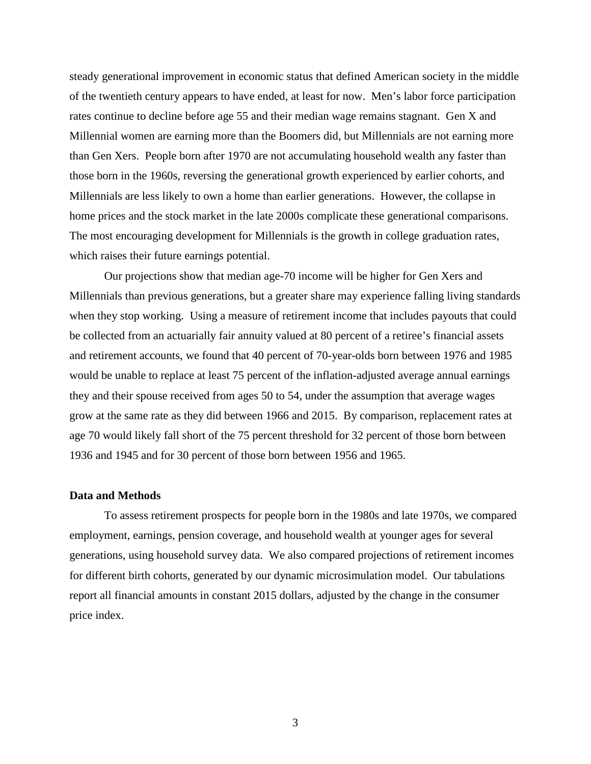steady generational improvement in economic status that defined American society in the middle of the twentieth century appears to have ended, at least for now. Men's labor force participation rates continue to decline before age 55 and their median wage remains stagnant. Gen X and Millennial women are earning more than the Boomers did, but Millennials are not earning more than Gen Xers. People born after 1970 are not accumulating household wealth any faster than those born in the 1960s, reversing the generational growth experienced by earlier cohorts, and Millennials are less likely to own a home than earlier generations. However, the collapse in home prices and the stock market in the late 2000s complicate these generational comparisons. The most encouraging development for Millennials is the growth in college graduation rates, which raises their future earnings potential.

Our projections show that median age-70 income will be higher for Gen Xers and Millennials than previous generations, but a greater share may experience falling living standards when they stop working. Using a measure of retirement income that includes payouts that could be collected from an actuarially fair annuity valued at 80 percent of a retiree's financial assets and retirement accounts, we found that 40 percent of 70-year-olds born between 1976 and 1985 would be unable to replace at least 75 percent of the inflation-adjusted average annual earnings they and their spouse received from ages 50 to 54, under the assumption that average wages grow at the same rate as they did between 1966 and 2015. By comparison, replacement rates at age 70 would likely fall short of the 75 percent threshold for 32 percent of those born between 1936 and 1945 and for 30 percent of those born between 1956 and 1965.

**Data and Methods**

To assess retirement prospects for people born in the 1980s and late 1970s, we compared employment, earnings, pension coverage, and household wealth at younger ages for several generations, using household survey data. We also compared projections of retirement incomes for different birth cohorts, generated by our dynamic microsimulation model. Our tabulations report all financial amounts in constant 2015 dollars, adjusted by the change in the consumer price index.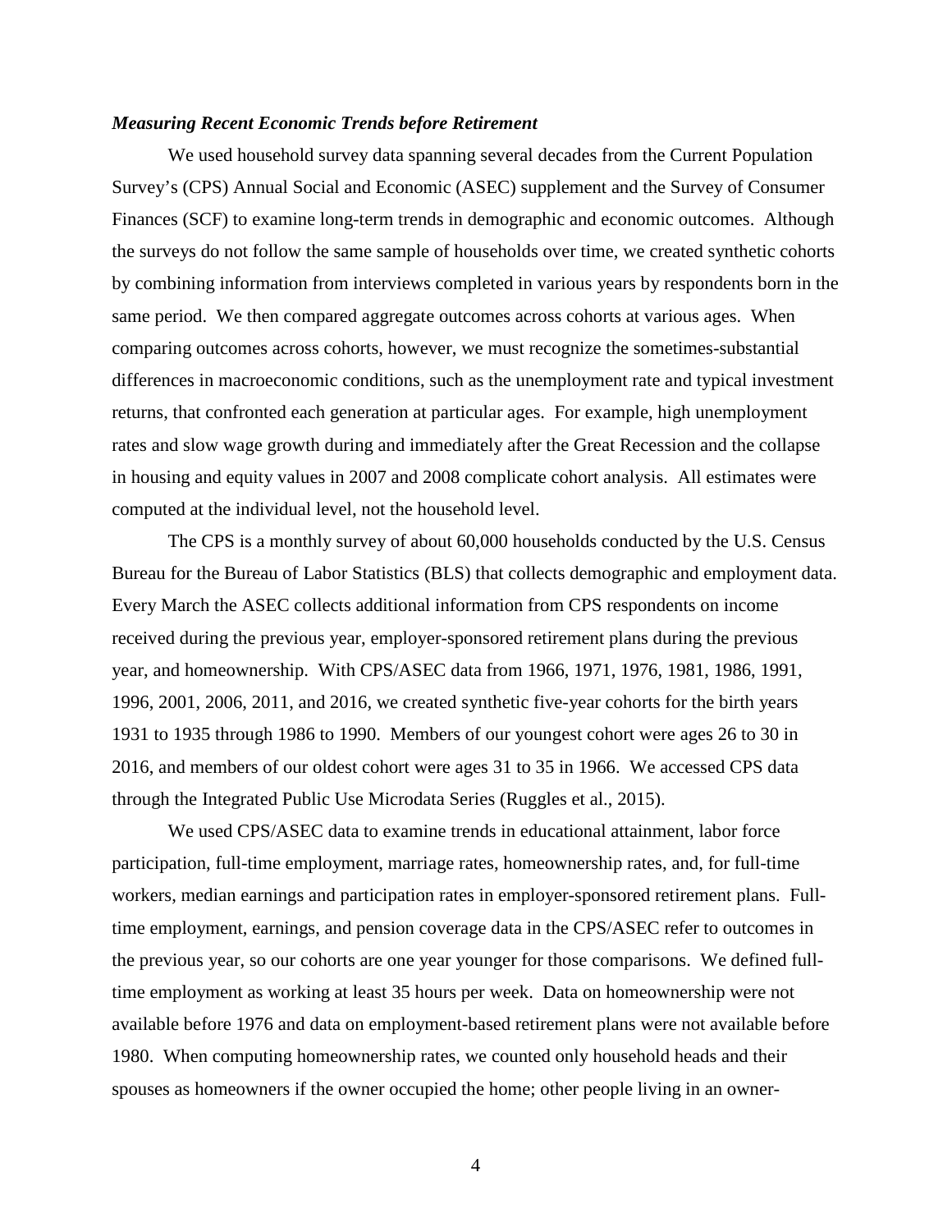### *Measuring Recent Economic Trends before Retirement*

We used household survey data spanning several decades from the Current Population Survey's (CPS) Annual Social and Economic (ASEC) supplement and the Survey of Consumer Finances (SCF) to examine long-term trends in demographic and economic outcomes. Although the surveys do not follow the same sample of households over time, we created synthetic cohorts by combining information from interviews completed in various years by respondents born in the same period. We then compared aggregate outcomes across cohorts at various ages. When comparing outcomes across cohorts, however, we must recognize the sometimes-substantial differences in macroeconomic conditions, such as the unemployment rate and typical investment returns, that confronted each generation at particular ages. For example, high unemployment rates and slow wage growth during and immediately after the Great Recession and the collapse in housing and equity values in 2007 and 2008 complicate cohort analysis. All estimates were computed at the individual level, not the household level.

The CPS is a monthly survey of about 60,000 households conducted by the U.S. Census Bureau for the Bureau of Labor Statistics (BLS) that collects demographic and employment data. Every March the ASEC collects additional information from CPS respondents on income received during the previous year, employer-sponsored retirement plans during the previous year, and homeownership. With CPS/ASEC data from 1966, 1971, 1976, 1981, 1986, 1991, 1996, 2001, 2006, 2011, and 2016, we created synthetic five-year cohorts for the birth years 1931 to 1935 through 1986 to 1990. Members of our youngest cohort were ages 26 to 30 in 2016, and members of our oldest cohort were ages 31 to 35 in 1966. We accessed CPS data through the Integrated Public Use Microdata Series (Ruggles et al., 2015).

We used CPS/ASEC data to examine trends in educational attainment, labor force participation, full-time employment, marriage rates, homeownership rates, and, for full-time workers, median earnings and participation rates in employer-sponsored retirement plans. Full-time employment, earnings, and pension coverage data in the CPS/ASEC refer to outcomes in the previous year, so our cohorts are one year younger for those comparisons. We defined full-time employment as working at least 35 hours per week. Data on homeownership were not available before 1976 and data on employment-based retirement plans were not available before 1980. When computing homeownership rates, we counted only household heads and their spouses as homeowners if the owner occupied the home; other people living in an owner-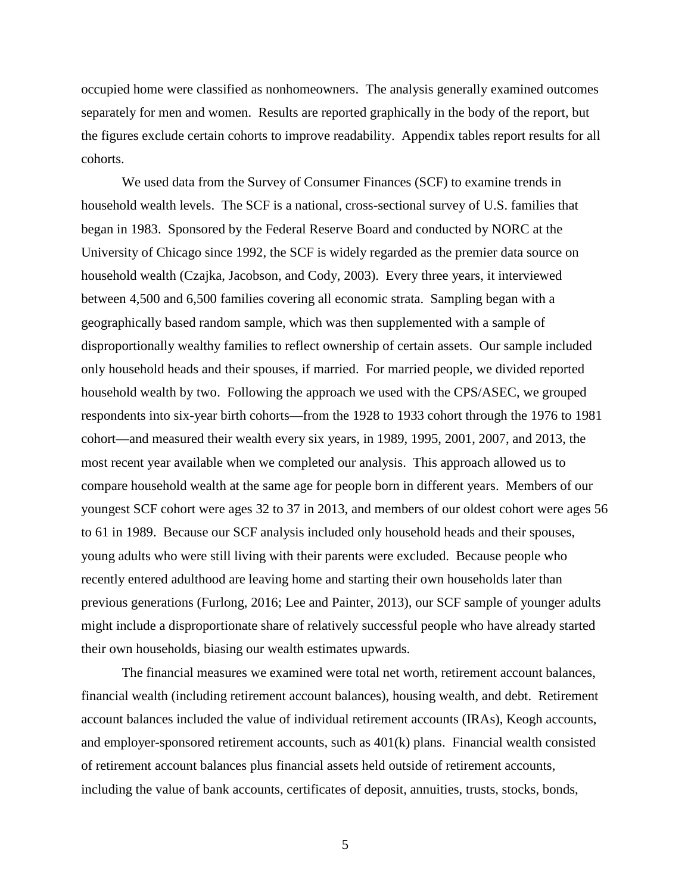occupied home were classified as nonhomeowners. The analysis generally examined outcomes separately for men and women. Results are reported graphically in the body of the report, but the figures exclude certain cohorts to improve readability. Appendix tables report results for all cohorts.

We used data from the Survey of Consumer Finances (SCF) to examine trends in household wealth levels. The SCF is a national, cross-sectional survey of U.S. families that began in 1983. Sponsored by the Federal Reserve Board and conducted by NORC at the University of Chicago since 1992, the SCF is widely regarded as the premier data source on household wealth (Czajka, Jacobson, and Cody, 2003). Every three years, it interviewed between 4,500 and 6,500 families covering all economic strata. Sampling began with a geographically based random sample, which was then supplemented with a sample of disproportionally wealthy families to reflect ownership of certain assets. Our sample included only household heads and their spouses, if married. For married people, we divided reported household wealth by two. Following the approach we used with the CPS/ASEC, we grouped respondents into six-year birth cohorts—from the 1928 to 1933 cohort through the 1976 to 1981 cohort—and measured their wealth every six years, in 1989, 1995, 2001, 2007, and 2013, the most recent year available when we completed our analysis. This approach allowed us to compare household wealth at the same age for people born in different years. Members of our youngest SCF cohort were ages 32 to 37 in 2013, and members of our oldest cohort were ages 56 to 61 in 1989. Because our SCF analysis included only household heads and their spouses, young adults who were still living with their parents were excluded. Because people who recently entered adulthood are leaving home and starting their own households later than previous generations (Furlong, 2016; Lee and Painter, 2013), our SCF sample of younger adults might include a disproportionate share of relatively successful people who have already started their own households, biasing our wealth estimates upwards.

The financial measures we examined were total net worth, retirement account balances, financial wealth (including retirement account balances), housing wealth, and debt. Retirement account balances included the value of individual retirement accounts (IRAs), Keogh accounts, and employer-sponsored retirement accounts, such as 401(k) plans. Financial wealth consisted of retirement account balances plus financial assets held outside of retirement accounts, including the value of bank accounts, certificates of deposit, annuities, trusts, stocks, bonds,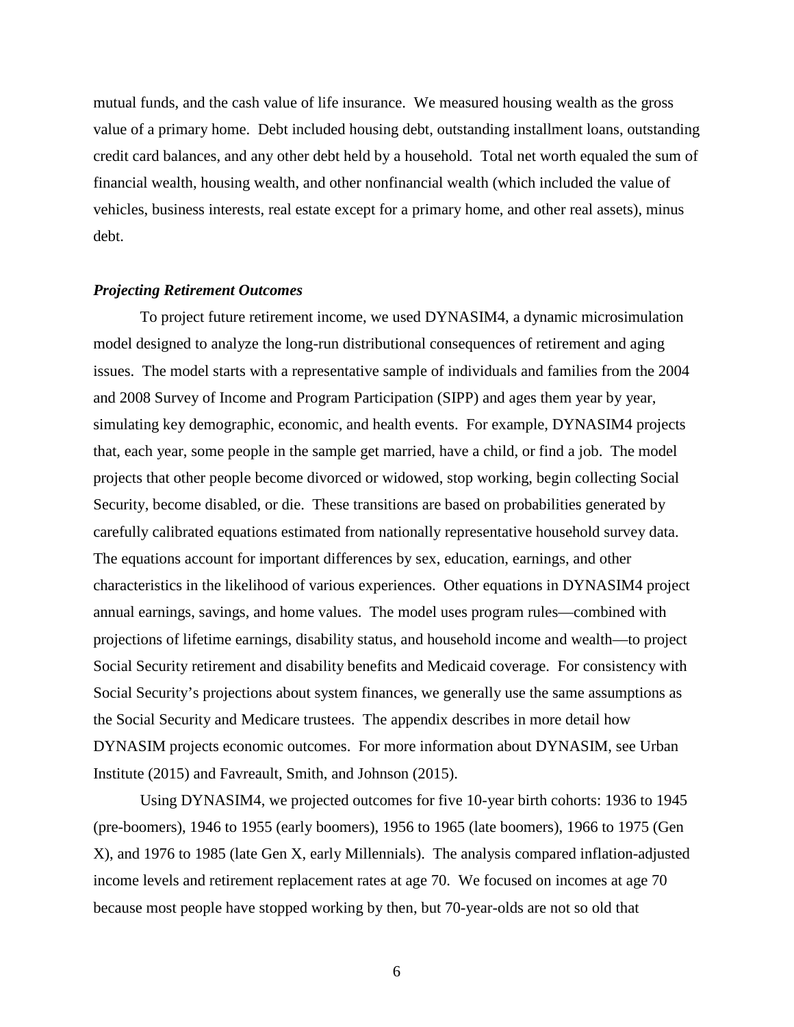mutual funds, and the cash value of life insurance. We measured housing wealth as the gross value of a primary home. Debt included housing debt, outstanding installment loans, outstanding credit card balances, and any other debt held by a household. Total net worth equaled the sum of financial wealth, housing wealth, and other nonfinancial wealth (which included the value of vehicles, business interests, real estate except for a primary home, and other real assets), minus debt.

### *Projecting Retirement Outcomes*

To project future retirement income, we used DYNASIM4, a dynamic microsimulation model designed to analyze the long-run distributional consequences of retirement and aging issues. The model starts with a representative sample of individuals and families from the 2004 and 2008 Survey of Income and Program Participation (SIPP) and ages them year by year, simulating key demographic, economic, and health events. For example, DYNASIM4 projects that, each year, some people in the sample get married, have a child, or find a job. The model projects that other people become divorced or widowed, stop working, begin collecting Social Security, become disabled, or die. These transitions are based on probabilities generated by carefully calibrated equations estimated from nationally representative household survey data. The equations account for important differences by sex, education, earnings, and other characteristics in the likelihood of various experiences. Other equations in DYNASIM4 project annual earnings, savings, and home values. The model uses program rules—combined with projections of lifetime earnings, disability status, and household income and wealth—to project Social Security retirement and disability benefits and Medicaid coverage. For consistency with Social Security's projections about system finances, we generally use the same assumptions as the Social Security and Medicare trustees. The appendix describes in more detail how DYNASIM projects economic outcomes. For more information about DYNASIM, see Urban Institute (2015) and Favreault, Smith, and Johnson (2015).

Using DYNASIM4, we projected outcomes for five 10-year birth cohorts: 1936 to 1945 (pre-boomers), 1946 to 1955 (early boomers), 1956 to 1965 (late boomers), 1966 to 1975 (Gen X), and 1976 to 1985 (late Gen X, early Millennials). The analysis compared inflation-adjusted income levels and retirement replacement rates at age 70. We focused on incomes at age 70 because most people have stopped working by then, but 70-year-olds are not so old that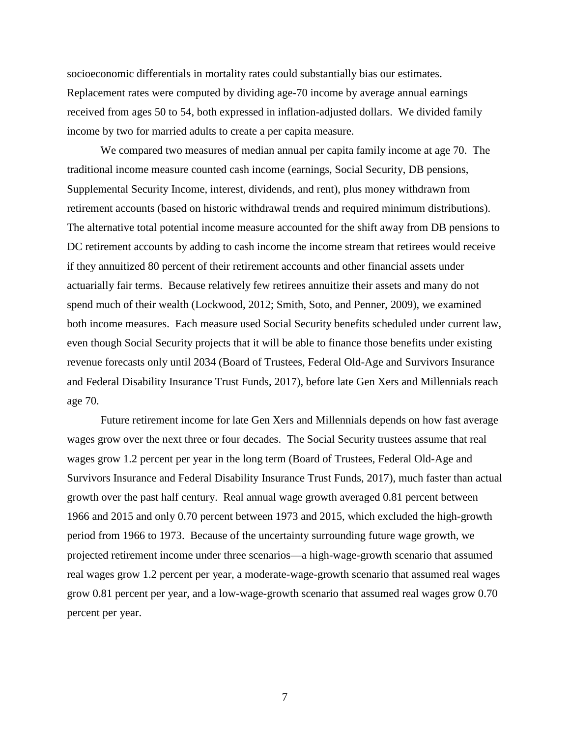socioeconomic differentials in mortality rates could substantially bias our estimates. Replacement rates were computed by dividing age-70 income by average annual earnings received from ages 50 to 54, both expressed in inflation-adjusted dollars. We divided family income by two for married adults to create a per capita measure.

We compared two measures of median annual per capita family income at age 70. The traditional income measure counted cash income (earnings, Social Security, DB pensions, Supplemental Security Income, interest, dividends, and rent), plus money withdrawn from retirement accounts (based on historic withdrawal trends and required minimum distributions). The alternative total potential income measure accounted for the shift away from DB pensions to DC retirement accounts by adding to cash income the income stream that retirees would receive if they annuitized 80 percent of their retirement accounts and other financial assets under actuarially fair terms. Because relatively few retirees annuitize their assets and many do not spend much of their wealth (Lockwood, 2012; Smith, Soto, and Penner, 2009), we examined both income measures. Each measure used Social Security benefits scheduled under current law, even though Social Security projects that it will be able to finance those benefits under existing revenue forecasts only until 2034 (Board of Trustees, Federal Old-Age and Survivors Insurance and Federal Disability Insurance Trust Funds, 2017), before late Gen Xers and Millennials reach age 70.

Future retirement income for late Gen Xers and Millennials depends on how fast average wages grow over the next three or four decades. The Social Security trustees assume that real wages grow 1.2 percent per year in the long term (Board of Trustees, Federal Old-Age and Survivors Insurance and Federal Disability Insurance Trust Funds, 2017), much faster than actual growth over the past half century. Real annual wage growth averaged 0.81 percent between 1966 and 2015 and only 0.70 percent between 1973 and 2015, which excluded the high-growth period from 1966 to 1973. Because of the uncertainty surrounding future wage growth, we projected retirement income under three scenarios—a high-wage-growth scenario that assumed real wages grow 1.2 percent per year, a moderate-wage-growth scenario that assumed real wages grow 0.81 percent per year, and a low-wage-growth scenario that assumed real wages grow 0.70 percent per year.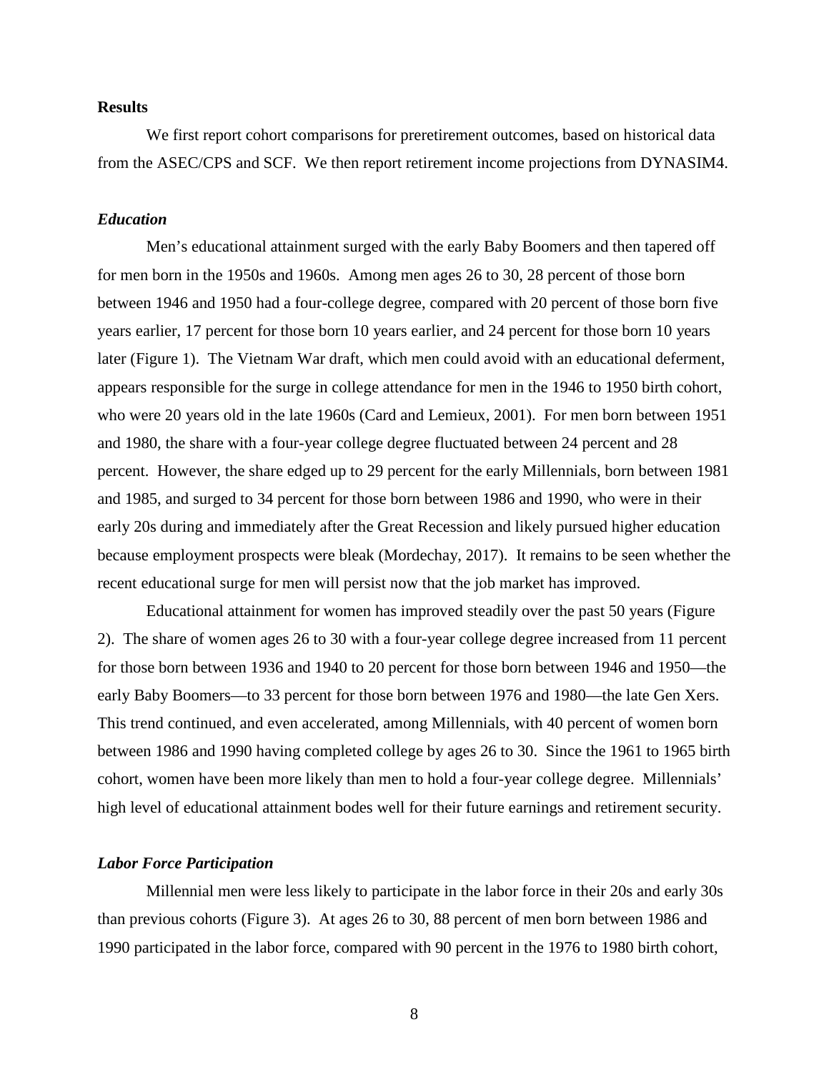## Results

We first report cohort comparisons for preretirement outcomes, based on historical data from the ASEC/CPS and SCF. We then report retirement income projections from DYNASIM4.

### *Education*

Men's educational attainment surged with the early Baby Boomers and then tapered off for men born in the 1950s and 1960s. Among men ages 26 to 30, 28 percent of those born between 1946 and 1950 had a four-college degree, compared with 20 percent of those born five years earlier, 17 percent for those born 10 years earlier, and 24 percent for those born 10 years later (Figure 1). The Vietnam War draft, which men could avoid with an educational deferment, appears responsible for the surge in college attendance for men in the 1946 to 1950 birth cohort, who were 20 years old in the late 1960s (Card and Lemieux, 2001). For men born between 1951 and 1980, the share with a four-year college degree fluctuated between 24 percent and 28 percent. However, the share edged up to 29 percent for the early Millennials, born between 1981 and 1985, and surged to 34 percent for those born between 1986 and 1990, who were in their early 20s during and immediately after the Great Recession and likely pursued higher education because employment prospects were bleak (Mordechay, 2017). It remains to be seen whether the recent educational surge for men will persist now that the job market has improved.

Educational attainment for women has improved steadily over the past 50 years (Figure 2). The share of women ages 26 to 30 with a four-year college degree increased from 11 percent for those born between 1936 and 1940 to 20 percent for those born between 1946 and 1950—the early Baby Boomers—to 33 percent for those born between 1976 and 1980—the late Gen Xers. This trend continued, and even accelerated, among Millennials, with 40 percent of women born between 1986 and 1990 having completed college by ages 26 to 30. Since the 1961 to 1965 birth cohort, women have been more likely than men to hold a four-year college degree. Millennials' high level of educational attainment bodes well for their future earnings and retirement security.

### *Labor Force Participation*

Millennial men were less likely to participate in the labor force in their 20s and early 30s than previous cohorts (Figure 3). At ages 26 to 30, 88 percent of men born between 1986 and 1990 participated in the labor force, compared with 90 percent in the 1976 to 1980 birth cohort,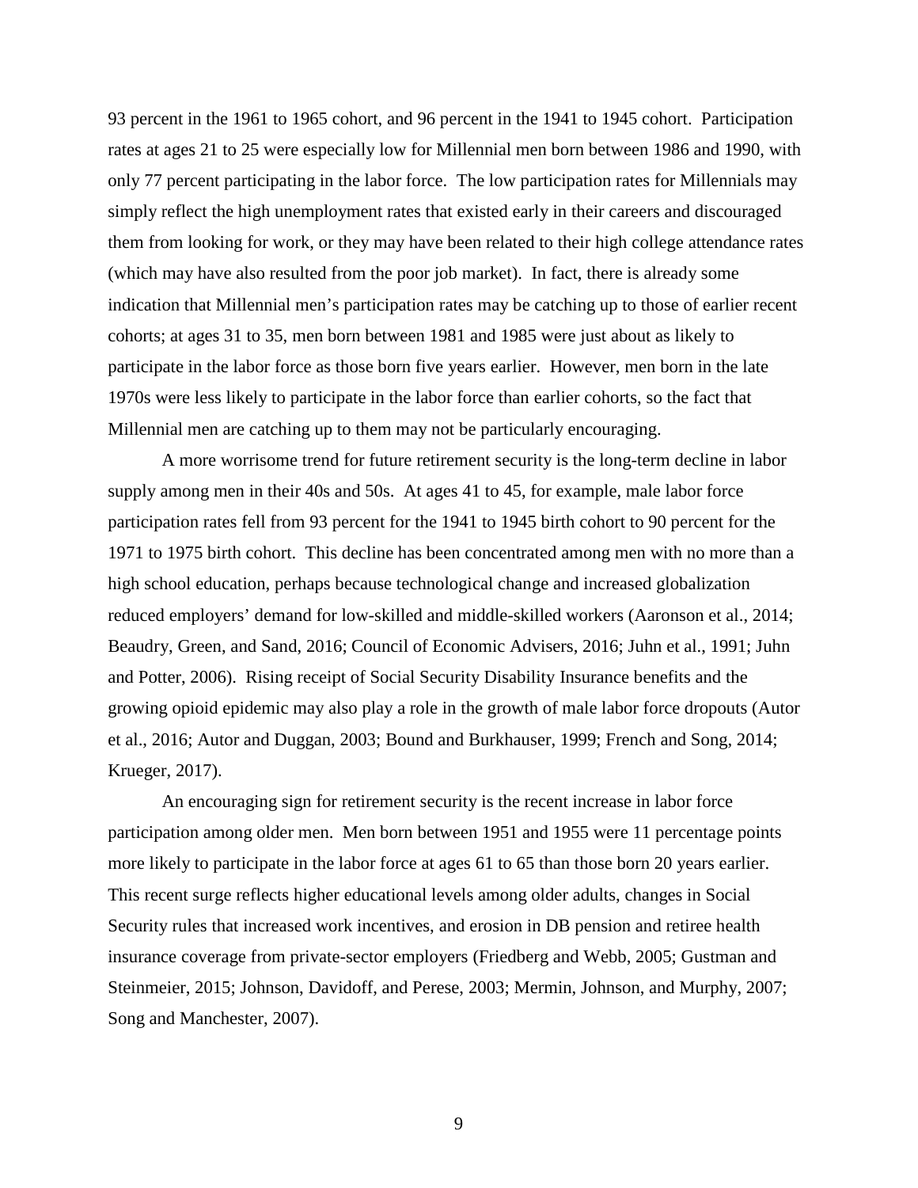93 percent in the 1961 to 1965 cohort, and 96 percent in the 1941 to 1945 cohort. Participation rates at ages 21 to 25 were especially low for Millennial men born between 1986 and 1990, with only 77 percent participating in the labor force. The low participation rates for Millennials may simply reflect the high unemployment rates that existed early in their careers and discouraged them from looking for work, or they may have been related to their high college attendance rates (which may have also resulted from the poor job market). In fact, there is already some indication that Millennial men's participation rates may be catching up to those of earlier recent cohorts; at ages 31 to 35, men born between 1981 and 1985 were just about as likely to participate in the labor force as those born five years earlier. However, men born in the late 1970s were less likely to participate in the labor force than earlier cohorts, so the fact that Millennial men are catching up to them may not be particularly encouraging.

A more worrisome trend for future retirement security is the long-term decline in labor supply among men in their 40s and 50s. At ages 41 to 45, for example, male labor force participation rates fell from 93 percent for the 1941 to 1945 birth cohort to 90 percent for the 1971 to 1975 birth cohort. This decline has been concentrated among men with no more than a high school education, perhaps because technological change and increased globalization reduced employers' demand for low-skilled and middle-skilled workers (Aaronson et al., 2014; Beaudry, Green, and Sand, 2016; Council of Economic Advisers, 2016; Juhn et al., 1991; Juhn and Potter, 2006). Rising receipt of Social Security Disability Insurance benefits and the growing opioid epidemic may also play a role in the growth of male labor force dropouts (Autor et al., 2016; Autor and Duggan, 2003; Bound and Burkhauser, 1999; French and Song, 2014; Krueger, 2017).

An encouraging sign for retirement security is the recent increase in labor force participation among older men. Men born between 1951 and 1955 were 11 percentage points more likely to participate in the labor force at ages 61 to 65 than those born 20 years earlier. This recent surge reflects higher educational levels among older adults, changes in Social Security rules that increased work incentives, and erosion in DB pension and retiree health insurance coverage from private-sector employers (Friedberg and Webb, 2005; Gustman and Steinmeier, 2015; Johnson, Davidoff, and Perese, 2003; Mermin, Johnson, and Murphy, 2007; Song and Manchester, 2007).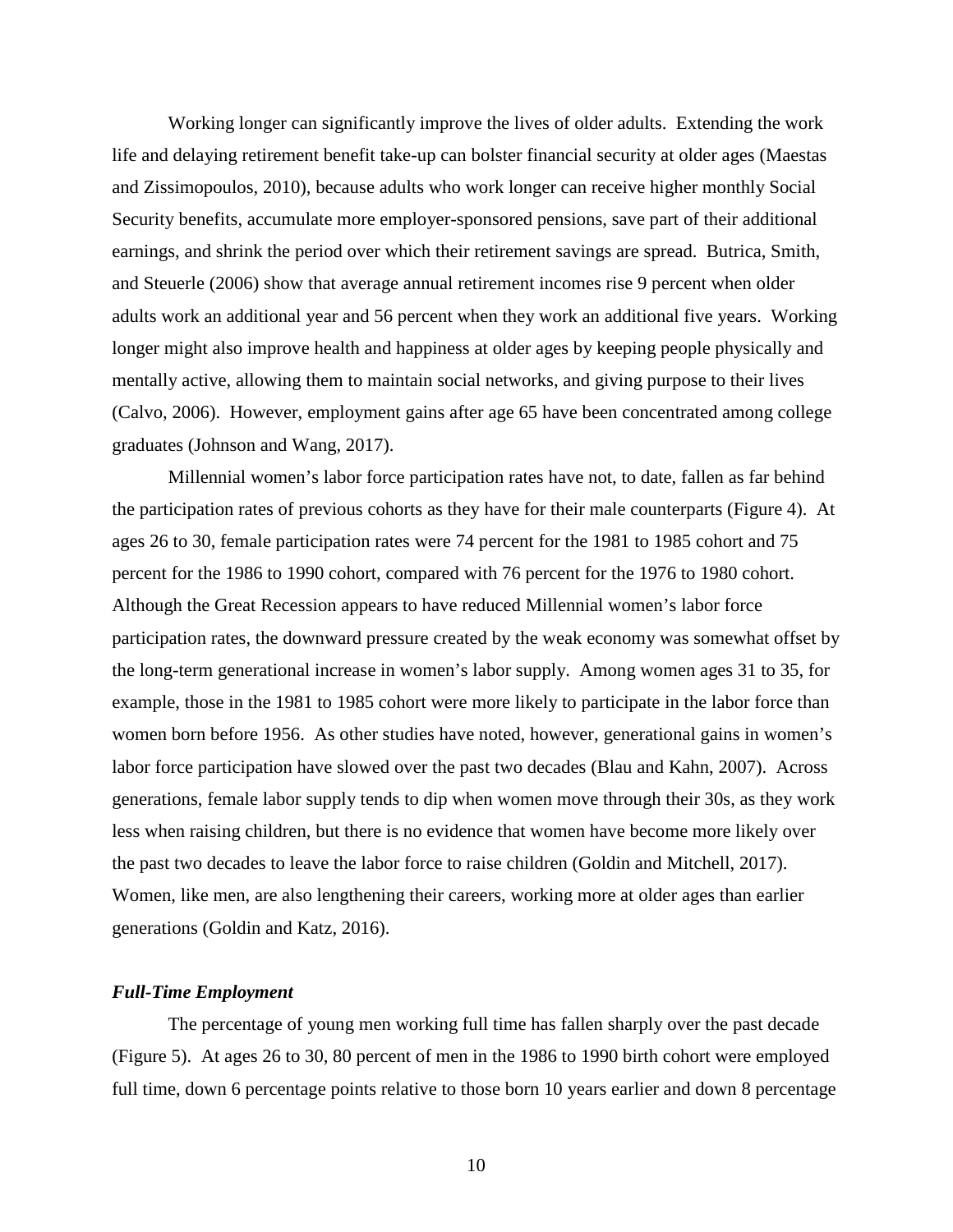Working longer can significantly improve the lives of older adults. Extending the work life and delaying retirement benefit take-up can bolster financial security at older ages (Maestas and Zissimopoulos, 2010), because adults who work longer can receive higher monthly Social Security benefits, accumulate more employer-sponsored pensions, save part of their additional earnings, and shrink the period over which their retirement savings are spread. Butrica, Smith, and Steuerle (2006) show that average annual retirement incomes rise 9 percent when older adults work an additional year and 56 percent when they work an additional five years. Working longer might also improve health and happiness at older ages by keeping people physically and mentally active, allowing them to maintain social networks, and giving purpose to their lives (Calvo, 2006). However, employment gains after age 65 have been concentrated among college graduates (Johnson and Wang, 2017).

Millennial women's labor force participation rates have not, to date, fallen as far behind the participation rates of previous cohorts as they have for their male counterparts (Figure 4). At ages 26 to 30, female participation rates were 74 percent for the 1981 to 1985 cohort and 75 percent for the 1986 to 1990 cohort, compared with 76 percent for the 1976 to 1980 cohort. Although the Great Recession appears to have reduced Millennial women's labor force participation rates, the downward pressure created by the weak economy was somewhat offset by the long-term generational increase in women's labor supply. Among women ages 31 to 35, for example, those in the 1981 to 1985 cohort were more likely to participate in the labor force than women born before 1956. As other studies have noted, however, generational gains in women's labor force participation have slowed over the past two decades (Blau and Kahn, 2007). Across generations, female labor supply tends to dip when women move through their 30s, as they work less when raising children, but there is no evidence that women have become more likely over the past two decades to leave the labor force to raise children (Goldin and Mitchell, 2017). Women, like men, are also lengthening their careers, working more at older ages than earlier generations (Goldin and Katz, 2016).

### *Full-Time Employment*

The percentage of young men working full time has fallen sharply over the past decade (Figure 5). At ages 26 to 30, 80 percent of men in the 1986 to 1990 birth cohort were employed full time, down 6 percentage points relative to those born 10 years earlier and down 8 percentage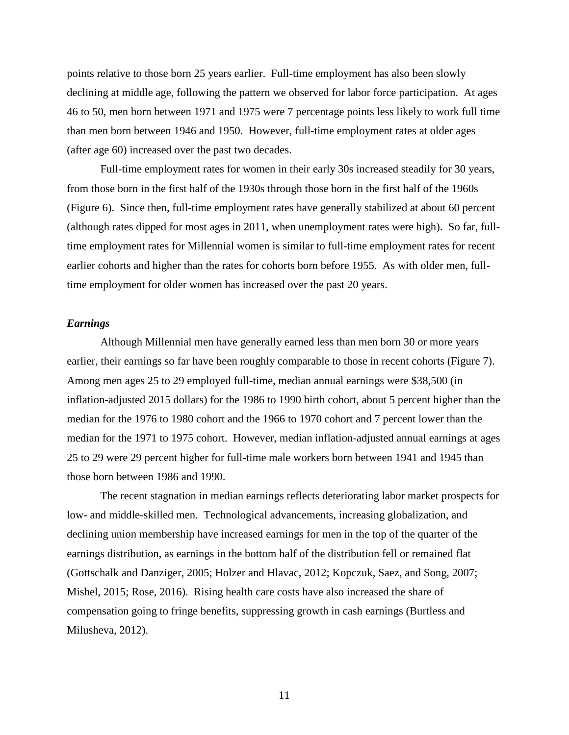points relative to those born 25 years earlier. Full-time employment has also been slowly declining at middle age, following the pattern we observed for labor force participation. At ages 46 to 50, men born between 1971 and 1975 were 7 percentage points less likely to work full time than men born between 1946 and 1950. However, full-time employment rates at older ages (after age 60) increased over the past two decades.

Full-time employment rates for women in their early 30s increased steadily for 30 years, from those born in the first half of the 1930s through those born in the first half of the 1960s (Figure 6). Since then, full-time employment rates have generally stabilized at about 60 percent (although rates dipped for most ages in 2011, when unemployment rates were high). So far, full-time employment rates for Millennial women is similar to full-time employment rates for recent earlier cohorts and higher than the rates for cohorts born before 1955. As with older men, full-time employment for older women has increased over the past 20 years.

***Earnings***

Although Millennial men have generally earned less than men born 30 or more years earlier, their earnings so far have been roughly comparable to those in recent cohorts (Figure 7). Among men ages 25 to 29 employed full-time, median annual earnings were $38,500 (in inflation-adjusted 2015 dollars) for the 1986 to 1990 birth cohort, about 5 percent higher than the median for the 1976 to 1980 cohort and the 1966 to 1970 cohort and 7 percent lower than the median for the 1971 to 1975 cohort. However, median inflation-adjusted annual earnings at ages 25 to 29 were 29 percent higher for full-time male workers born between 1941 and 1945 than those born between 1986 and 1990.

The recent stagnation in median earnings reflects deteriorating labor market prospects for low- and middle-skilled men. Technological advancements, increasing globalization, and declining union membership have increased earnings for men in the top of the quarter of the earnings distribution, as earnings in the bottom half of the distribution fell or remained flat (Gottschalk and Danziger, 2005; Holzer and Hlavac, 2012; Kopczuk, Saez, and Song, 2007; Mishel, 2015; Rose, 2016). Rising health care costs have also increased the share of compensation going to fringe benefits, suppressing growth in cash earnings (Burtless and Milusheva, 2012).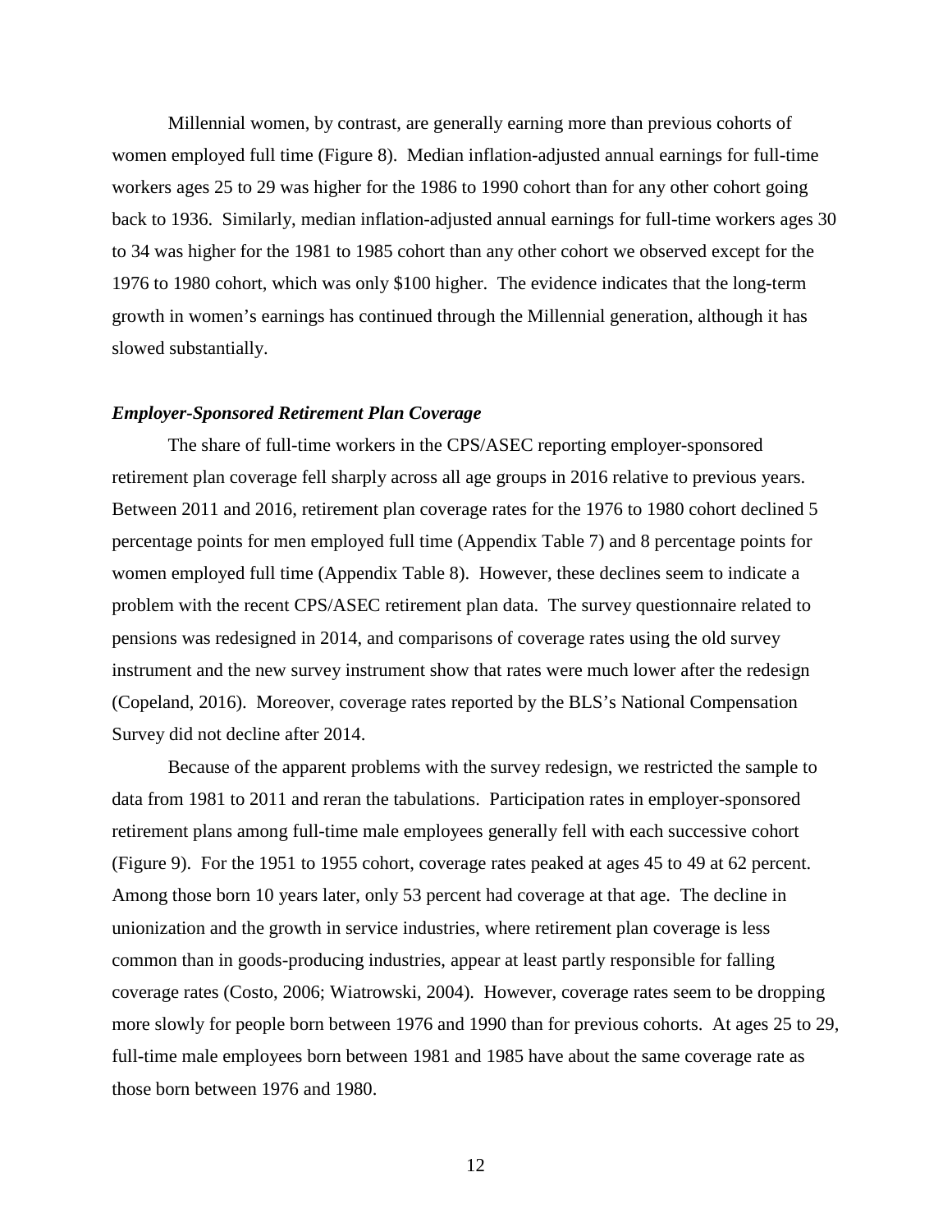Millennial women, by contrast, are generally earning more than previous cohorts of women employed full time (Figure 8). Median inflation-adjusted annual earnings for full-time workers ages 25 to 29 was higher for the 1986 to 1990 cohort than for any other cohort going back to 1936. Similarly, median inflation-adjusted annual earnings for full-time workers ages 30 to 34 was higher for the 1981 to 1985 cohort than any other cohort we observed except for the 1976 to 1980 cohort, which was only \$100 higher. The evidence indicates that the long-term growth in women's earnings has continued through the Millennial generation, although it has slowed substantially.

### *Employer-Sponsored Retirement Plan Coverage*

The share of full-time workers in the CPS/ASEC reporting employer-sponsored retirement plan coverage fell sharply across all age groups in 2016 relative to previous years. Between 2011 and 2016, retirement plan coverage rates for the 1976 to 1980 cohort declined 5 percentage points for men employed full time (Appendix Table 7) and 8 percentage points for women employed full time (Appendix Table 8). However, these declines seem to indicate a problem with the recent CPS/ASEC retirement plan data. The survey questionnaire related to pensions was redesigned in 2014, and comparisons of coverage rates using the old survey instrument and the new survey instrument show that rates were much lower after the redesign (Copeland, 2016). Moreover, coverage rates reported by the BLS's National Compensation Survey did not decline after 2014.

Because of the apparent problems with the survey redesign, we restricted the sample to data from 1981 to 2011 and reran the tabulations. Participation rates in employer-sponsored retirement plans among full-time male employees generally fell with each successive cohort (Figure 9). For the 1951 to 1955 cohort, coverage rates peaked at ages 45 to 49 at 62 percent. Among those born 10 years later, only 53 percent had coverage at that age. The decline in unionization and the growth in service industries, where retirement plan coverage is less common than in goods-producing industries, appear at least partly responsible for falling coverage rates (Costo, 2006; Wiatrowski, 2004). However, coverage rates seem to be dropping more slowly for people born between 1976 and 1990 than for previous cohorts. At ages 25 to 29, full-time male employees born between 1981 and 1985 have about the same coverage rate as those born between 1976 and 1980.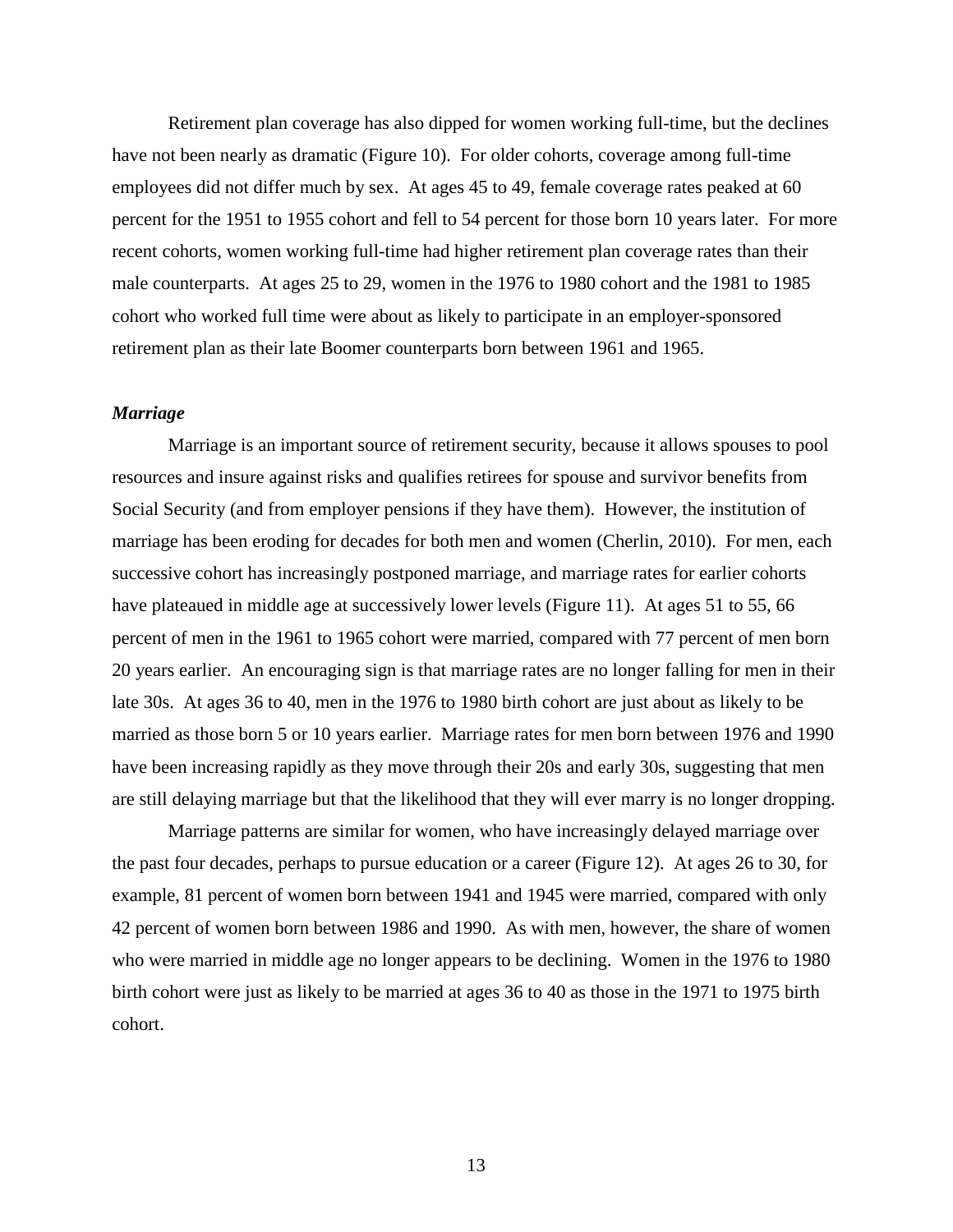Retirement plan coverage has also dipped for women working full-time, but the declines have not been nearly as dramatic (Figure 10). For older cohorts, coverage among full-time employees did not differ much by sex. At ages 45 to 49, female coverage rates peaked at 60 percent for the 1951 to 1955 cohort and fell to 54 percent for those born 10 years later. For more recent cohorts, women working full-time had higher retirement plan coverage rates than their male counterparts. At ages 25 to 29, women in the 1976 to 1980 cohort and the 1981 to 1985 cohort who worked full time were about as likely to participate in an employer-sponsored retirement plan as their late Boomer counterparts born between 1961 and 1965.

### *Marriage*

Marriage is an important source of retirement security, because it allows spouses to pool resources and insure against risks and qualifies retirees for spouse and survivor benefits from Social Security (and from employer pensions if they have them). However, the institution of marriage has been eroding for decades for both men and women (Cherlin, 2010). For men, each successive cohort has increasingly postponed marriage, and marriage rates for earlier cohorts have plateaued in middle age at successively lower levels (Figure 11). At ages 51 to 55, 66 percent of men in the 1961 to 1965 cohort were married, compared with 77 percent of men born 20 years earlier. An encouraging sign is that marriage rates are no longer falling for men in their late 30s. At ages 36 to 40, men in the 1976 to 1980 birth cohort are just about as likely to be married as those born 5 or 10 years earlier. Marriage rates for men born between 1976 and 1990 have been increasing rapidly as they move through their 20s and early 30s, suggesting that men are still delaying marriage but that the likelihood that they will ever marry is no longer dropping.

Marriage patterns are similar for women, who have increasingly delayed marriage over the past four decades, perhaps to pursue education or a career (Figure 12). At ages 26 to 30, for example, 81 percent of women born between 1941 and 1945 were married, compared with only 42 percent of women born between 1986 and 1990. As with men, however, the share of women who were married in middle age no longer appears to be declining. Women in the 1976 to 1980 birth cohort were just as likely to be married at ages 36 to 40 as those in the 1971 to 1975 birth cohort.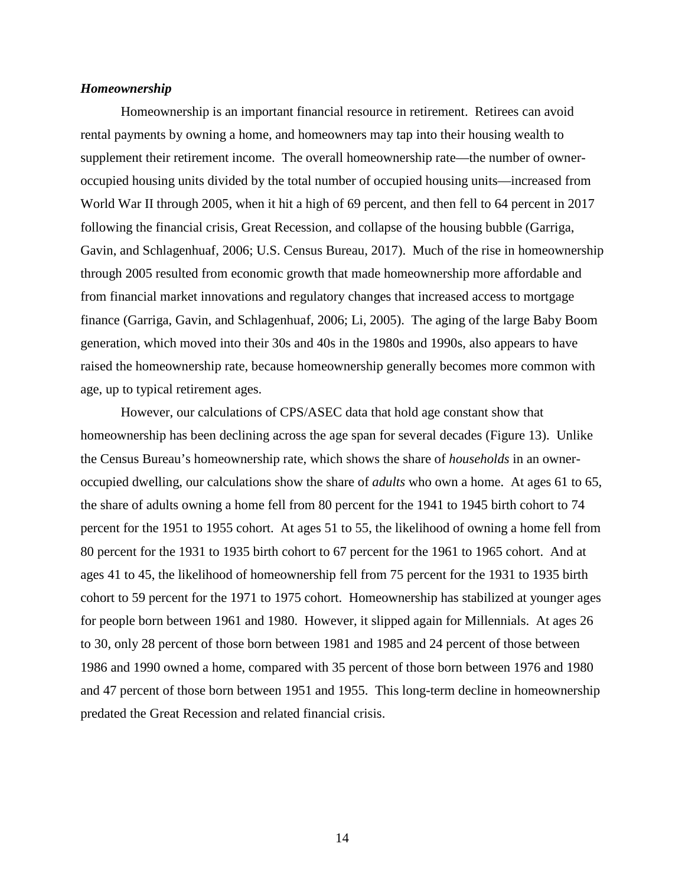### *Homeownership*

Homeownership is an important financial resource in retirement. Retirees can avoid rental payments by owning a home, and homeowners may tap into their housing wealth to supplement their retirement income. The overall homeownership rate—the number of owner-occupied housing units divided by the total number of occupied housing units—increased from World War II through 2005, when it hit a high of 69 percent, and then fell to 64 percent in 2017 following the financial crisis, Great Recession, and collapse of the housing bubble (Garriga, Gavin, and Schlagenhuaf, 2006; U.S. Census Bureau, 2017). Much of the rise in homeownership through 2005 resulted from economic growth that made homeownership more affordable and from financial market innovations and regulatory changes that increased access to mortgage finance (Garriga, Gavin, and Schlagenhuaf, 2006; Li, 2005). The aging of the large Baby Boom generation, which moved into their 30s and 40s in the 1980s and 1990s, also appears to have raised the homeownership rate, because homeownership generally becomes more common with age, up to typical retirement ages.

However, our calculations of CPS/ASEC data that hold age constant show that homeownership has been declining across the age span for several decades (Figure 13). Unlike the Census Bureau's homeownership rate, which shows the share of *households* in an owner-occupied dwelling, our calculations show the share of *adults* who own a home. At ages 61 to 65, the share of adults owning a home fell from 80 percent for the 1941 to 1945 birth cohort to 74 percent for the 1951 to 1955 cohort. At ages 51 to 55, the likelihood of owning a home fell from 80 percent for the 1931 to 1935 birth cohort to 67 percent for the 1961 to 1965 cohort. And at ages 41 to 45, the likelihood of homeownership fell from 75 percent for the 1931 to 1935 birth cohort to 59 percent for the 1971 to 1975 cohort. Homeownership has stabilized at younger ages for people born between 1961 and 1980. However, it slipped again for Millennials. At ages 26 to 30, only 28 percent of those born between 1981 and 1985 and 24 percent of those between 1986 and 1990 owned a home, compared with 35 percent of those born between 1976 and 1980 and 47 percent of those born between 1951 and 1955. This long-term decline in homeownership predated the Great Recession and related financial crisis.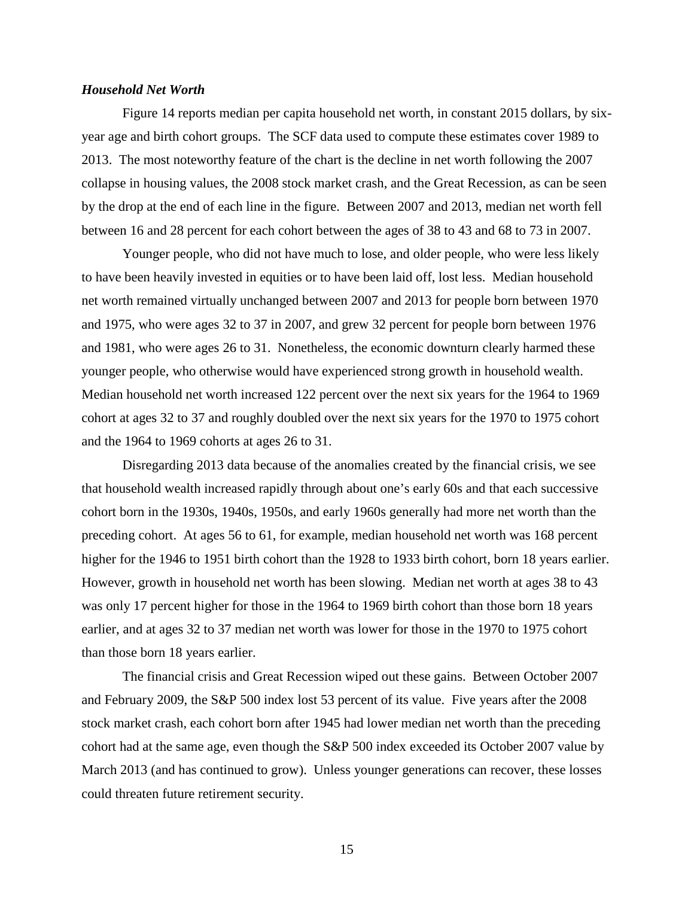***Household Net Worth***

Figure 14 reports median per capita household net worth, in constant 2015 dollars, by six-year age and birth cohort groups. The SCF data used to compute these estimates cover 1989 to 2013. The most noteworthy feature of the chart is the decline in net worth following the 2007 collapse in housing values, the 2008 stock market crash, and the Great Recession, as can be seen by the drop at the end of each line in the figure. Between 2007 and 2013, median net worth fell between 16 and 28 percent for each cohort between the ages of 38 to 43 and 68 to 73 in 2007.

Younger people, who did not have much to lose, and older people, who were less likely to have been heavily invested in equities or to have been laid off, lost less. Median household net worth remained virtually unchanged between 2007 and 2013 for people born between 1970 and 1975, who were ages 32 to 37 in 2007, and grew 32 percent for people born between 1976 and 1981, who were ages 26 to 31. Nonetheless, the economic downturn clearly harmed these younger people, who otherwise would have experienced strong growth in household wealth. Median household net worth increased 122 percent over the next six years for the 1964 to 1969 cohort at ages 32 to 37 and roughly doubled over the next six years for the 1970 to 1975 cohort and the 1964 to 1969 cohorts at ages 26 to 31.

Disregarding 2013 data because of the anomalies created by the financial crisis, we see that household wealth increased rapidly through about one's early 60s and that each successive cohort born in the 1930s, 1940s, 1950s, and early 1960s generally had more net worth than the preceding cohort. At ages 56 to 61, for example, median household net worth was 168 percent higher for the 1946 to 1951 birth cohort than the 1928 to 1933 birth cohort, born 18 years earlier. However, growth in household net worth has been slowing. Median net worth at ages 38 to 43 was only 17 percent higher for those in the 1964 to 1969 birth cohort than those born 18 years earlier, and at ages 32 to 37 median net worth was lower for those in the 1970 to 1975 cohort than those born 18 years earlier.

The financial crisis and Great Recession wiped out these gains. Between October 2007 and February 2009, the S&P 500 index lost 53 percent of its value. Five years after the 2008 stock market crash, each cohort born after 1945 had lower median net worth than the preceding cohort had at the same age, even though the S&P 500 index exceeded its October 2007 value by March 2013 (and has continued to grow). Unless younger generations can recover, these losses could threaten future retirement security.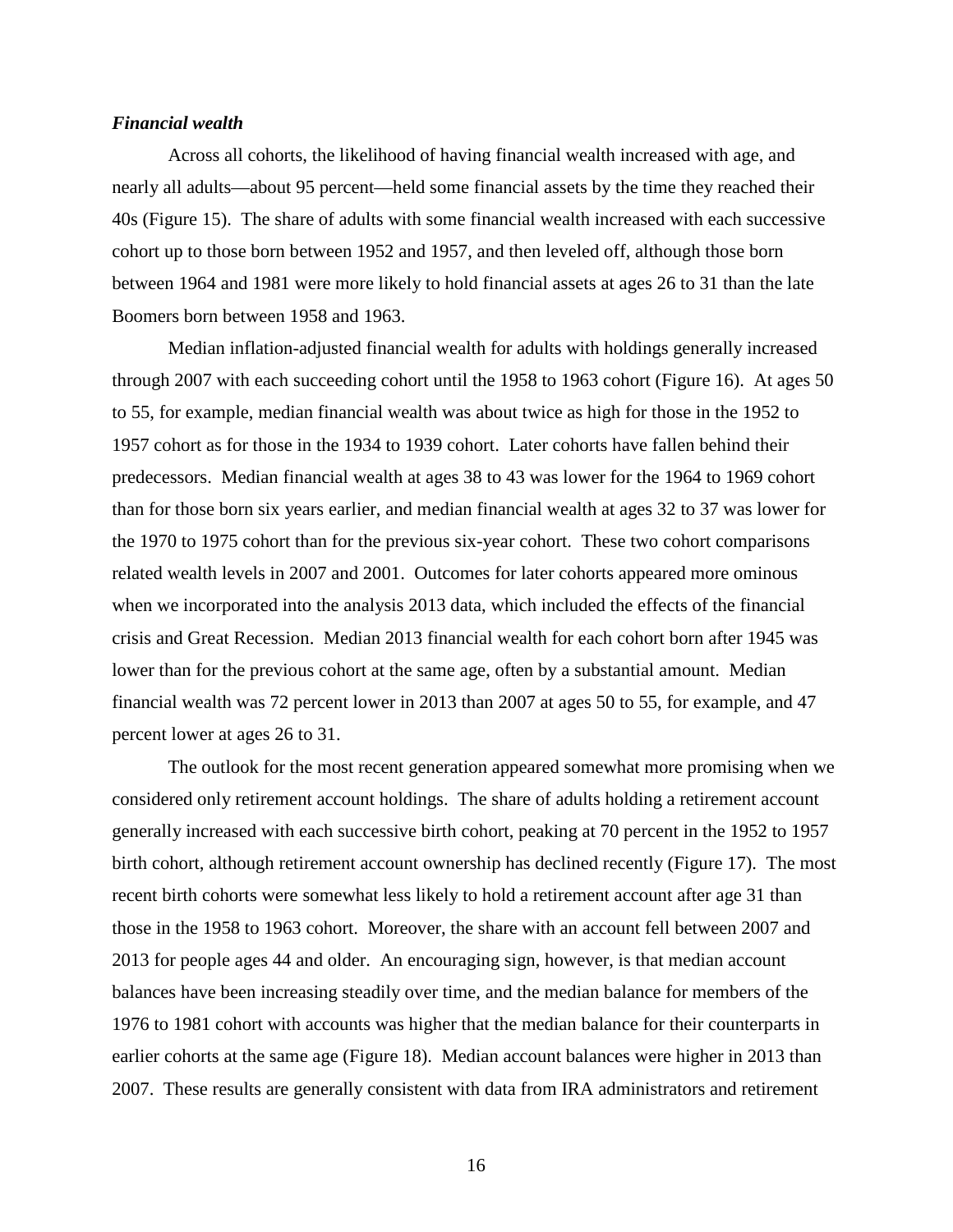***Financial wealth***

Across all cohorts, the likelihood of having financial wealth increased with age, and nearly all adults—about 95 percent—held some financial assets by the time they reached their 40s (Figure 15). The share of adults with some financial wealth increased with each successive cohort up to those born between 1952 and 1957, and then leveled off, although those born between 1964 and 1981 were more likely to hold financial assets at ages 26 to 31 than the late Boomers born between 1958 and 1963.

Median inflation-adjusted financial wealth for adults with holdings generally increased through 2007 with each succeeding cohort until the 1958 to 1963 cohort (Figure 16). At ages 50 to 55, for example, median financial wealth was about twice as high for those in the 1952 to 1957 cohort as for those in the 1934 to 1939 cohort. Later cohorts have fallen behind their predecessors. Median financial wealth at ages 38 to 43 was lower for the 1964 to 1969 cohort than for those born six years earlier, and median financial wealth at ages 32 to 37 was lower for the 1970 to 1975 cohort than for the previous six-year cohort. These two cohort comparisons related wealth levels in 2007 and 2001. Outcomes for later cohorts appeared more ominous when we incorporated into the analysis 2013 data, which included the effects of the financial crisis and Great Recession. Median 2013 financial wealth for each cohort born after 1945 was lower than for the previous cohort at the same age, often by a substantial amount. Median financial wealth was 72 percent lower in 2013 than 2007 at ages 50 to 55, for example, and 47 percent lower at ages 26 to 31.

The outlook for the most recent generation appeared somewhat more promising when we considered only retirement account holdings. The share of adults holding a retirement account generally increased with each successive birth cohort, peaking at 70 percent in the 1952 to 1957 birth cohort, although retirement account ownership has declined recently (Figure 17). The most recent birth cohorts were somewhat less likely to hold a retirement account after age 31 than those in the 1958 to 1963 cohort. Moreover, the share with an account fell between 2007 and 2013 for people ages 44 and older. An encouraging sign, however, is that median account balances have been increasing steadily over time, and the median balance for members of the 1976 to 1981 cohort with accounts was higher that the median balance for their counterparts in earlier cohorts at the same age (Figure 18). Median account balances were higher in 2013 than 2007. These results are generally consistent with data from IRA administrators and retirement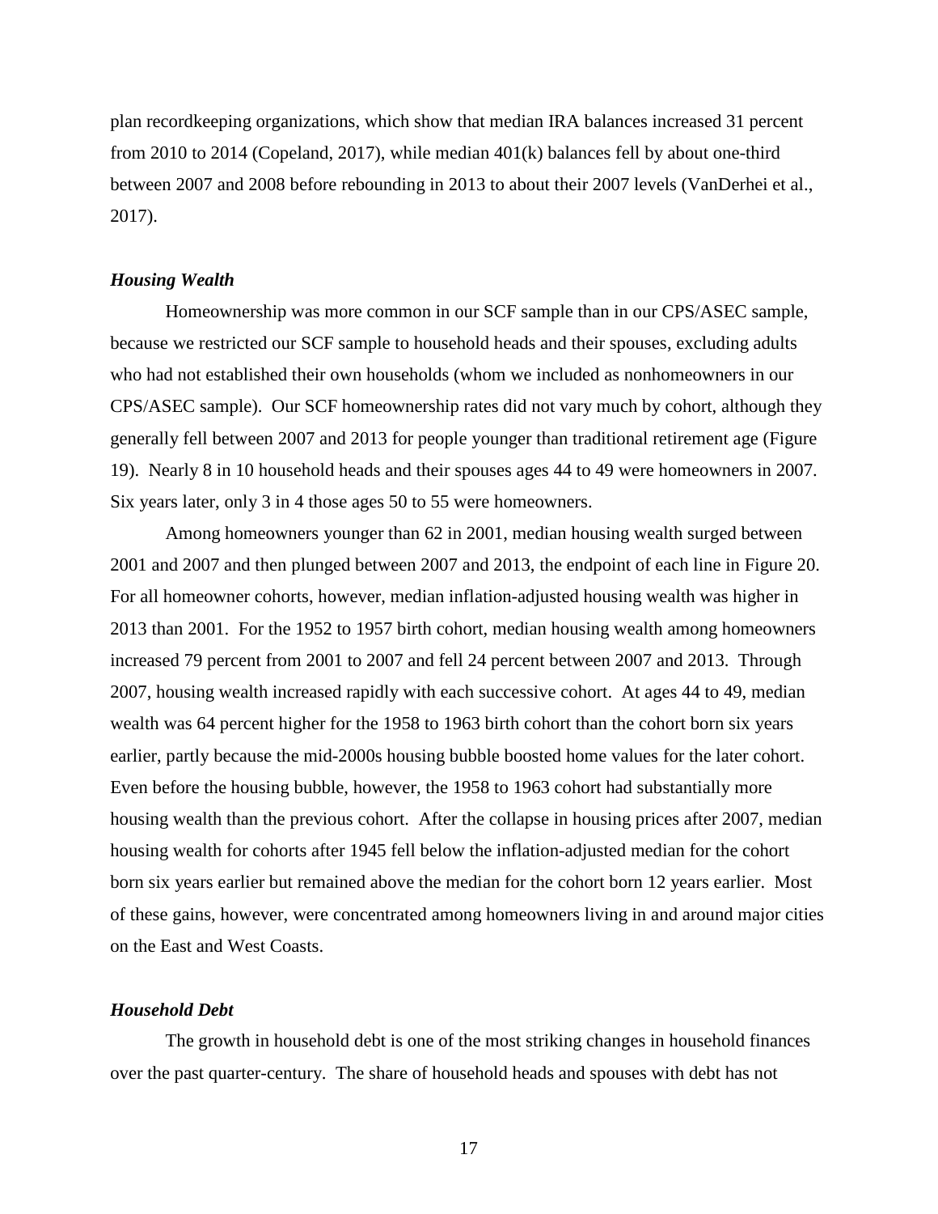plan recordkeeping organizations, which show that median IRA balances increased 31 percent from 2010 to 2014 (Copeland, 2017), while median 401(k) balances fell by about one-third between 2007 and 2008 before rebounding in 2013 to about their 2007 levels (VanDerhei et al., 2017).

### *Housing Wealth*

Homeownership was more common in our SCF sample than in our CPS/ASEC sample, because we restricted our SCF sample to household heads and their spouses, excluding adults who had not established their own households (whom we included as nonhomeowners in our CPS/ASEC sample). Our SCF homeownership rates did not vary much by cohort, although they generally fell between 2007 and 2013 for people younger than traditional retirement age (Figure 19). Nearly 8 in 10 household heads and their spouses ages 44 to 49 were homeowners in 2007. Six years later, only 3 in 4 those ages 50 to 55 were homeowners.

Among homeowners younger than 62 in 2001, median housing wealth surged between 2001 and 2007 and then plunged between 2007 and 2013, the endpoint of each line in Figure 20. For all homeowner cohorts, however, median inflation-adjusted housing wealth was higher in 2013 than 2001. For the 1952 to 1957 birth cohort, median housing wealth among homeowners increased 79 percent from 2001 to 2007 and fell 24 percent between 2007 and 2013. Through 2007, housing wealth increased rapidly with each successive cohort. At ages 44 to 49, median wealth was 64 percent higher for the 1958 to 1963 birth cohort than the cohort born six years earlier, partly because the mid-2000s housing bubble boosted home values for the later cohort. Even before the housing bubble, however, the 1958 to 1963 cohort had substantially more housing wealth than the previous cohort. After the collapse in housing prices after 2007, median housing wealth for cohorts after 1945 fell below the inflation-adjusted median for the cohort born six years earlier but remained above the median for the cohort born 12 years earlier. Most of these gains, however, were concentrated among homeowners living in and around major cities on the East and West Coasts.

### *Household Debt*

The growth in household debt is one of the most striking changes in household finances over the past quarter-century. The share of household heads and spouses with debt has not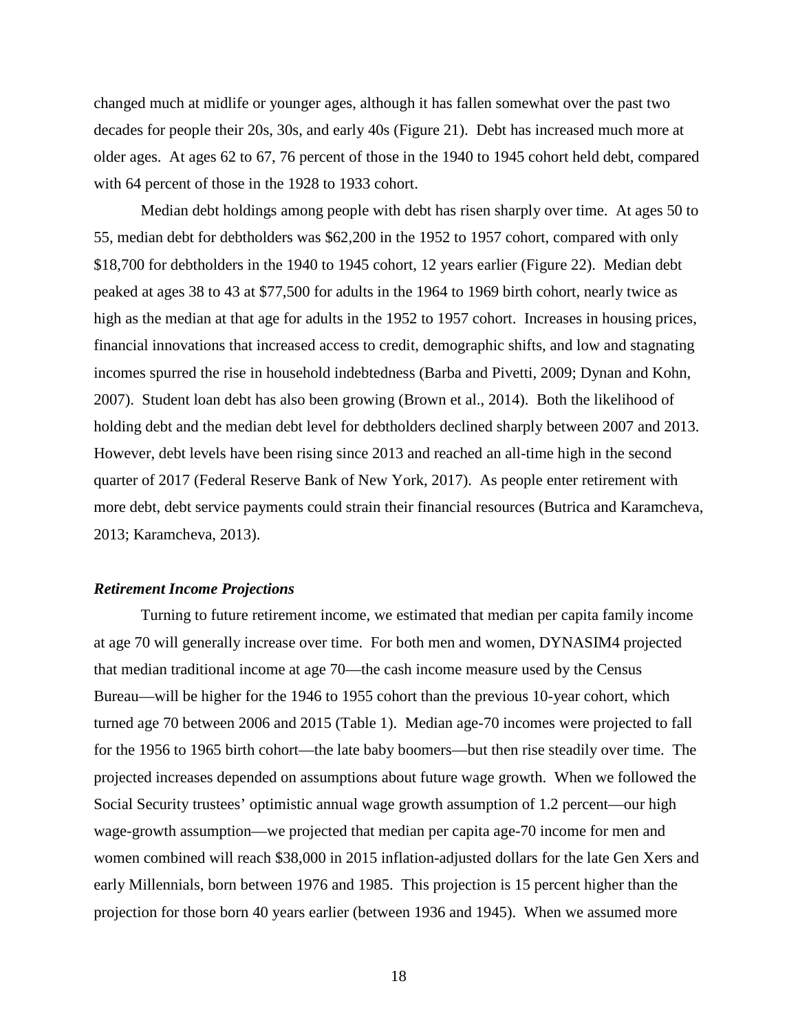changed much at midlife or younger ages, although it has fallen somewhat over the past two decades for people their 20s, 30s, and early 40s (Figure 21). Debt has increased much more at older ages. At ages 62 to 67, 76 percent of those in the 1940 to 1945 cohort held debt, compared with 64 percent of those in the 1928 to 1933 cohort.

Median debt holdings among people with debt has risen sharply over time. At ages 50 to 55, median debt for debtholders was $62,200 in the 1952 to 1957 cohort, compared with only $18,700 for debtholders in the 1940 to 1945 cohort, 12 years earlier (Figure 22). Median debt peaked at ages 38 to 43 at $77,500 for adults in the 1964 to 1969 birth cohort, nearly twice as high as the median at that age for adults in the 1952 to 1957 cohort. Increases in housing prices, financial innovations that increased access to credit, demographic shifts, and low and stagnating incomes spurred the rise in household indebtedness (Barba and Pivetti, 2009; Dynan and Kohn, 2007). Student loan debt has also been growing (Brown et al., 2014). Both the likelihood of holding debt and the median debt level for debtholders declined sharply between 2007 and 2013. However, debt levels have been rising since 2013 and reached an all-time high in the second quarter of 2017 (Federal Reserve Bank of New York, 2017). As people enter retirement with more debt, debt service payments could strain their financial resources (Butrica and Karamcheva, 2013; Karamcheva, 2013).

### *Retirement Income Projections*

Turning to future retirement income, we estimated that median per capita family income at age 70 will generally increase over time. For both men and women, DYNASIM4 projected that median traditional income at age 70—the cash income measure used by the Census Bureau—will be higher for the 1946 to 1955 cohort than the previous 10-year cohort, which turned age 70 between 2006 and 2015 (Table 1). Median age-70 incomes were projected to fall for the 1956 to 1965 birth cohort—the late baby boomers—but then rise steadily over time. The projected increases depended on assumptions about future wage growth. When we followed the Social Security trustees' optimistic annual wage growth assumption of 1.2 percent—our high wage-growth assumption—we projected that median per capita age-70 income for men and women combined will reach $38,000 in 2015 inflation-adjusted dollars for the late Gen Xers and early Millennials, born between 1976 and 1985. This projection is 15 percent higher than the projection for those born 40 years earlier (between 1936 and 1945). When we assumed more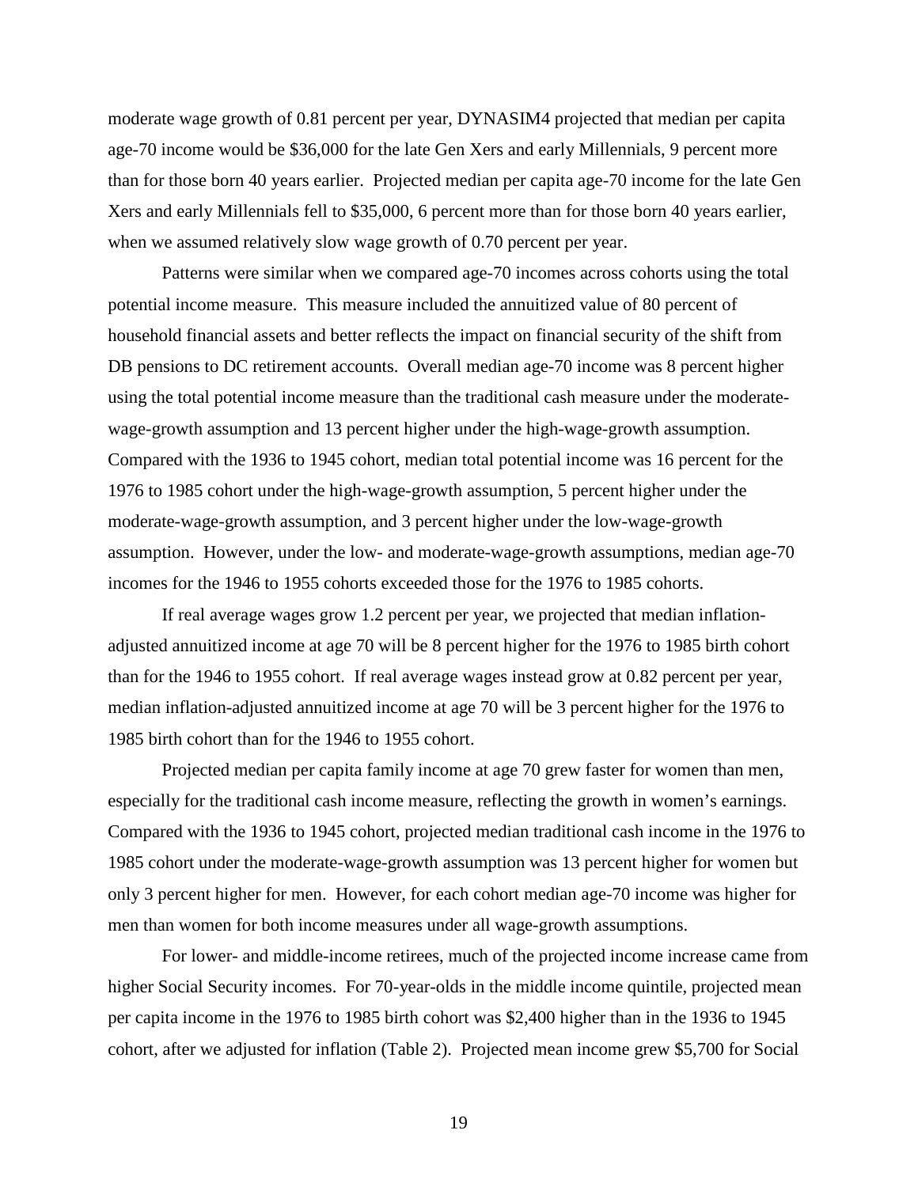moderate wage growth of 0.81 percent per year, DYNASIM4 projected that median per capita age-70 income would be $36,000 for the late Gen Xers and early Millennials, 9 percent more than for those born 40 years earlier. Projected median per capita age-70 income for the late Gen Xers and early Millennials fell to $35,000, 6 percent more than for those born 40 years earlier, when we assumed relatively slow wage growth of 0.70 percent per year.

Patterns were similar when we compared age-70 incomes across cohorts using the total potential income measure. This measure included the annuitized value of 80 percent of household financial assets and better reflects the impact on financial security of the shift from DB pensions to DC retirement accounts. Overall median age-70 income was 8 percent higher using the total potential income measure than the traditional cash measure under the moderate-wage-growth assumption and 13 percent higher under the high-wage-growth assumption. Compared with the 1936 to 1945 cohort, median total potential income was 16 percent for the 1976 to 1985 cohort under the high-wage-growth assumption, 5 percent higher under the moderate-wage-growth assumption, and 3 percent higher under the low-wage-growth assumption. However, under the low- and moderate-wage-growth assumptions, median age-70 incomes for the 1946 to 1955 cohorts exceeded those for the 1976 to 1985 cohorts.

If real average wages grow 1.2 percent per year, we projected that median inflation-adjusted annuitized income at age 70 will be 8 percent higher for the 1976 to 1985 birth cohort than for the 1946 to 1955 cohort. If real average wages instead grow at 0.82 percent per year, median inflation-adjusted annuitized income at age 70 will be 3 percent higher for the 1976 to 1985 birth cohort than for the 1946 to 1955 cohort.

Projected median per capita family income at age 70 grew faster for women than men, especially for the traditional cash income measure, reflecting the growth in women's earnings. Compared with the 1936 to 1945 cohort, projected median traditional cash income in the 1976 to 1985 cohort under the moderate-wage-growth assumption was 13 percent higher for women but only 3 percent higher for men. However, for each cohort median age-70 income was higher for men than women for both income measures under all wage-growth assumptions.

For lower- and middle-income retirees, much of the projected income increase came from higher Social Security incomes. For 70-year-olds in the middle income quintile, projected mean per capita income in the 1976 to 1985 birth cohort was $2,400 higher than in the 1936 to 1945 cohort, after we adjusted for inflation (Table 2). Projected mean income grew $5,700 for Social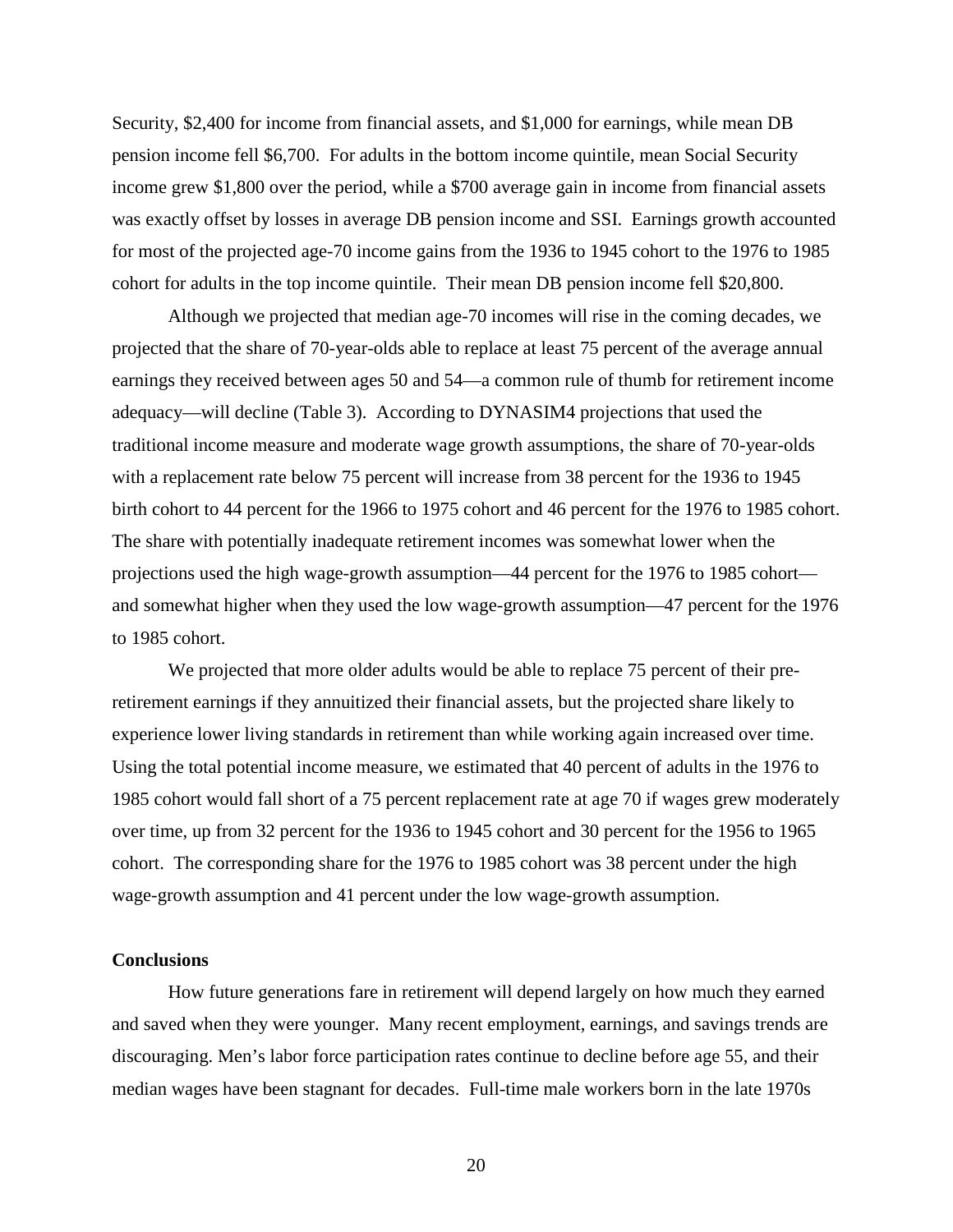Security, \$2,400 for income from financial assets, and \$1,000 for earnings, while mean DB pension income fell \$6,700. For adults in the bottom income quintile, mean Social Security income grew \$1,800 over the period, while a \$700 average gain in income from financial assets was exactly offset by losses in average DB pension income and SSI. Earnings growth accounted for most of the projected age-70 income gains from the 1936 to 1945 cohort to the 1976 to 1985 cohort for adults in the top income quintile. Their mean DB pension income fell \$20,800.

Although we projected that median age-70 incomes will rise in the coming decades, we projected that the share of 70-year-olds able to replace at least 75 percent of the average annual earnings they received between ages 50 and 54—a common rule of thumb for retirement income adequacy—will decline (Table 3). According to DYNASIM4 projections that used the traditional income measure and moderate wage growth assumptions, the share of 70-year-olds with a replacement rate below 75 percent will increase from 38 percent for the 1936 to 1945 birth cohort to 44 percent for the 1966 to 1975 cohort and 46 percent for the 1976 to 1985 cohort. The share with potentially inadequate retirement incomes was somewhat lower when the projections used the high wage-growth assumption—44 percent for the 1976 to 1985 cohort—and somewhat higher when they used the low wage-growth assumption—47 percent for the 1976 to 1985 cohort.

We projected that more older adults would be able to replace 75 percent of their pre-retirement earnings if they annuitized their financial assets, but the projected share likely to experience lower living standards in retirement than while working again increased over time. Using the total potential income measure, we estimated that 40 percent of adults in the 1976 to 1985 cohort would fall short of a 75 percent replacement rate at age 70 if wages grew moderately over time, up from 32 percent for the 1936 to 1945 cohort and 30 percent for the 1956 to 1965 cohort. The corresponding share for the 1976 to 1985 cohort was 38 percent under the high wage-growth assumption and 41 percent under the low wage-growth assumption.

**Conclusions**

How future generations fare in retirement will depend largely on how much they earned and saved when they were younger. Many recent employment, earnings, and savings trends are discouraging. Men's labor force participation rates continue to decline before age 55, and their median wages have been stagnant for decades. Full-time male workers born in the late 1970s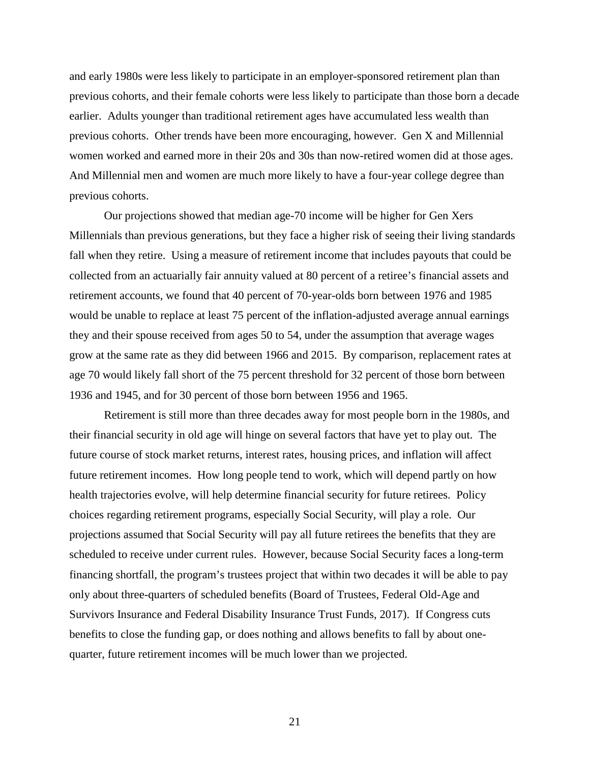and early 1980s were less likely to participate in an employer-sponsored retirement plan than previous cohorts, and their female cohorts were less likely to participate than those born a decade earlier. Adults younger than traditional retirement ages have accumulated less wealth than previous cohorts. Other trends have been more encouraging, however. Gen X and Millennial women worked and earned more in their 20s and 30s than now-retired women did at those ages. And Millennial men and women are much more likely to have a four-year college degree than previous cohorts.

Our projections showed that median age-70 income will be higher for Gen Xers Millennials than previous generations, but they face a higher risk of seeing their living standards fall when they retire. Using a measure of retirement income that includes payouts that could be collected from an actuarially fair annuity valued at 80 percent of a retiree's financial assets and retirement accounts, we found that 40 percent of 70-year-olds born between 1976 and 1985 would be unable to replace at least 75 percent of the inflation-adjusted average annual earnings they and their spouse received from ages 50 to 54, under the assumption that average wages grow at the same rate as they did between 1966 and 2015. By comparison, replacement rates at age 70 would likely fall short of the 75 percent threshold for 32 percent of those born between 1936 and 1945, and for 30 percent of those born between 1956 and 1965.

Retirement is still more than three decades away for most people born in the 1980s, and their financial security in old age will hinge on several factors that have yet to play out. The future course of stock market returns, interest rates, housing prices, and inflation will affect future retirement incomes. How long people tend to work, which will depend partly on how health trajectories evolve, will help determine financial security for future retirees. Policy choices regarding retirement programs, especially Social Security, will play a role. Our projections assumed that Social Security will pay all future retirees the benefits that they are scheduled to receive under current rules. However, because Social Security faces a long-term financing shortfall, the program's trustees project that within two decades it will be able to pay only about three-quarters of scheduled benefits (Board of Trustees, Federal Old-Age and Survivors Insurance and Federal Disability Insurance Trust Funds, 2017). If Congress cuts benefits to close the funding gap, or does nothing and allows benefits to fall by about one-quarter, future retirement incomes will be much lower than we projected.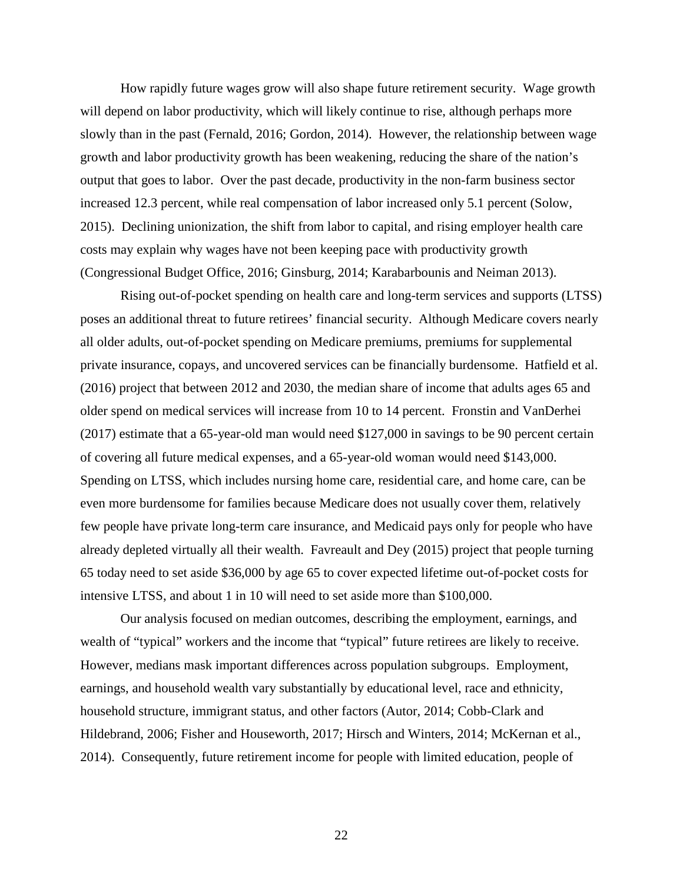How rapidly future wages grow will also shape future retirement security. Wage growth will depend on labor productivity, which will likely continue to rise, although perhaps more slowly than in the past (Fernald, 2016; Gordon, 2014). However, the relationship between wage growth and labor productivity growth has been weakening, reducing the share of the nation's output that goes to labor. Over the past decade, productivity in the non-farm business sector increased 12.3 percent, while real compensation of labor increased only 5.1 percent (Solow, 2015). Declining unionization, the shift from labor to capital, and rising employer health care costs may explain why wages have not been keeping pace with productivity growth (Congressional Budget Office, 2016; Ginsburg, 2014; Karabarbounis and Neiman 2013).

Rising out-of-pocket spending on health care and long-term services and supports (LTSS) poses an additional threat to future retirees' financial security. Although Medicare covers nearly all older adults, out-of-pocket spending on Medicare premiums, premiums for supplemental private insurance, copays, and uncovered services can be financially burdensome. Hatfield et al. (2016) project that between 2012 and 2030, the median share of income that adults ages 65 and older spend on medical services will increase from 10 to 14 percent. Fronstin and VanDerhei (2017) estimate that a 65-year-old man would need $127,000 in savings to be 90 percent certain of covering all future medical expenses, and a 65-year-old woman would need $143,000. Spending on LTSS, which includes nursing home care, residential care, and home care, can be even more burdensome for families because Medicare does not usually cover them, relatively few people have private long-term care insurance, and Medicaid pays only for people who have already depleted virtually all their wealth. Favreault and Dey (2015) project that people turning 65 today need to set aside $36,000 by age 65 to cover expected lifetime out-of-pocket costs for intensive LTSS, and about 1 in 10 will need to set aside more than $100,000.

Our analysis focused on median outcomes, describing the employment, earnings, and wealth of "typical" workers and the income that "typical" future retirees are likely to receive. However, medians mask important differences across population subgroups. Employment, earnings, and household wealth vary substantially by educational level, race and ethnicity, household structure, immigrant status, and other factors (Autor, 2014; Cobb-Clark and Hildebrand, 2006; Fisher and Houseworth, 2017; Hirsch and Winters, 2014; McKernan et al., 2014). Consequently, future retirement income for people with limited education, people of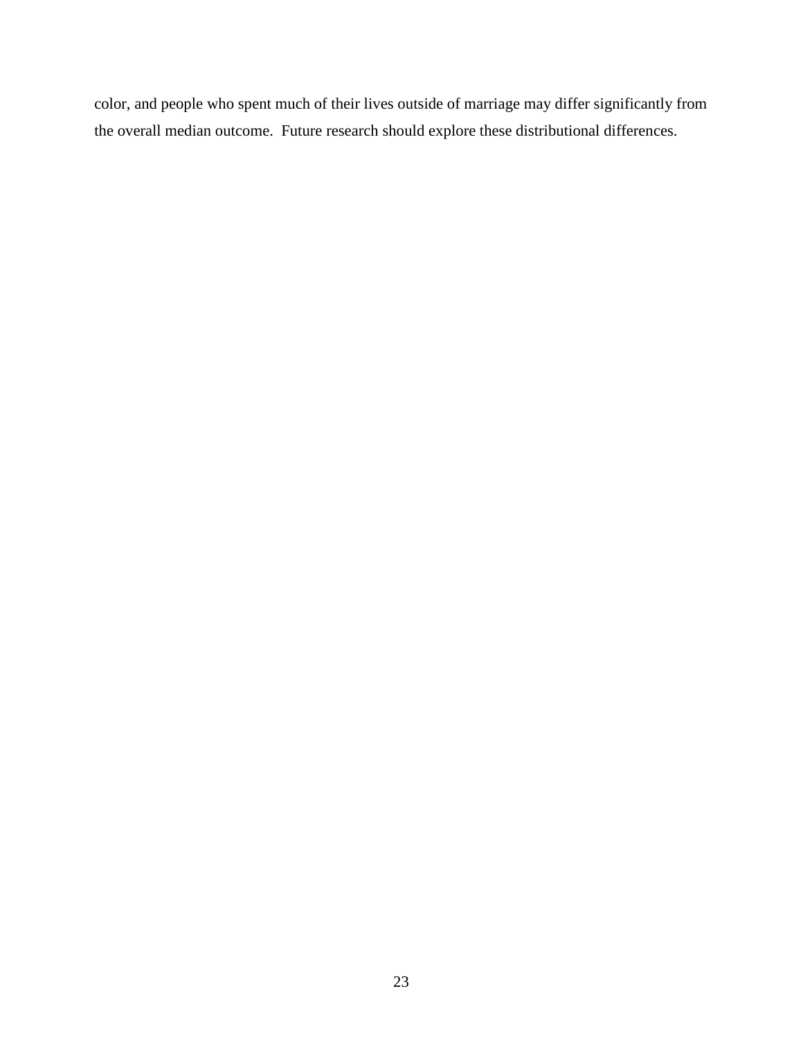color, and people who spent much of their lives outside of marriage may differ significantly from the overall median outcome. Future research should explore these distributional differences.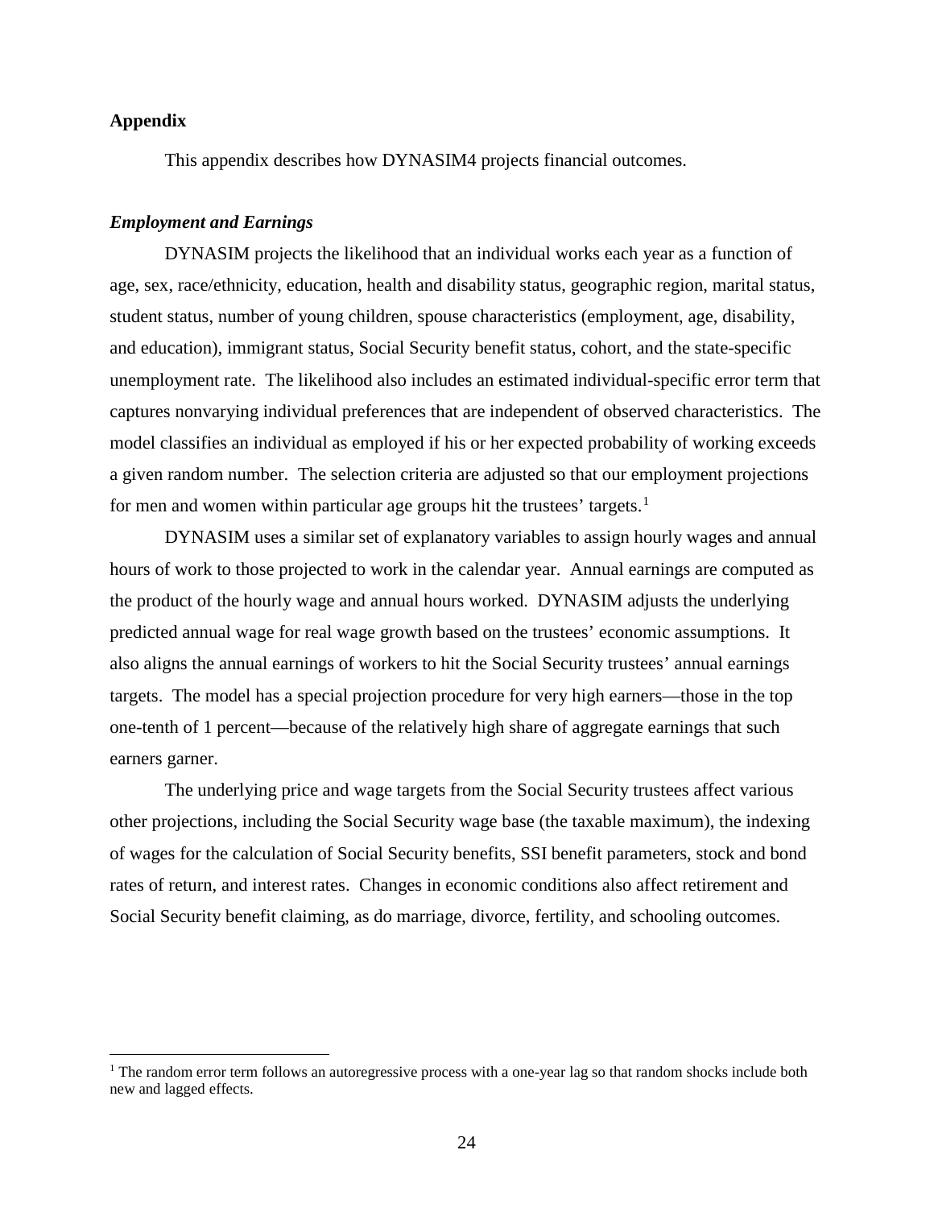## Appendix

This appendix describes how DYNASIM4 projects financial outcomes.

### *Employment and Earnings*

DYNASIM projects the likelihood that an individual works each year as a function of age, sex, race/ethnicity, education, health and disability status, geographic region, marital status, student status, number of young children, spouse characteristics (employment, age, disability, and education), immigrant status, Social Security benefit status, cohort, and the state-specific unemployment rate. The likelihood also includes an estimated individual-specific error term that captures nonvarying individual preferences that are independent of observed characteristics. The model classifies an individual as employed if his or her expected probability of working exceeds a given random number. The selection criteria are adjusted so that our employment projections for men and women within particular age groups hit the trustees' targets.[1]

DYNASIM uses a similar set of explanatory variables to assign hourly wages and annual hours of work to those projected to work in the calendar year. Annual earnings are computed as the product of the hourly wage and annual hours worked. DYNASIM adjusts the underlying predicted annual wage for real wage growth based on the trustees' economic assumptions. It also aligns the annual earnings of workers to hit the Social Security trustees' annual earnings targets. The model has a special projection procedure for very high earners—those in the top one-tenth of 1 percent—because of the relatively high share of aggregate earnings that such earners garner.

The underlying price and wage targets from the Social Security trustees affect various other projections, including the Social Security wage base (the taxable maximum), the indexing of wages for the calculation of Social Security benefits, SSI benefit parameters, stock and bond rates of return, and interest rates. Changes in economic conditions also affect retirement and Social Security benefit claiming, as do marriage, divorce, fertility, and schooling outcomes.

---

[1] The random error term follows an autoregressive process with a one-year lag so that random shocks include both new and lagged effects.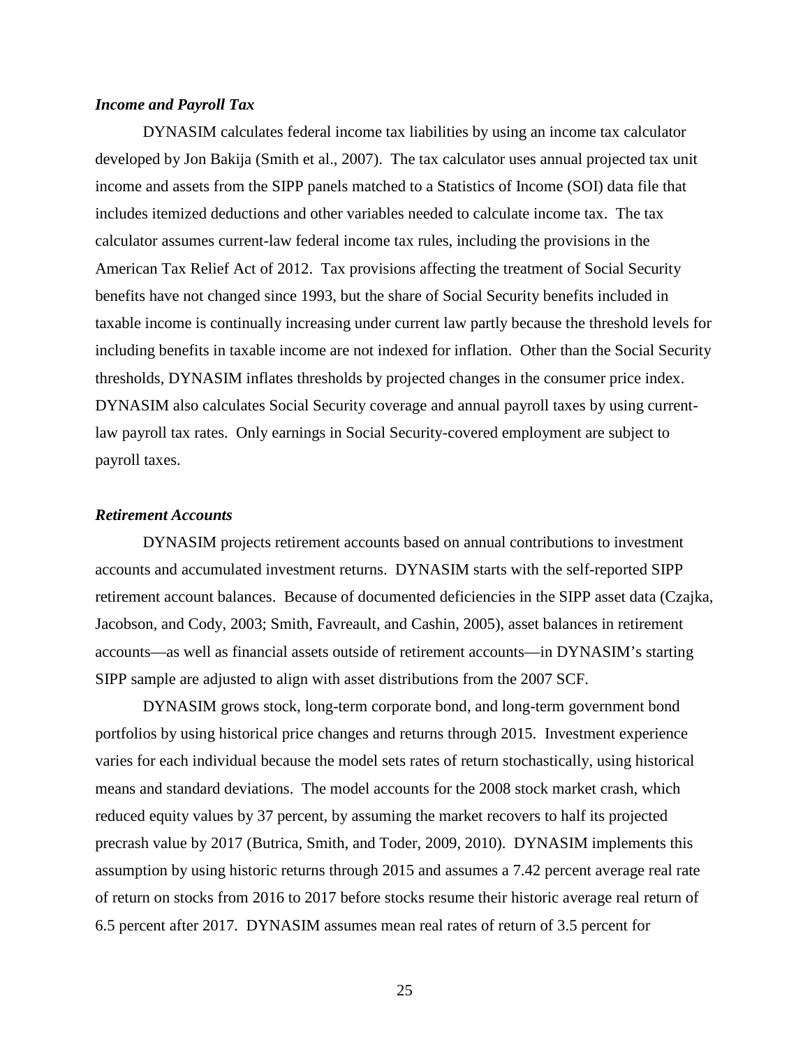### *Income and Payroll Tax*

DYNASIM calculates federal income tax liabilities by using an income tax calculator developed by Jon Bakija (Smith et al., 2007). The tax calculator uses annual projected tax unit income and assets from the SIPP panels matched to a Statistics of Income (SOI) data file that includes itemized deductions and other variables needed to calculate income tax. The tax calculator assumes current-law federal income tax rules, including the provisions in the American Tax Relief Act of 2012. Tax provisions affecting the treatment of Social Security benefits have not changed since 1993, but the share of Social Security benefits included in taxable income is continually increasing under current law partly because the threshold levels for including benefits in taxable income are not indexed for inflation. Other than the Social Security thresholds, DYNASIM inflates thresholds by projected changes in the consumer price index. DYNASIM also calculates Social Security coverage and annual payroll taxes by using current-law payroll tax rates. Only earnings in Social Security-covered employment are subject to payroll taxes.

### *Retirement Accounts*

DYNASIM projects retirement accounts based on annual contributions to investment accounts and accumulated investment returns. DYNASIM starts with the self-reported SIPP retirement account balances. Because of documented deficiencies in the SIPP asset data (Czajka, Jacobson, and Cody, 2003; Smith, Favreault, and Cashin, 2005), asset balances in retirement accounts—as well as financial assets outside of retirement accounts—in DYNASIM's starting SIPP sample are adjusted to align with asset distributions from the 2007 SCF.

DYNASIM grows stock, long-term corporate bond, and long-term government bond portfolios by using historical price changes and returns through 2015. Investment experience varies for each individual because the model sets rates of return stochastically, using historical means and standard deviations. The model accounts for the 2008 stock market crash, which reduced equity values by 37 percent, by assuming the market recovers to half its projected precrash value by 2017 (Butrica, Smith, and Toder, 2009, 2010). DYNASIM implements this assumption by using historic returns through 2015 and assumes a 7.42 percent average real rate of return on stocks from 2016 to 2017 before stocks resume their historic average real return of 6.5 percent after 2017. DYNASIM assumes mean real rates of return of 3.5 percent for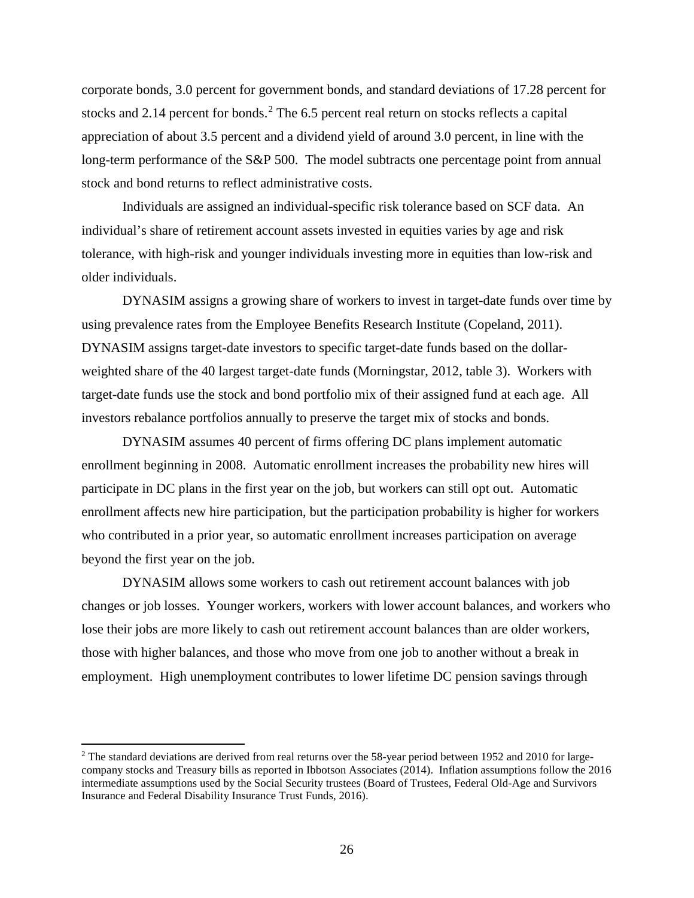corporate bonds, 3.0 percent for government bonds, and standard deviations of 17.28 percent for stocks and 2.14 percent for bonds.[2] The 6.5 percent real return on stocks reflects a capital appreciation of about 3.5 percent and a dividend yield of around 3.0 percent, in line with the long-term performance of the S&P 500. The model subtracts one percentage point from annual stock and bond returns to reflect administrative costs.

Individuals are assigned an individual-specific risk tolerance based on SCF data. An individual's share of retirement account assets invested in equities varies by age and risk tolerance, with high-risk and younger individuals investing more in equities than low-risk and older individuals.

DYNASIM assigns a growing share of workers to invest in target-date funds over time by using prevalence rates from the Employee Benefits Research Institute (Copeland, 2011). DYNASIM assigns target-date investors to specific target-date funds based on the dollar-weighted share of the 40 largest target-date funds (Morningstar, 2012, table 3). Workers with target-date funds use the stock and bond portfolio mix of their assigned fund at each age. All investors rebalance portfolios annually to preserve the target mix of stocks and bonds.

DYNASIM assumes 40 percent of firms offering DC plans implement automatic enrollment beginning in 2008. Automatic enrollment increases the probability new hires will participate in DC plans in the first year on the job, but workers can still opt out. Automatic enrollment affects new hire participation, but the participation probability is higher for workers who contributed in a prior year, so automatic enrollment increases participation on average beyond the first year on the job.

DYNASIM allows some workers to cash out retirement account balances with job changes or job losses. Younger workers, workers with lower account balances, and workers who lose their jobs are more likely to cash out retirement account balances than are older workers, those with higher balances, and those who move from one job to another without a break in employment. High unemployment contributes to lower lifetime DC pension savings through

[2] The standard deviations are derived from real returns over the 58-year period between 1952 and 2010 for large-company stocks and Treasury bills as reported in Ibbotson Associates (2014). Inflation assumptions follow the 2016 intermediate assumptions used by the Social Security trustees (Board of Trustees, Federal Old-Age and Survivors Insurance and Federal Disability Insurance Trust Funds, 2016).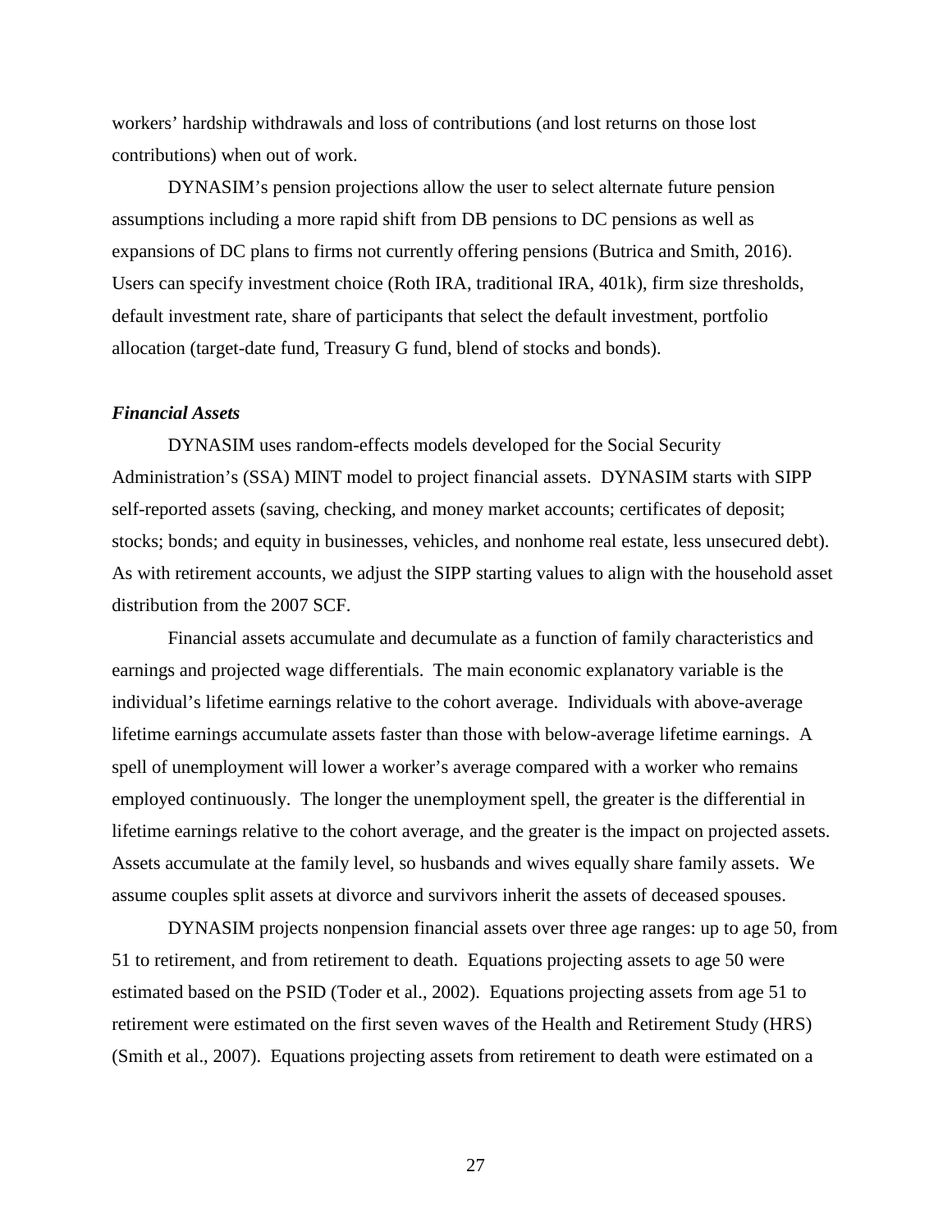workers' hardship withdrawals and loss of contributions (and lost returns on those lost contributions) when out of work.

DYNASIM's pension projections allow the user to select alternate future pension assumptions including a more rapid shift from DB pensions to DC pensions as well as expansions of DC plans to firms not currently offering pensions (Butrica and Smith, 2016). Users can specify investment choice (Roth IRA, traditional IRA, 401k), firm size thresholds, default investment rate, share of participants that select the default investment, portfolio allocation (target-date fund, Treasury G fund, blend of stocks and bonds).

### *Financial Assets*

DYNASIM uses random-effects models developed for the Social Security Administration's (SSA) MINT model to project financial assets. DYNASIM starts with SIPP self-reported assets (saving, checking, and money market accounts; certificates of deposit; stocks; bonds; and equity in businesses, vehicles, and nonhome real estate, less unsecured debt). As with retirement accounts, we adjust the SIPP starting values to align with the household asset distribution from the 2007 SCF.

Financial assets accumulate and decumulate as a function of family characteristics and earnings and projected wage differentials. The main economic explanatory variable is the individual's lifetime earnings relative to the cohort average. Individuals with above-average lifetime earnings accumulate assets faster than those with below-average lifetime earnings. A spell of unemployment will lower a worker's average compared with a worker who remains employed continuously. The longer the unemployment spell, the greater is the differential in lifetime earnings relative to the cohort average, and the greater is the impact on projected assets. Assets accumulate at the family level, so husbands and wives equally share family assets. We assume couples split assets at divorce and survivors inherit the assets of deceased spouses.

DYNASIM projects nonpension financial assets over three age ranges: up to age 50, from 51 to retirement, and from retirement to death. Equations projecting assets to age 50 were estimated based on the PSID (Toder et al., 2002). Equations projecting assets from age 51 to retirement were estimated on the first seven waves of the Health and Retirement Study (HRS) (Smith et al., 2007). Equations projecting assets from retirement to death were estimated on a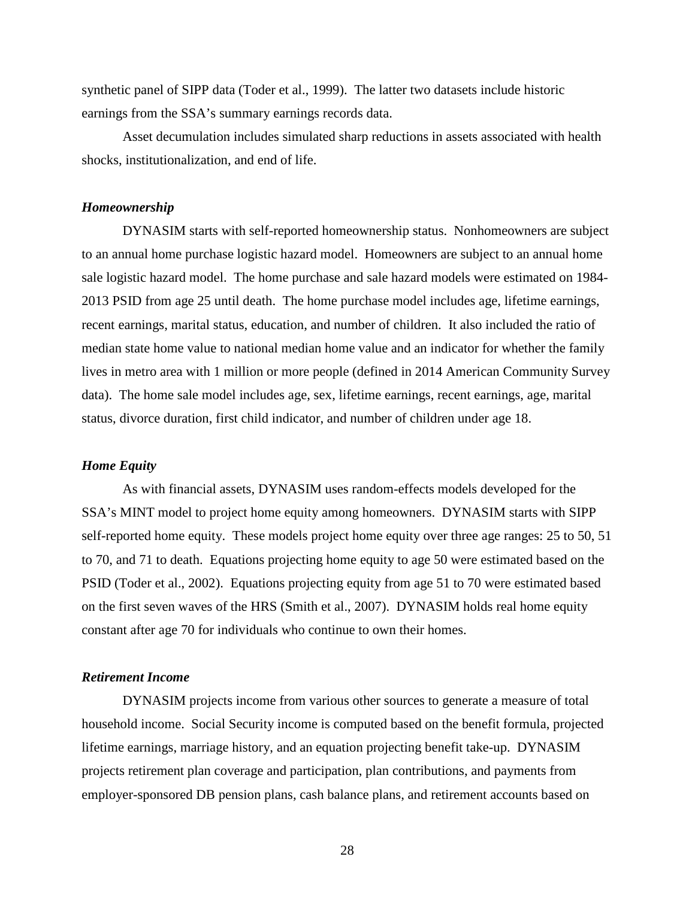synthetic panel of SIPP data (Toder et al., 1999). The latter two datasets include historic earnings from the SSA's summary earnings records data.

Asset decumulation includes simulated sharp reductions in assets associated with health shocks, institutionalization, and end of life.

### *Homeownership*

DYNASIM starts with self-reported homeownership status. Nonhomeowners are subject to an annual home purchase logistic hazard model. Homeowners are subject to an annual home sale logistic hazard model. The home purchase and sale hazard models were estimated on 1984-2013 PSID from age 25 until death. The home purchase model includes age, lifetime earnings, recent earnings, marital status, education, and number of children. It also included the ratio of median state home value to national median home value and an indicator for whether the family lives in metro area with 1 million or more people (defined in 2014 American Community Survey data). The home sale model includes age, sex, lifetime earnings, recent earnings, age, marital status, divorce duration, first child indicator, and number of children under age 18.

### *Home Equity*

As with financial assets, DYNASIM uses random-effects models developed for the SSA's MINT model to project home equity among homeowners. DYNASIM starts with SIPP self-reported home equity. These models project home equity over three age ranges: 25 to 50, 51 to 70, and 71 to death. Equations projecting home equity to age 50 were estimated based on the PSID (Toder et al., 2002). Equations projecting equity from age 51 to 70 were estimated based on the first seven waves of the HRS (Smith et al., 2007). DYNASIM holds real home equity constant after age 70 for individuals who continue to own their homes.

### *Retirement Income*

DYNASIM projects income from various other sources to generate a measure of total household income. Social Security income is computed based on the benefit formula, projected lifetime earnings, marriage history, and an equation projecting benefit take-up. DYNASIM projects retirement plan coverage and participation, plan contributions, and payments from employer-sponsored DB pension plans, cash balance plans, and retirement accounts based on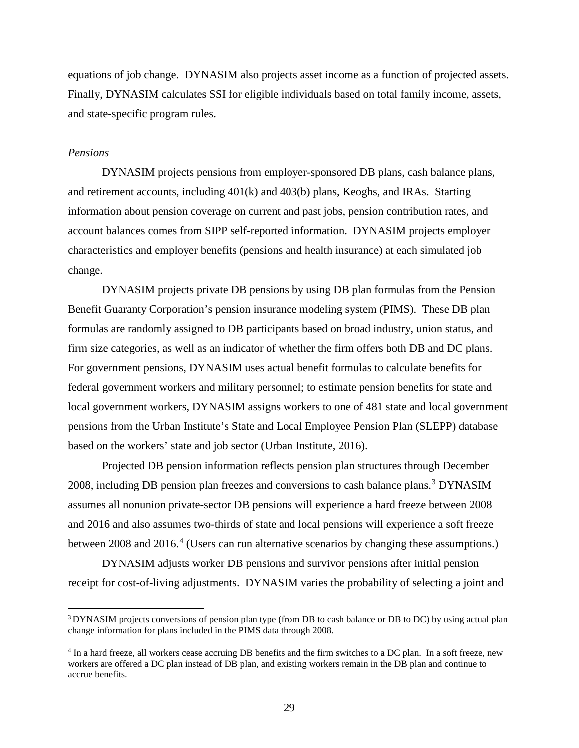equations of job change. DYNASIM also projects asset income as a function of projected assets. Finally, DYNASIM calculates SSI for eligible individuals based on total family income, assets, and state-specific program rules.

*Pensions*

DYNASIM projects pensions from employer-sponsored DB plans, cash balance plans, and retirement accounts, including 401(k) and 403(b) plans, Keoghs, and IRAs. Starting information about pension coverage on current and past jobs, pension contribution rates, and account balances comes from SIPP self-reported information. DYNASIM projects employer characteristics and employer benefits (pensions and health insurance) at each simulated job change.

DYNASIM projects private DB pensions by using DB plan formulas from the Pension Benefit Guaranty Corporation's pension insurance modeling system (PIMS). These DB plan formulas are randomly assigned to DB participants based on broad industry, union status, and firm size categories, as well as an indicator of whether the firm offers both DB and DC plans. For government pensions, DYNASIM uses actual benefit formulas to calculate benefits for federal government workers and military personnel; to estimate pension benefits for state and local government workers, DYNASIM assigns workers to one of 481 state and local government pensions from the Urban Institute's State and Local Employee Pension Plan (SLEPP) database based on the workers' state and job sector (Urban Institute, 2016).

Projected DB pension information reflects pension plan structures through December 2008, including DB pension plan freezes and conversions to cash balance plans.[3] DYNASIM assumes all nonunion private-sector DB pensions will experience a hard freeze between 2008 and 2016 and also assumes two-thirds of state and local pensions will experience a soft freeze between 2008 and 2016.[4] (Users can run alternative scenarios by changing these assumptions.)

DYNASIM adjusts worker DB pensions and survivor pensions after initial pension receipt for cost-of-living adjustments. DYNASIM varies the probability of selecting a joint and

---

[3] DYNASIM projects conversions of pension plan type (from DB to cash balance or DB to DC) by using actual plan change information for plans included in the PIMS data through 2008.

[4] In a hard freeze, all workers cease accruing DB benefits and the firm switches to a DC plan. In a soft freeze, new workers are offered a DC plan instead of DB plan, and existing workers remain in the DB plan and continue to accrue benefits.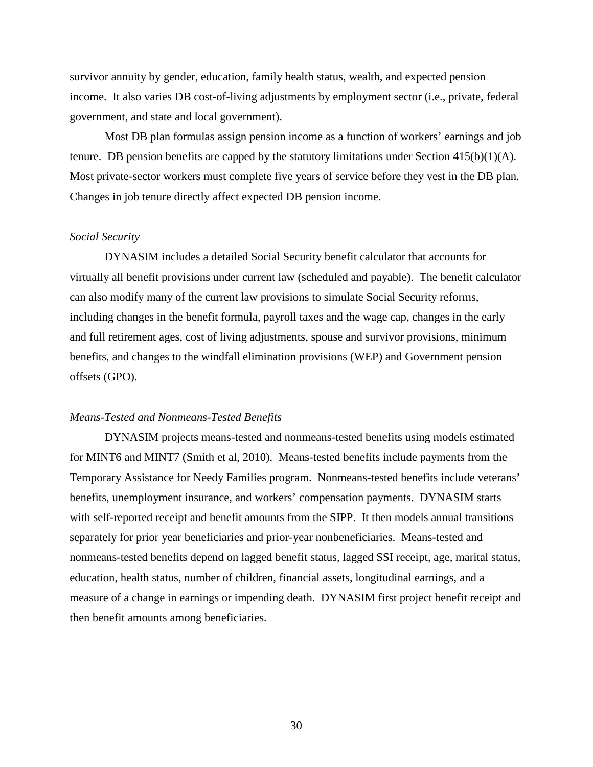survivor annuity by gender, education, family health status, wealth, and expected pension income. It also varies DB cost-of-living adjustments by employment sector (i.e., private, federal government, and state and local government).

Most DB plan formulas assign pension income as a function of workers' earnings and job tenure. DB pension benefits are capped by the statutory limitations under Section 415(b)(1)(A). Most private-sector workers must complete five years of service before they vest in the DB plan. Changes in job tenure directly affect expected DB pension income.

*Social Security*

DYNASIM includes a detailed Social Security benefit calculator that accounts for virtually all benefit provisions under current law (scheduled and payable). The benefit calculator can also modify many of the current law provisions to simulate Social Security reforms, including changes in the benefit formula, payroll taxes and the wage cap, changes in the early and full retirement ages, cost of living adjustments, spouse and survivor provisions, minimum benefits, and changes to the windfall elimination provisions (WEP) and Government pension offsets (GPO).

*Means-Tested and Nonmeans-Tested Benefits*

DYNASIM projects means-tested and nonmeans-tested benefits using models estimated for MINT6 and MINT7 (Smith et al, 2010). Means-tested benefits include payments from the Temporary Assistance for Needy Families program. Nonmeans-tested benefits include veterans' benefits, unemployment insurance, and workers' compensation payments. DYNASIM starts with self-reported receipt and benefit amounts from the SIPP. It then models annual transitions separately for prior year beneficiaries and prior-year nonbeneficiaries. Means-tested and nonmeans-tested benefits depend on lagged benefit status, lagged SSI receipt, age, marital status, education, health status, number of children, financial assets, longitudinal earnings, and a measure of a change in earnings or impending death. DYNASIM first project benefit receipt and then benefit amounts among beneficiaries.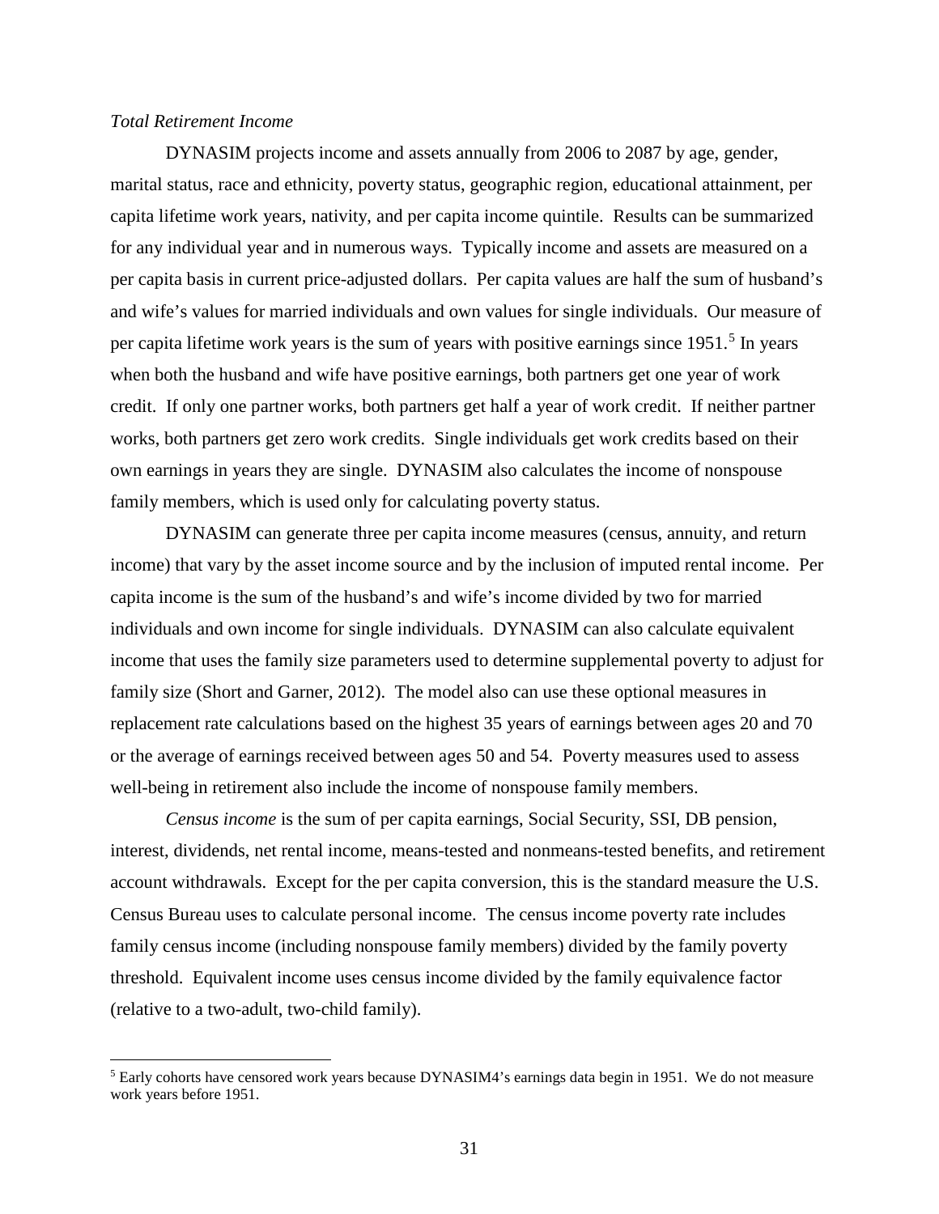*Total Retirement Income*

DYNASIM projects income and assets annually from 2006 to 2087 by age, gender, marital status, race and ethnicity, poverty status, geographic region, educational attainment, per capita lifetime work years, nativity, and per capita income quintile. Results can be summarized for any individual year and in numerous ways. Typically income and assets are measured on a per capita basis in current price-adjusted dollars. Per capita values are half the sum of husband's and wife's values for married individuals and own values for single individuals. Our measure of per capita lifetime work years is the sum of years with positive earnings since 1951.[5] In years when both the husband and wife have positive earnings, both partners get one year of work credit. If only one partner works, both partners get half a year of work credit. If neither partner works, both partners get zero work credits. Single individuals get work credits based on their own earnings in years they are single. DYNASIM also calculates the income of nonspouse family members, which is used only for calculating poverty status.

DYNASIM can generate three per capita income measures (census, annuity, and return income) that vary by the asset income source and by the inclusion of imputed rental income. Per capita income is the sum of the husband's and wife's income divided by two for married individuals and own income for single individuals. DYNASIM can also calculate equivalent income that uses the family size parameters used to determine supplemental poverty to adjust for family size (Short and Garner, 2012). The model also can use these optional measures in replacement rate calculations based on the highest 35 years of earnings between ages 20 and 70 or the average of earnings received between ages 50 and 54. Poverty measures used to assess well-being in retirement also include the income of nonspouse family members.

*Census income* is the sum of per capita earnings, Social Security, SSI, DB pension, interest, dividends, net rental income, means-tested and nonmeans-tested benefits, and retirement account withdrawals. Except for the per capita conversion, this is the standard measure the U.S. Census Bureau uses to calculate personal income. The census income poverty rate includes family census income (including nonspouse family members) divided by the family poverty threshold. Equivalent income uses census income divided by the family equivalence factor (relative to a two-adult, two-child family).

[5] Early cohorts have censored work years because DYNASIM4's earnings data begin in 1951. We do not measure work years before 1951.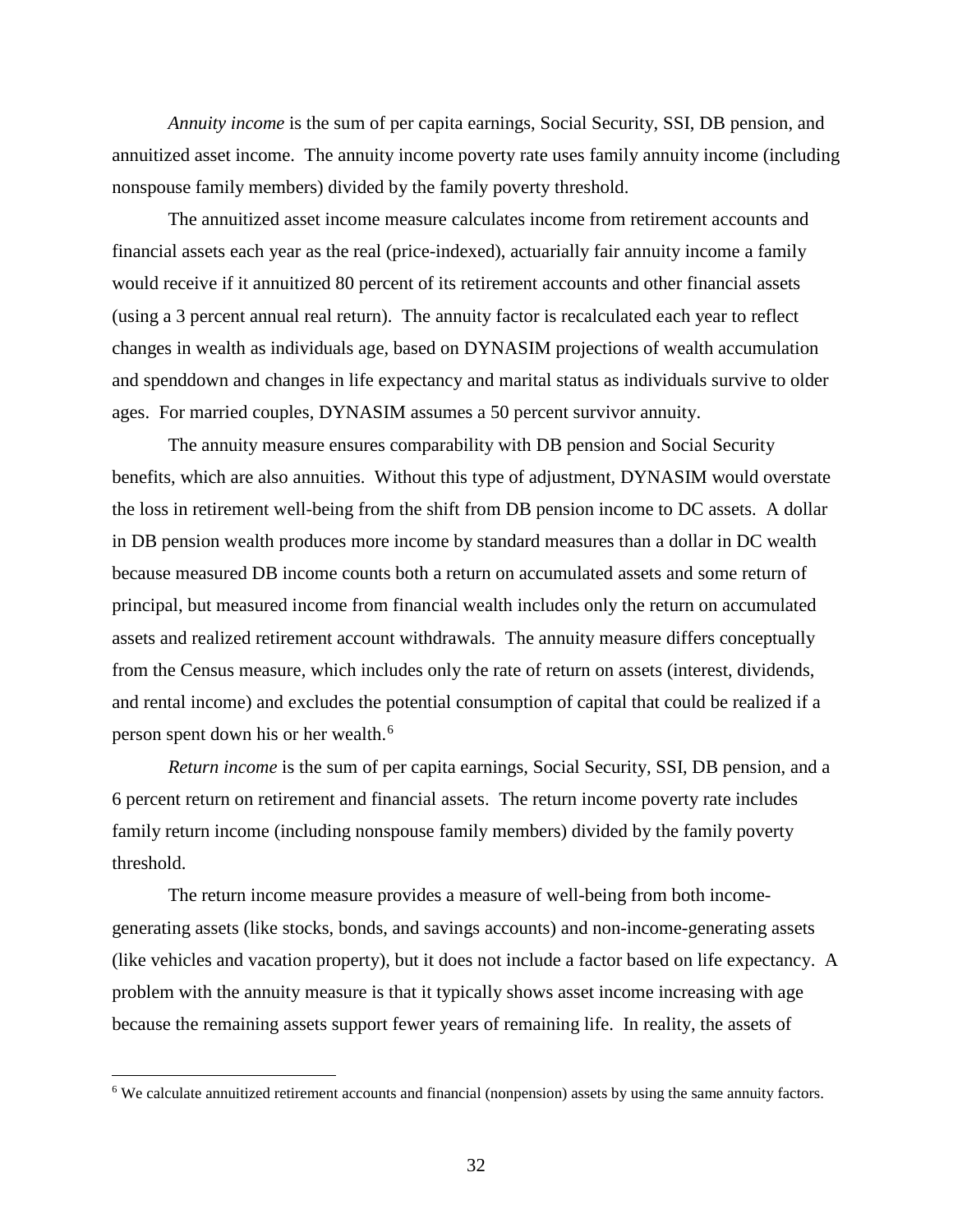*Annuity income* is the sum of per capita earnings, Social Security, SSI, DB pension, and annuitized asset income. The annuity income poverty rate uses family annuity income (including nonspouse family members) divided by the family poverty threshold.

The annuitized asset income measure calculates income from retirement accounts and financial assets each year as the real (price-indexed), actuarially fair annuity income a family would receive if it annuitized 80 percent of its retirement accounts and other financial assets (using a 3 percent annual real return). The annuity factor is recalculated each year to reflect changes in wealth as individuals age, based on DYNASIM projections of wealth accumulation and spenddown and changes in life expectancy and marital status as individuals survive to older ages. For married couples, DYNASIM assumes a 50 percent survivor annuity.

The annuity measure ensures comparability with DB pension and Social Security benefits, which are also annuities. Without this type of adjustment, DYNASIM would overstate the loss in retirement well-being from the shift from DB pension income to DC assets. A dollar in DB pension wealth produces more income by standard measures than a dollar in DC wealth because measured DB income counts both a return on accumulated assets and some return of principal, but measured income from financial wealth includes only the return on accumulated assets and realized retirement account withdrawals. The annuity measure differs conceptually from the Census measure, which includes only the rate of return on assets (interest, dividends, and rental income) and excludes the potential consumption of capital that could be realized if a person spent down his or her wealth.[6]

*Return income* is the sum of per capita earnings, Social Security, SSI, DB pension, and a 6 percent return on retirement and financial assets. The return income poverty rate includes family return income (including nonspouse family members) divided by the family poverty threshold.

The return income measure provides a measure of well-being from both income-generating assets (like stocks, bonds, and savings accounts) and non-income-generating assets (like vehicles and vacation property), but it does not include a factor based on life expectancy. A problem with the annuity measure is that it typically shows asset income increasing with age because the remaining assets support fewer years of remaining life. In reality, the assets of

[6] We calculate annuitized retirement accounts and financial (nonpension) assets by using the same annuity factors.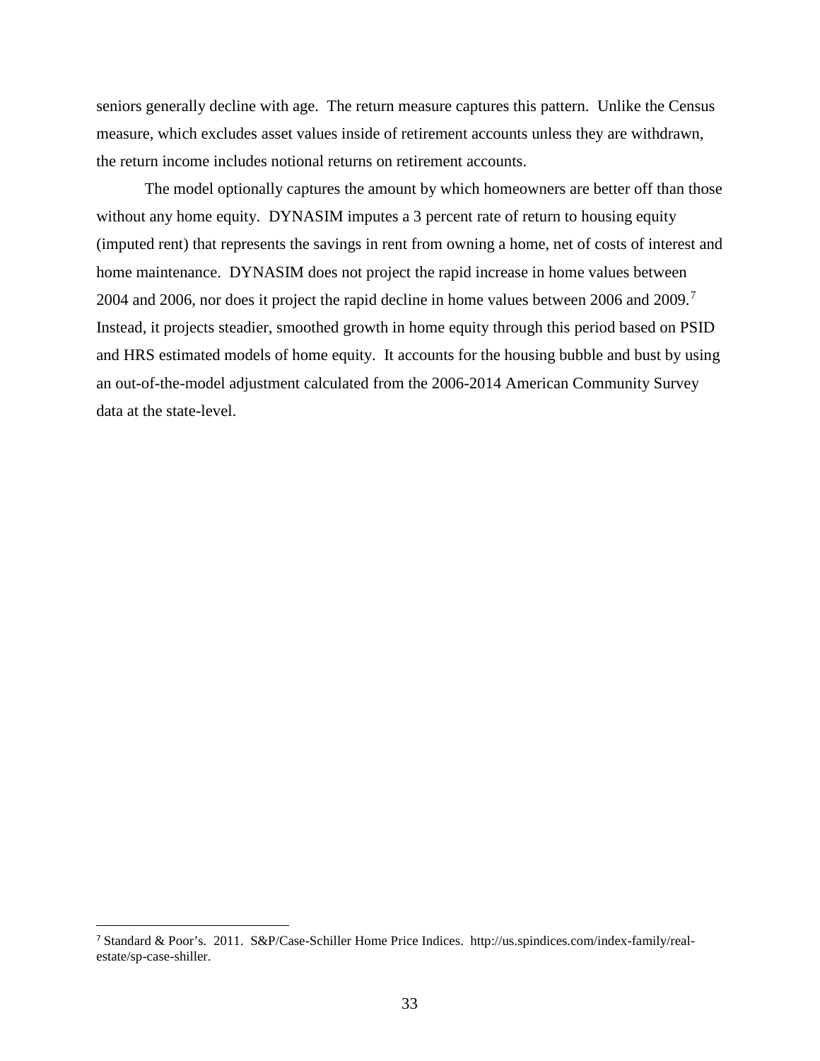seniors generally decline with age. The return measure captures this pattern. Unlike the Census measure, which excludes asset values inside of retirement accounts unless they are withdrawn, the return income includes notional returns on retirement accounts.

The model optionally captures the amount by which homeowners are better off than those without any home equity. DYNASIM imputes a 3 percent rate of return to housing equity (imputed rent) that represents the savings in rent from owning a home, net of costs of interest and home maintenance. DYNASIM does not project the rapid increase in home values between 2004 and 2006, nor does it project the rapid decline in home values between 2006 and 2009.[7] Instead, it projects steadier, smoothed growth in home equity through this period based on PSID and HRS estimated models of home equity. It accounts for the housing bubble and bust by using an out-of-the-model adjustment calculated from the 2006-2014 American Community Survey data at the state-level.

[7] Standard & Poor's. 2011. S&P/Case-Schiller Home Price Indices. http://us.spindices.com/index-family/real-estate/sp-case-shiller.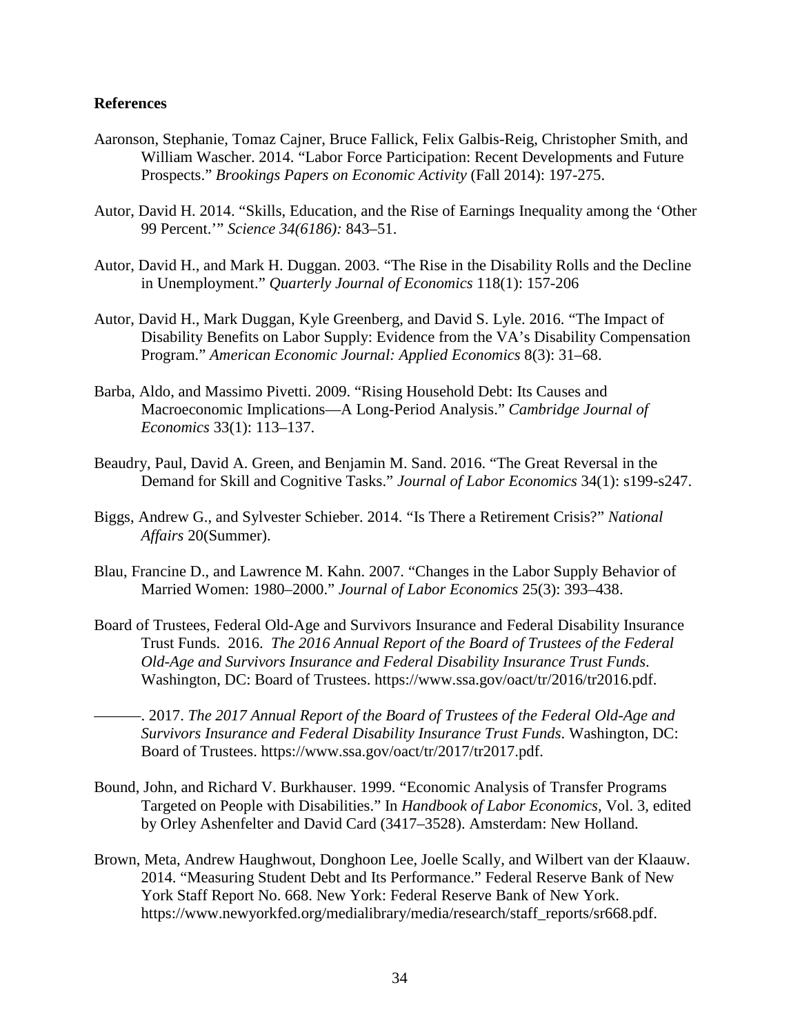**References**

Aaronson, Stephanie, Tomaz Cajner, Bruce Fallick, Felix Galbis-Reig, Christopher Smith, and William Wascher. 2014. "Labor Force Participation: Recent Developments and Future Prospects." *Brookings Papers on Economic Activity* (Fall 2014): 197-275.

Autor, David H. 2014. "Skills, Education, and the Rise of Earnings Inequality among the 'Other 99 Percent.'" *Science 34(6186):* 843–51.

Autor, David H., and Mark H. Duggan. 2003. "The Rise in the Disability Rolls and the Decline in Unemployment." *Quarterly Journal of Economics* 118(1): 157-206

Autor, David H., Mark Duggan, Kyle Greenberg, and David S. Lyle. 2016. "The Impact of Disability Benefits on Labor Supply: Evidence from the VA's Disability Compensation Program." *American Economic Journal: Applied Economics* 8(3): 31–68.

Barba, Aldo, and Massimo Pivetti. 2009. "Rising Household Debt: Its Causes and Macroeconomic Implications—A Long-Period Analysis." *Cambridge Journal of Economics* 33(1): 113–137.

Beaudry, Paul, David A. Green, and Benjamin M. Sand. 2016. "The Great Reversal in the Demand for Skill and Cognitive Tasks." *Journal of Labor Economics* 34(1): s199-s247.

Biggs, Andrew G., and Sylvester Schieber. 2014. "Is There a Retirement Crisis?" *National Affairs* 20(Summer).

Blau, Francine D., and Lawrence M. Kahn. 2007. "Changes in the Labor Supply Behavior of Married Women: 1980–2000." *Journal of Labor Economics* 25(3): 393–438.

Board of Trustees, Federal Old-Age and Survivors Insurance and Federal Disability Insurance Trust Funds. 2016. *The 2016 Annual Report of the Board of Trustees of the Federal Old-Age and Survivors Insurance and Federal Disability Insurance Trust Funds*. Washington, DC: Board of Trustees. https://www.ssa.gov/oact/tr/2016/tr2016.pdf.

———. 2017. *The 2017 Annual Report of the Board of Trustees of the Federal Old-Age and Survivors Insurance and Federal Disability Insurance Trust Funds*. Washington, DC: Board of Trustees. https://www.ssa.gov/oact/tr/2017/tr2017.pdf.

Bound, John, and Richard V. Burkhauser. 1999. "Economic Analysis of Transfer Programs Targeted on People with Disabilities." In *Handbook of Labor Economics*, Vol. 3, edited by Orley Ashenfelter and David Card (3417–3528). Amsterdam: New Holland.

Brown, Meta, Andrew Haughwout, Donghoon Lee, Joelle Scally, and Wilbert van der Klaauw. 2014. "Measuring Student Debt and Its Performance." Federal Reserve Bank of New York Staff Report No. 668. New York: Federal Reserve Bank of New York. https://www.newyorkfed.org/medialibrary/media/research/staff_reports/sr668.pdf.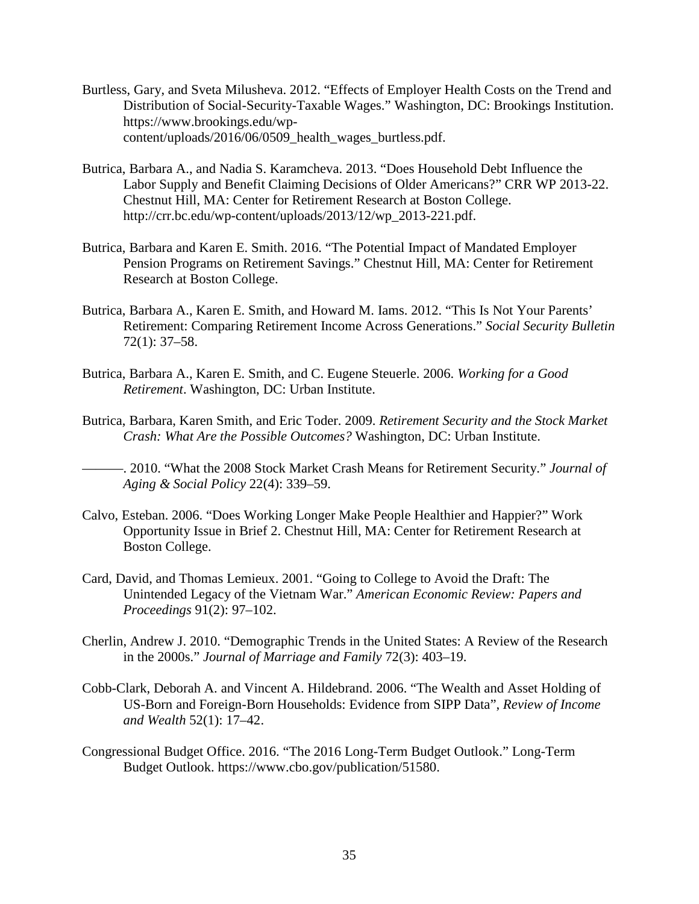Burtless, Gary, and Sveta Milusheva. 2012. "Effects of Employer Health Costs on the Trend and Distribution of Social-Security-Taxable Wages." Washington, DC: Brookings Institution. https://www.brookings.edu/wp-content/uploads/2016/06/0509_health_wages_burtless.pdf.

Butrica, Barbara A., and Nadia S. Karamcheva. 2013. "Does Household Debt Influence the Labor Supply and Benefit Claiming Decisions of Older Americans?" CRR WP 2013-22. Chestnut Hill, MA: Center for Retirement Research at Boston College. http://crr.bc.edu/wp-content/uploads/2013/12/wp_2013-221.pdf.

Butrica, Barbara and Karen E. Smith. 2016. "The Potential Impact of Mandated Employer Pension Programs on Retirement Savings." Chestnut Hill, MA: Center for Retirement Research at Boston College.

Butrica, Barbara A., Karen E. Smith, and Howard M. Iams. 2012. "This Is Not Your Parents' Retirement: Comparing Retirement Income Across Generations." *Social Security Bulletin* 72(1): 37–58.

Butrica, Barbara A., Karen E. Smith, and C. Eugene Steuerle. 2006. *Working for a Good Retirement*. Washington, DC: Urban Institute.

Butrica, Barbara, Karen Smith, and Eric Toder. 2009. *Retirement Security and the Stock Market Crash: What Are the Possible Outcomes?* Washington, DC: Urban Institute.

———. 2010. "What the 2008 Stock Market Crash Means for Retirement Security." *Journal of Aging & Social Policy* 22(4): 339–59.

Calvo, Esteban. 2006. "Does Working Longer Make People Healthier and Happier?" Work Opportunity Issue in Brief 2. Chestnut Hill, MA: Center for Retirement Research at Boston College.

Card, David, and Thomas Lemieux. 2001. "Going to College to Avoid the Draft: The Unintended Legacy of the Vietnam War." *American Economic Review: Papers and Proceedings* 91(2): 97–102.

Cherlin, Andrew J. 2010. "Demographic Trends in the United States: A Review of the Research in the 2000s." *Journal of Marriage and Family* 72(3): 403–19.

Cobb-Clark, Deborah A. and Vincent A. Hildebrand. 2006. "The Wealth and Asset Holding of US-Born and Foreign-Born Households: Evidence from SIPP Data", *Review of Income and Wealth* 52(1): 17–42.

Congressional Budget Office. 2016. "The 2016 Long-Term Budget Outlook." Long-Term Budget Outlook. https://www.cbo.gov/publication/51580.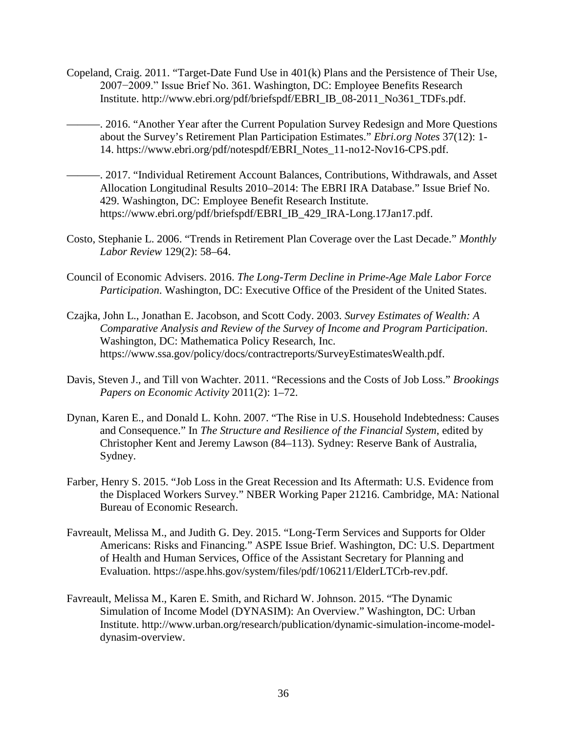Copeland, Craig. 2011. "Target-Date Fund Use in 401(k) Plans and the Persistence of Their Use, 2007−2009." Issue Brief No. 361. Washington, DC: Employee Benefits Research Institute. http://www.ebri.org/pdf/briefspdf/EBRI_IB_08-2011_No361_TDFs.pdf.

———. 2016. "Another Year after the Current Population Survey Redesign and More Questions about the Survey's Retirement Plan Participation Estimates." *Ebri.org Notes* 37(12): 1-14. https://www.ebri.org/pdf/notespdf/EBRI_Notes_11-no12-Nov16-CPS.pdf.

———. 2017. "Individual Retirement Account Balances, Contributions, Withdrawals, and Asset Allocation Longitudinal Results 2010–2014: The EBRI IRA Database." Issue Brief No. 429. Washington, DC: Employee Benefit Research Institute. https://www.ebri.org/pdf/briefspdf/EBRI_IB_429_IRA-Long.17Jan17.pdf.

Costo, Stephanie L. 2006. "Trends in Retirement Plan Coverage over the Last Decade." *Monthly Labor Review* 129(2): 58–64.

Council of Economic Advisers. 2016. *The Long-Term Decline in Prime-Age Male Labor Force Participation*. Washington, DC: Executive Office of the President of the United States.

Czajka, John L., Jonathan E. Jacobson, and Scott Cody. 2003. *Survey Estimates of Wealth: A Comparative Analysis and Review of the Survey of Income and Program Participation*. Washington, DC: Mathematica Policy Research, Inc. https://www.ssa.gov/policy/docs/contractreports/SurveyEstimatesWealth.pdf.

Davis, Steven J., and Till von Wachter. 2011. "Recessions and the Costs of Job Loss." *Brookings Papers on Economic Activity* 2011(2): 1–72.

Dynan, Karen E., and Donald L. Kohn. 2007. "The Rise in U.S. Household Indebtedness: Causes and Consequence." In *The Structure and Resilience of the Financial System*, edited by Christopher Kent and Jeremy Lawson (84–113). Sydney: Reserve Bank of Australia, Sydney.

Farber, Henry S. 2015. "Job Loss in the Great Recession and Its Aftermath: U.S. Evidence from the Displaced Workers Survey." NBER Working Paper 21216. Cambridge, MA: National Bureau of Economic Research.

Favreault, Melissa M., and Judith G. Dey. 2015. "Long-Term Services and Supports for Older Americans: Risks and Financing." ASPE Issue Brief. Washington, DC: U.S. Department of Health and Human Services, Office of the Assistant Secretary for Planning and Evaluation. https://aspe.hhs.gov/system/files/pdf/106211/ElderLTCrb-rev.pdf.

Favreault, Melissa M., Karen E. Smith, and Richard W. Johnson. 2015. "The Dynamic Simulation of Income Model (DYNASIM): An Overview." Washington, DC: Urban Institute. http://www.urban.org/research/publication/dynamic-simulation-income-model-dynasim-overview.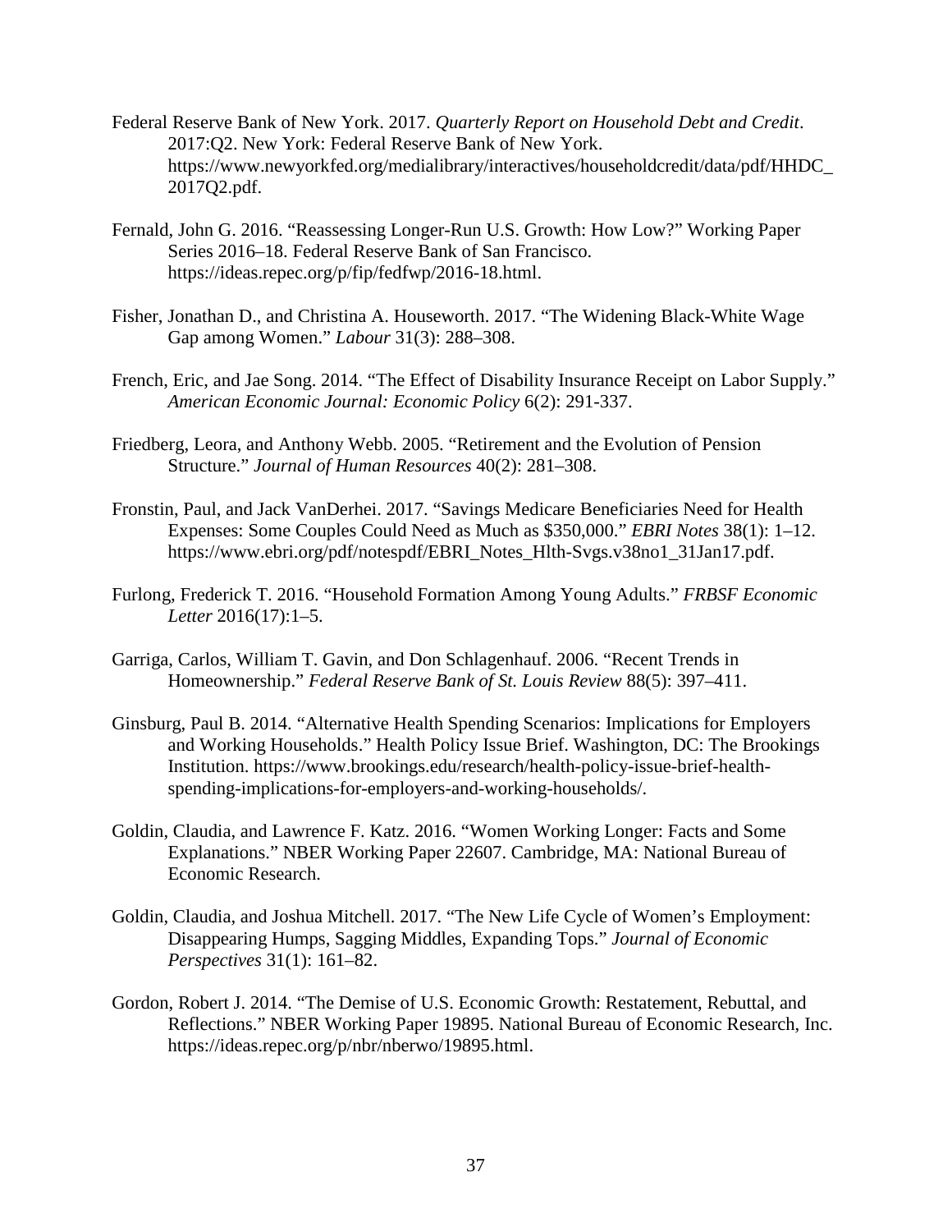Federal Reserve Bank of New York. 2017. *Quarterly Report on Household Debt and Credit*. 2017:Q2. New York: Federal Reserve Bank of New York. https://www.newyorkfed.org/medialibrary/interactives/householdcredit/data/pdf/HHDC_2017Q2.pdf.

Fernald, John G. 2016. "Reassessing Longer-Run U.S. Growth: How Low?" Working Paper Series 2016–18. Federal Reserve Bank of San Francisco. https://ideas.repec.org/p/fip/fedfwp/2016-18.html.

Fisher, Jonathan D., and Christina A. Houseworth. 2017. "The Widening Black-White Wage Gap among Women." *Labour* 31(3): 288–308.

French, Eric, and Jae Song. 2014. "The Effect of Disability Insurance Receipt on Labor Supply." *American Economic Journal: Economic Policy* 6(2): 291-337.

Friedberg, Leora, and Anthony Webb. 2005. "Retirement and the Evolution of Pension Structure." *Journal of Human Resources* 40(2): 281–308.

Fronstin, Paul, and Jack VanDerhei. 2017. "Savings Medicare Beneficiaries Need for Health Expenses: Some Couples Could Need as Much as $350,000." *EBRI Notes* 38(1): 1–12. https://www.ebri.org/pdf/notespdf/EBRI_Notes_Hlth-Svgs.v38no1_31Jan17.pdf.

Furlong, Frederick T. 2016. "Household Formation Among Young Adults." *FRBSF Economic Letter* 2016(17):1–5.

Garriga, Carlos, William T. Gavin, and Don Schlagenhauf. 2006. "Recent Trends in Homeownership." *Federal Reserve Bank of St. Louis Review* 88(5): 397–411.

Ginsburg, Paul B. 2014. "Alternative Health Spending Scenarios: Implications for Employers and Working Households." Health Policy Issue Brief. Washington, DC: The Brookings Institution. https://www.brookings.edu/research/health-policy-issue-brief-health-spending-implications-for-employers-and-working-households/.

Goldin, Claudia, and Lawrence F. Katz. 2016. "Women Working Longer: Facts and Some Explanations." NBER Working Paper 22607. Cambridge, MA: National Bureau of Economic Research.

Goldin, Claudia, and Joshua Mitchell. 2017. "The New Life Cycle of Women's Employment: Disappearing Humps, Sagging Middles, Expanding Tops." *Journal of Economic Perspectives* 31(1): 161–82.

Gordon, Robert J. 2014. "The Demise of U.S. Economic Growth: Restatement, Rebuttal, and Reflections." NBER Working Paper 19895. National Bureau of Economic Research, Inc. https://ideas.repec.org/p/nbr/nberwo/19895.html.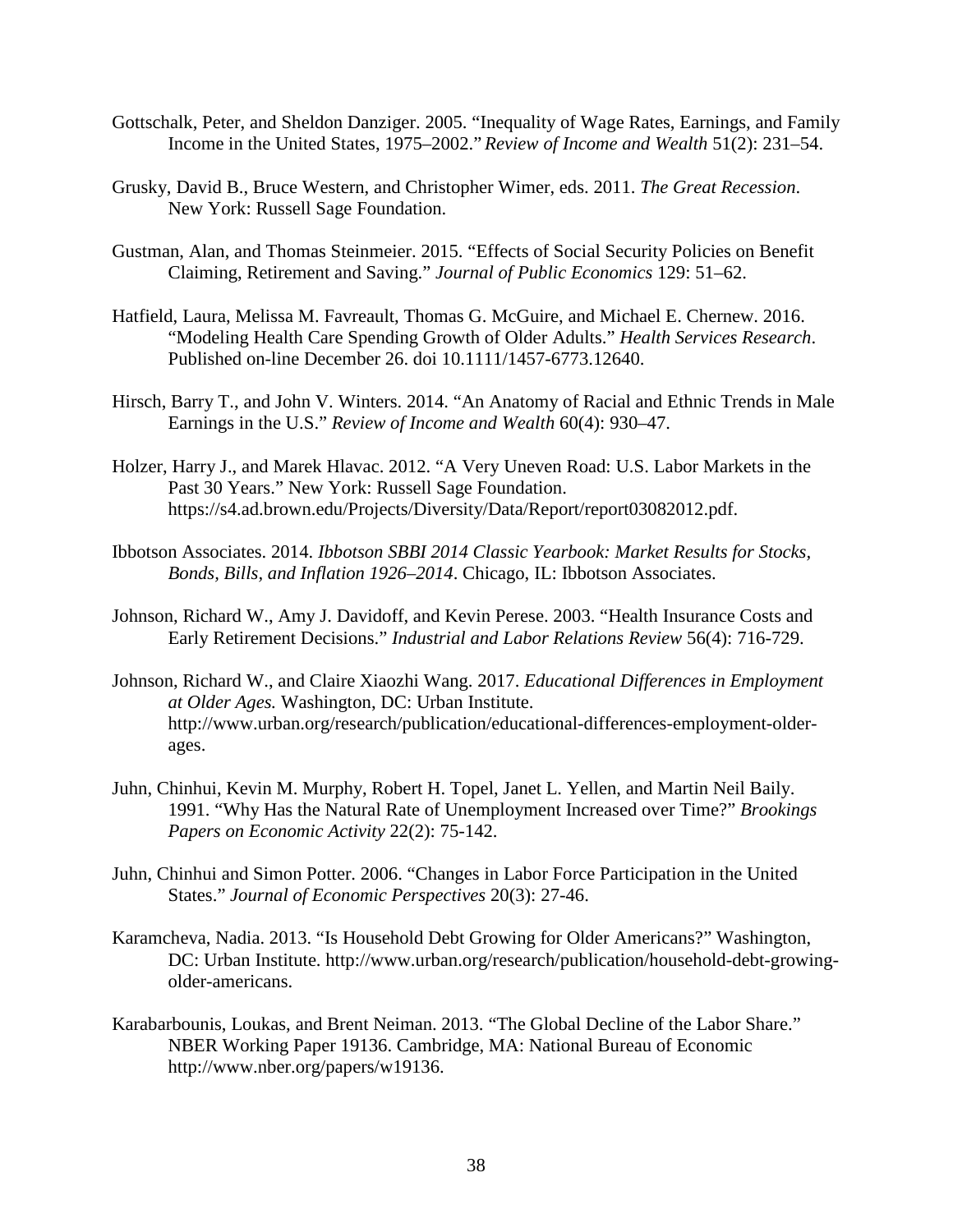Gottschalk, Peter, and Sheldon Danziger. 2005. "Inequality of Wage Rates, Earnings, and Family Income in the United States, 1975–2002." *Review of Income and Wealth* 51(2): 231–54.

Grusky, David B., Bruce Western, and Christopher Wimer, eds. 2011. *The Great Recession*. New York: Russell Sage Foundation.

Gustman, Alan, and Thomas Steinmeier. 2015. "Effects of Social Security Policies on Benefit Claiming, Retirement and Saving." *Journal of Public Economics* 129: 51–62.

Hatfield, Laura, Melissa M. Favreault, Thomas G. McGuire, and Michael E. Chernew. 2016. "Modeling Health Care Spending Growth of Older Adults." *Health Services Research*. Published on-line December 26. doi 10.1111/1457-6773.12640.

Hirsch, Barry T., and John V. Winters. 2014. "An Anatomy of Racial and Ethnic Trends in Male Earnings in the U.S." *Review of Income and Wealth* 60(4): 930–47.

Holzer, Harry J., and Marek Hlavac. 2012. "A Very Uneven Road: U.S. Labor Markets in the Past 30 Years." New York: Russell Sage Foundation. https://s4.ad.brown.edu/Projects/Diversity/Data/Report/report03082012.pdf.

Ibbotson Associates. 2014. *Ibbotson SBBI 2014 Classic Yearbook: Market Results for Stocks, Bonds, Bills, and Inflation 1926–2014*. Chicago, IL: Ibbotson Associates.

Johnson, Richard W., Amy J. Davidoff, and Kevin Perese. 2003. "Health Insurance Costs and Early Retirement Decisions." *Industrial and Labor Relations Review* 56(4): 716-729.

Johnson, Richard W., and Claire Xiaozhi Wang. 2017. *Educational Differences in Employment at Older Ages.* Washington, DC: Urban Institute. http://www.urban.org/research/publication/educational-differences-employment-older-ages.

Juhn, Chinhui, Kevin M. Murphy, Robert H. Topel, Janet L. Yellen, and Martin Neil Baily. 1991. "Why Has the Natural Rate of Unemployment Increased over Time?" *Brookings Papers on Economic Activity* 22(2): 75-142.

Juhn, Chinhui and Simon Potter. 2006. "Changes in Labor Force Participation in the United States." *Journal of Economic Perspectives* 20(3): 27-46.

Karamcheva, Nadia. 2013. "Is Household Debt Growing for Older Americans?" Washington, DC: Urban Institute. http://www.urban.org/research/publication/household-debt-growing-older-americans.

Karabarbounis, Loukas, and Brent Neiman. 2013. "The Global Decline of the Labor Share." NBER Working Paper 19136. Cambridge, MA: National Bureau of Economic http://www.nber.org/papers/w19136.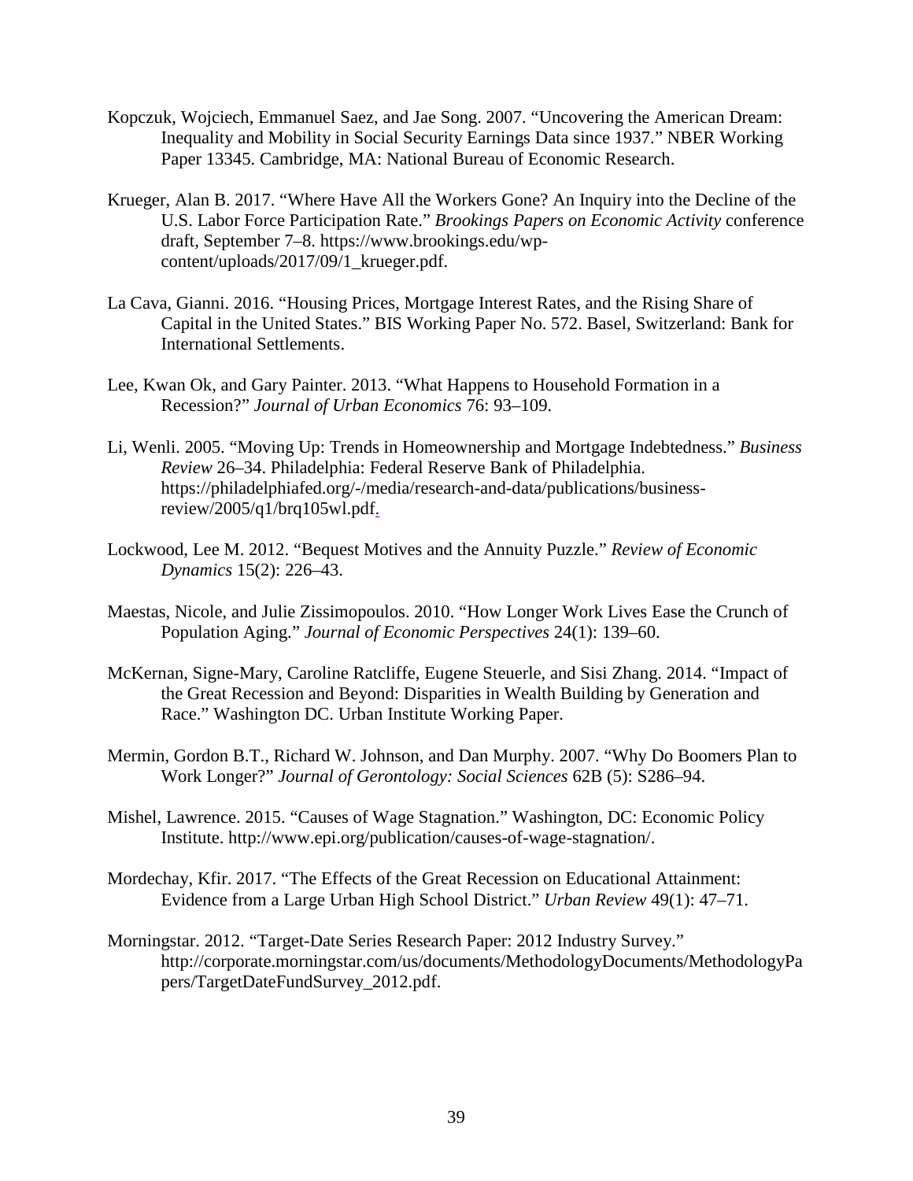Kopczuk, Wojciech, Emmanuel Saez, and Jae Song. 2007. "Uncovering the American Dream: Inequality and Mobility in Social Security Earnings Data since 1937." NBER Working Paper 13345. Cambridge, MA: National Bureau of Economic Research.

Krueger, Alan B. 2017. "Where Have All the Workers Gone? An Inquiry into the Decline of the U.S. Labor Force Participation Rate." *Brookings Papers on Economic Activity* conference draft, September 7–8. https://www.brookings.edu/wp-content/uploads/2017/09/1_krueger.pdf.

La Cava, Gianni. 2016. "Housing Prices, Mortgage Interest Rates, and the Rising Share of Capital in the United States." BIS Working Paper No. 572. Basel, Switzerland: Bank for International Settlements.

Lee, Kwan Ok, and Gary Painter. 2013. "What Happens to Household Formation in a Recession?" *Journal of Urban Economics* 76: 93–109.

Li, Wenli. 2005. "Moving Up: Trends in Homeownership and Mortgage Indebtedness." *Business Review* 26–34. Philadelphia: Federal Reserve Bank of Philadelphia. https://philadelphiafed.org/-/media/research-and-data/publications/business-review/2005/q1/brq105wl.pdf.

Lockwood, Lee M. 2012. "Bequest Motives and the Annuity Puzzle." *Review of Economic Dynamics* 15(2): 226–43.

Maestas, Nicole, and Julie Zissimopoulos. 2010. "How Longer Work Lives Ease the Crunch of Population Aging." *Journal of Economic Perspectives* 24(1): 139–60.

McKernan, Signe-Mary, Caroline Ratcliffe, Eugene Steuerle, and Sisi Zhang. 2014. "Impact of the Great Recession and Beyond: Disparities in Wealth Building by Generation and Race." Washington DC. Urban Institute Working Paper.

Mermin, Gordon B.T., Richard W. Johnson, and Dan Murphy. 2007. "Why Do Boomers Plan to Work Longer?" *Journal of Gerontology: Social Sciences* 62B (5): S286–94.

Mishel, Lawrence. 2015. "Causes of Wage Stagnation." Washington, DC: Economic Policy Institute. http://www.epi.org/publication/causes-of-wage-stagnation/.

Mordechay, Kfir. 2017. "The Effects of the Great Recession on Educational Attainment: Evidence from a Large Urban High School District." *Urban Review* 49(1): 47–71.

Morningstar. 2012. "Target-Date Series Research Paper: 2012 Industry Survey." http://corporate.morningstar.com/us/documents/MethodologyDocuments/MethodologyPapers/TargetDateFundSurvey_2012.pdf.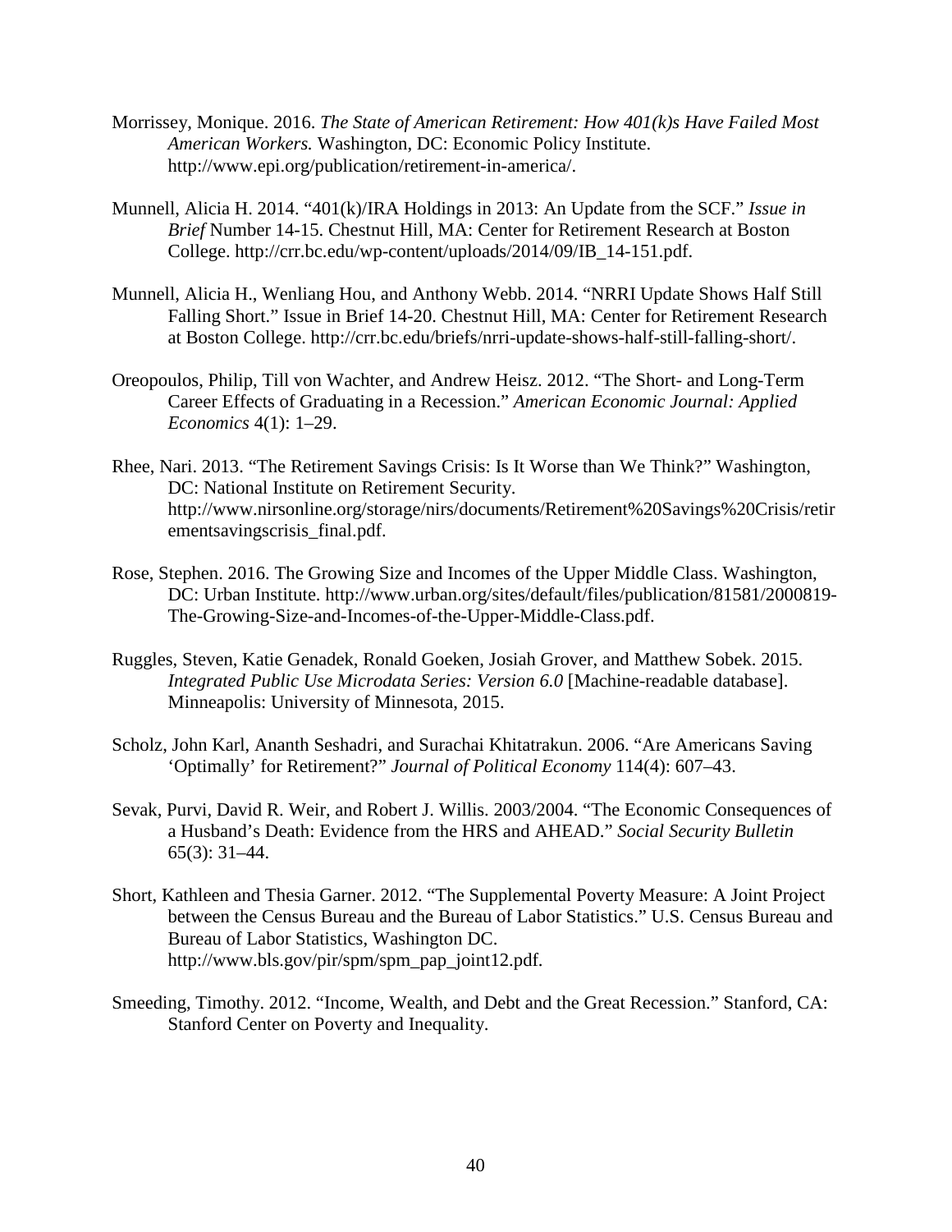Morrissey, Monique. 2016. *The State of American Retirement: How 401(k)s Have Failed Most American Workers.* Washington, DC: Economic Policy Institute. http://www.epi.org/publication/retirement-in-america/.

Munnell, Alicia H. 2014. "401(k)/IRA Holdings in 2013: An Update from the SCF." *Issue in Brief* Number 14-15. Chestnut Hill, MA: Center for Retirement Research at Boston College. http://crr.bc.edu/wp-content/uploads/2014/09/IB_14-151.pdf.

Munnell, Alicia H., Wenliang Hou, and Anthony Webb. 2014. "NRRI Update Shows Half Still Falling Short." Issue in Brief 14-20. Chestnut Hill, MA: Center for Retirement Research at Boston College. http://crr.bc.edu/briefs/nrri-update-shows-half-still-falling-short/.

Oreopoulos, Philip, Till von Wachter, and Andrew Heisz. 2012. "The Short- and Long-Term Career Effects of Graduating in a Recession." *American Economic Journal: Applied Economics* 4(1): 1–29.

Rhee, Nari. 2013. "The Retirement Savings Crisis: Is It Worse than We Think?" Washington, DC: National Institute on Retirement Security. http://www.nirsonline.org/storage/nirs/documents/Retirement%20Savings%20Crisis/retirementsavingscrisis_final.pdf.

Rose, Stephen. 2016. The Growing Size and Incomes of the Upper Middle Class. Washington, DC: Urban Institute. http://www.urban.org/sites/default/files/publication/81581/2000819-The-Growing-Size-and-Incomes-of-the-Upper-Middle-Class.pdf.

Ruggles, Steven, Katie Genadek, Ronald Goeken, Josiah Grover, and Matthew Sobek. 2015. *Integrated Public Use Microdata Series: Version 6.0* [Machine-readable database]. Minneapolis: University of Minnesota, 2015.

Scholz, John Karl, Ananth Seshadri, and Surachai Khitatrakun. 2006. "Are Americans Saving 'Optimally' for Retirement?" *Journal of Political Economy* 114(4): 607–43.

Sevak, Purvi, David R. Weir, and Robert J. Willis. 2003/2004. "The Economic Consequences of a Husband's Death: Evidence from the HRS and AHEAD." *Social Security Bulletin* 65(3): 31–44.

Short, Kathleen and Thesia Garner. 2012. "The Supplemental Poverty Measure: A Joint Project between the Census Bureau and the Bureau of Labor Statistics." U.S. Census Bureau and Bureau of Labor Statistics, Washington DC. http://www.bls.gov/pir/spm/spm_pap_joint12.pdf.

Smeeding, Timothy. 2012. "Income, Wealth, and Debt and the Great Recession." Stanford, CA: Stanford Center on Poverty and Inequality.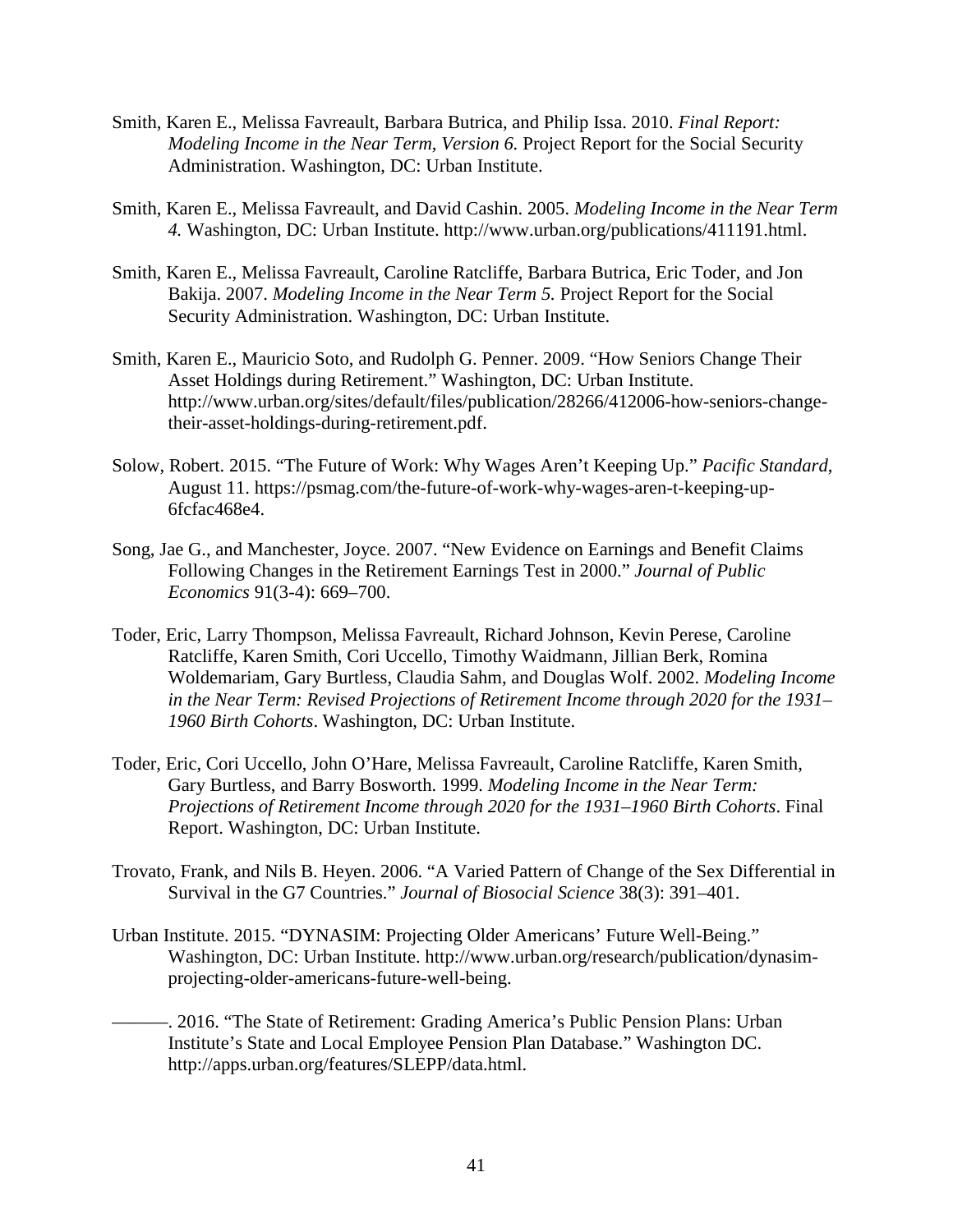Smith, Karen E., Melissa Favreault, Barbara Butrica, and Philip Issa. 2010. *Final Report: Modeling Income in the Near Term, Version 6.* Project Report for the Social Security Administration. Washington, DC: Urban Institute.

Smith, Karen E., Melissa Favreault, and David Cashin. 2005. *Modeling Income in the Near Term 4.* Washington, DC: Urban Institute. http://www.urban.org/publications/411191.html.

Smith, Karen E., Melissa Favreault, Caroline Ratcliffe, Barbara Butrica, Eric Toder, and Jon Bakija. 2007. *Modeling Income in the Near Term 5.* Project Report for the Social Security Administration. Washington, DC: Urban Institute.

Smith, Karen E., Mauricio Soto, and Rudolph G. Penner. 2009. "How Seniors Change Their Asset Holdings during Retirement." Washington, DC: Urban Institute. http://www.urban.org/sites/default/files/publication/28266/412006-how-seniors-change-their-asset-holdings-during-retirement.pdf.

Solow, Robert. 2015. "The Future of Work: Why Wages Aren't Keeping Up." *Pacific Standard*, August 11. https://psmag.com/the-future-of-work-why-wages-aren-t-keeping-up-6fcfac468e4.

Song, Jae G., and Manchester, Joyce. 2007. "New Evidence on Earnings and Benefit Claims Following Changes in the Retirement Earnings Test in 2000." *Journal of Public Economics* 91(3-4): 669–700.

Toder, Eric, Larry Thompson, Melissa Favreault, Richard Johnson, Kevin Perese, Caroline Ratcliffe, Karen Smith, Cori Uccello, Timothy Waidmann, Jillian Berk, Romina Woldemariam, Gary Burtless, Claudia Sahm, and Douglas Wolf. 2002. *Modeling Income in the Near Term: Revised Projections of Retirement Income through 2020 for the 1931–1960 Birth Cohorts*. Washington, DC: Urban Institute.

Toder, Eric, Cori Uccello, John O'Hare, Melissa Favreault, Caroline Ratcliffe, Karen Smith, Gary Burtless, and Barry Bosworth. 1999. *Modeling Income in the Near Term: Projections of Retirement Income through 2020 for the 1931–1960 Birth Cohorts*. Final Report. Washington, DC: Urban Institute.

Trovato, Frank, and Nils B. Heyen. 2006. "A Varied Pattern of Change of the Sex Differential in Survival in the G7 Countries." *Journal of Biosocial Science* 38(3): 391–401.

Urban Institute. 2015. "DYNASIM: Projecting Older Americans' Future Well-Being." Washington, DC: Urban Institute. http://www.urban.org/research/publication/dynasim-projecting-older-americans-future-well-being.

———. 2016. "The State of Retirement: Grading America's Public Pension Plans: Urban Institute's State and Local Employee Pension Plan Database." Washington DC. http://apps.urban.org/features/SLEPP/data.html.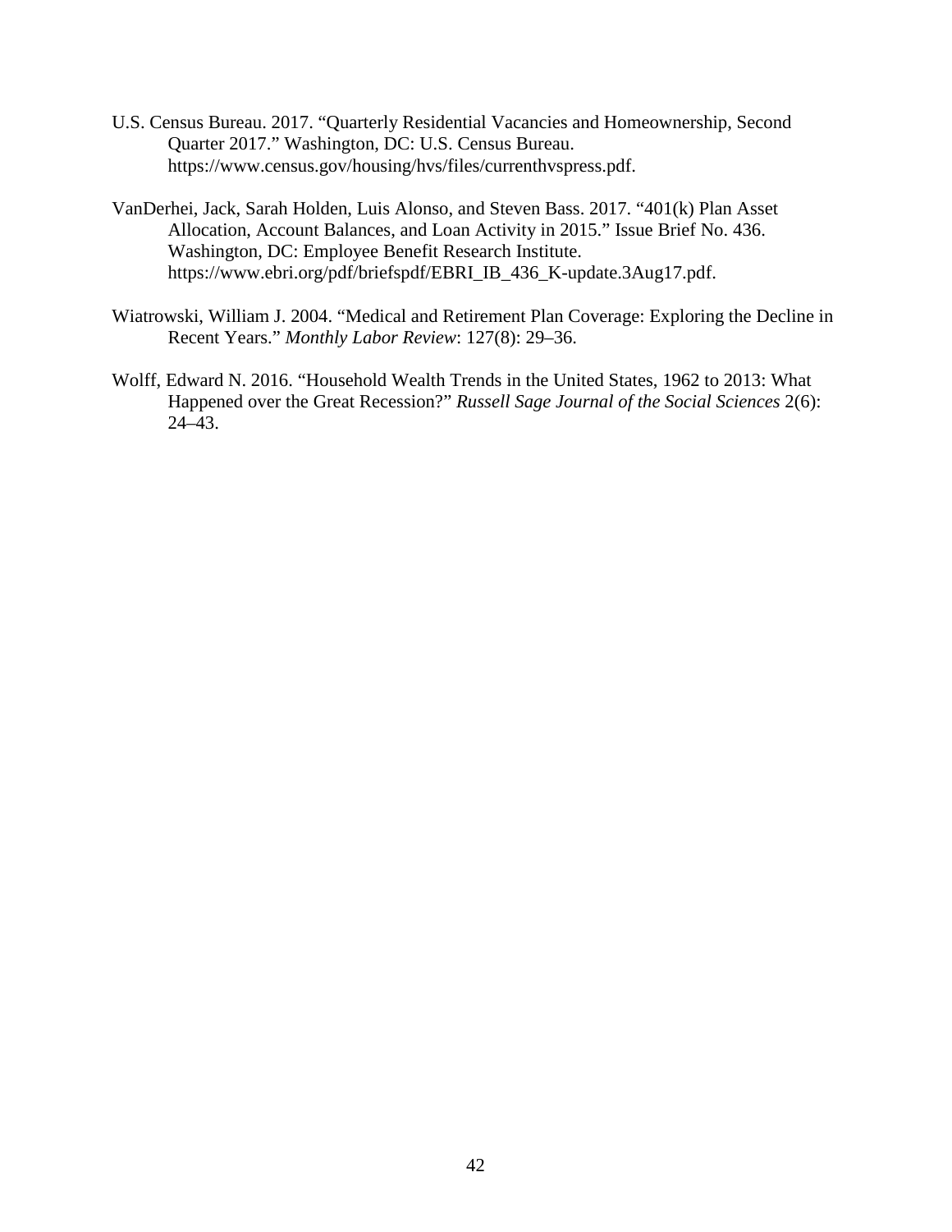U.S. Census Bureau. 2017. "Quarterly Residential Vacancies and Homeownership, Second Quarter 2017." Washington, DC: U.S. Census Bureau. https://www.census.gov/housing/hvs/files/currenthvspress.pdf.

VanDerhei, Jack, Sarah Holden, Luis Alonso, and Steven Bass. 2017. "401(k) Plan Asset Allocation, Account Balances, and Loan Activity in 2015." Issue Brief No. 436. Washington, DC: Employee Benefit Research Institute. https://www.ebri.org/pdf/briefspdf/EBRI_IB_436_K-update.3Aug17.pdf.

Wiatrowski, William J. 2004. "Medical and Retirement Plan Coverage: Exploring the Decline in Recent Years." *Monthly Labor Review*: 127(8): 29–36.

Wolff, Edward N. 2016. "Household Wealth Trends in the United States, 1962 to 2013: What Happened over the Great Recession?" *Russell Sage Journal of the Social Sciences* 2(6): 24–43.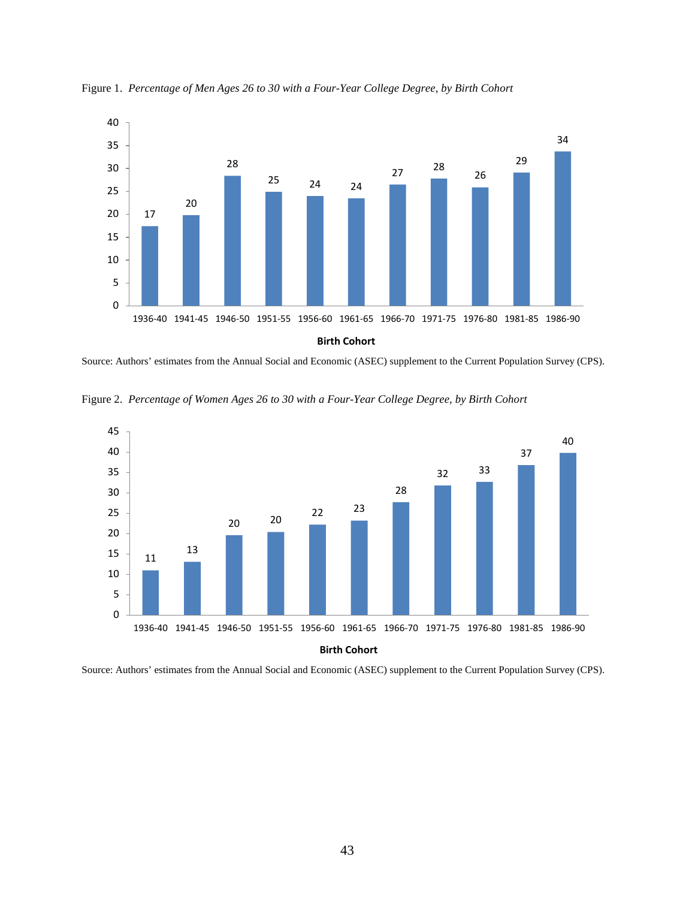Figure 1. *Percentage of Men Ages 26 to 30 with a Four-Year College Degree, by Birth Cohort*

| Birth Cohort | Percentage |
|---|---|
| 1936-40 | 17 |
| 1941-45 | 20 |
| 1946-50 | 28 |
| 1951-55 | 25 |
| 1956-60 | 24 |
| 1961-65 | 24 |
| 1966-70 | 27 |
| 1971-75 | 28 |
| 1976-80 | 26 |
| 1981-85 | 29 |
| 1986-90 | 34 |

Source: Authors' estimates from the Annual Social and Economic (ASEC) supplement to the Current Population Survey (CPS).

Figure 2. *Percentage of Women Ages 26 to 30 with a Four-Year College Degree, by Birth Cohort*

| Birth Cohort | Percentage |
|---|---|
| 1936-40 | 11 |
| 1941-45 | 13 |
| 1946-50 | 20 |
| 1951-55 | 20 |
| 1956-60 | 22 |
| 1961-65 | 23 |
| 1966-70 | 28 |
| 1971-75 | 32 |
| 1976-80 | 33 |
| 1981-85 | 37 |
| 1986-90 | 40 |

Source: Authors' estimates from the Annual Social and Economic (ASEC) supplement to the Current Population Survey (CPS).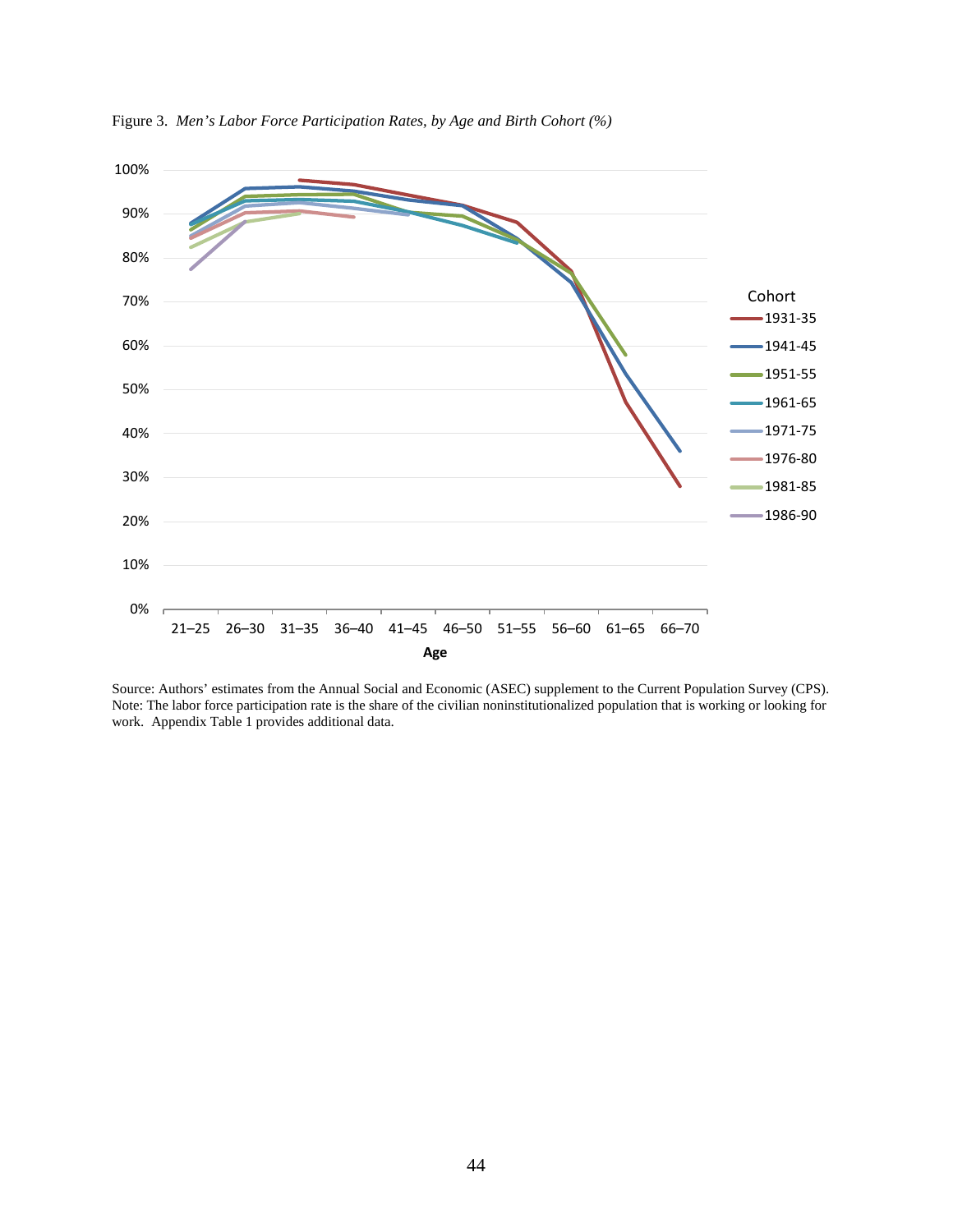Figure 3. *Men's Labor Force Participation Rates, by Age and Birth Cohort (%)*

Source: Authors' estimates from the Annual Social and Economic (ASEC) supplement to the Current Population Survey (CPS).
Note: The labor force participation rate is the share of the civilian noninstitutionalized population that is working or looking for work. Appendix Table 1 provides additional data.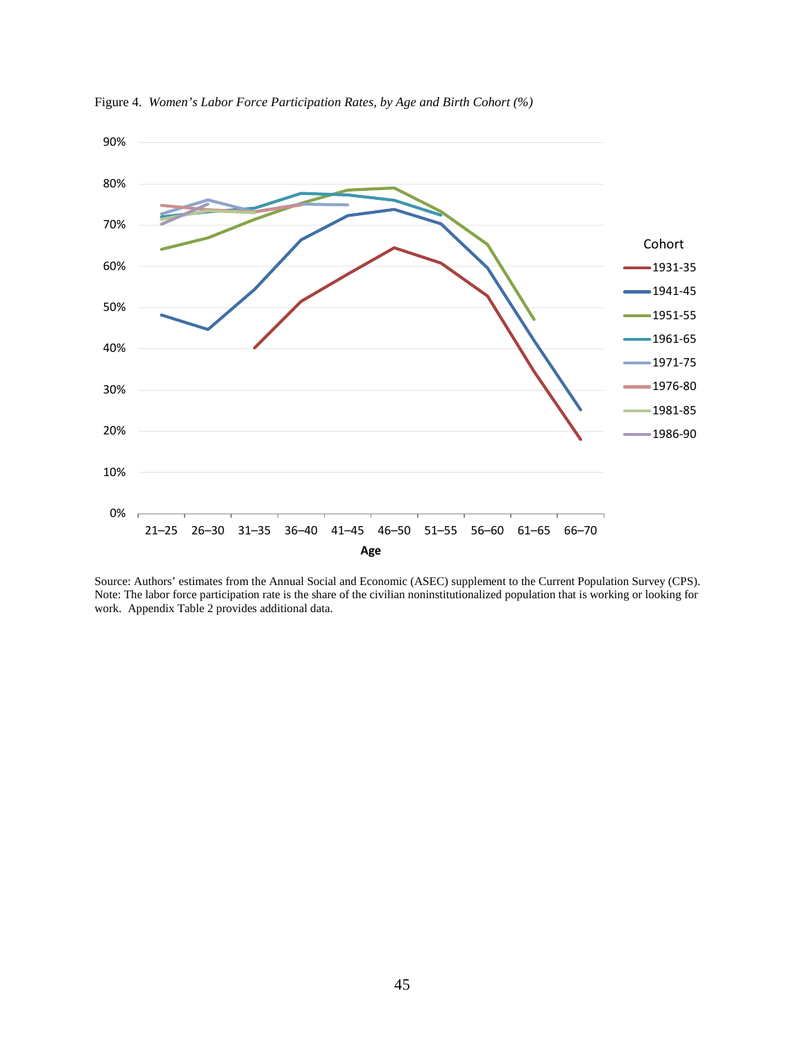Figure 4. *Women's Labor Force Participation Rates, by Age and Birth Cohort (%)*

Source: Authors' estimates from the Annual Social and Economic (ASEC) supplement to the Current Population Survey (CPS). Note: The labor force participation rate is the share of the civilian noninstitutionalized population that is working or looking for work. Appendix Table 2 provides additional data.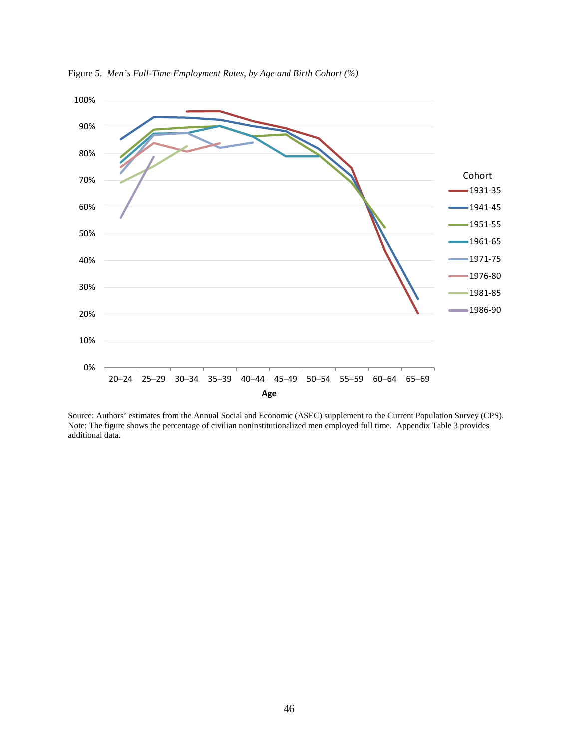Figure 5. *Men's Full-Time Employment Rates, by Age and Birth Cohort (%)*

Source: Authors' estimates from the Annual Social and Economic (ASEC) supplement to the Current Population Survey (CPS).
Note: The figure shows the percentage of civilian noninstitutionalized men employed full time. Appendix Table 3 provides additional data.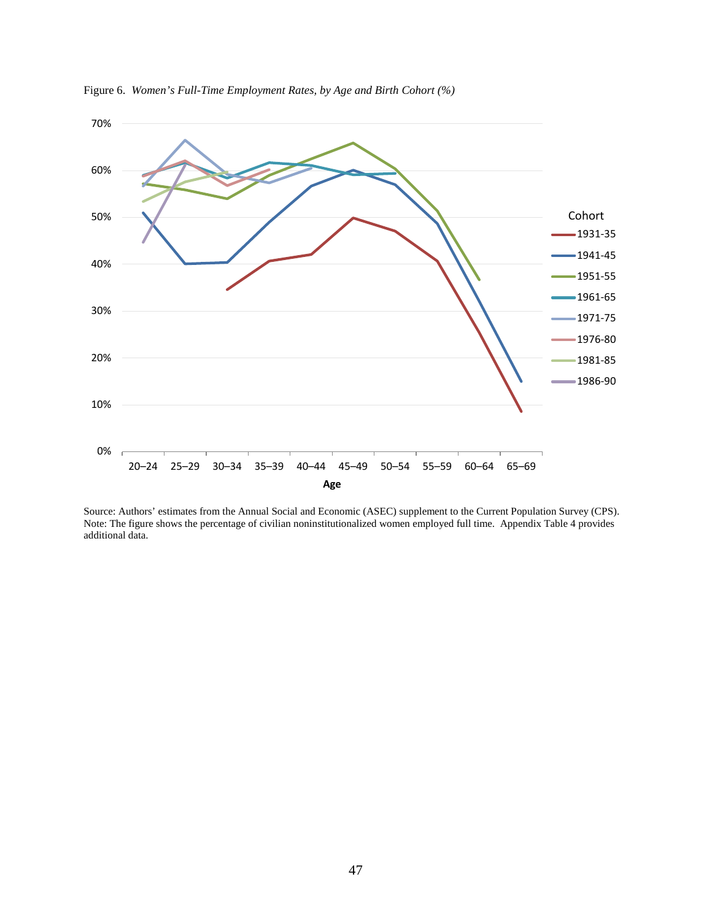Figure 6. *Women's Full-Time Employment Rates, by Age and Birth Cohort (%)*

Source: Authors' estimates from the Annual Social and Economic (ASEC) supplement to the Current Population Survey (CPS).
Note: The figure shows the percentage of civilian noninstitutionalized women employed full time. Appendix Table 4 provides additional data.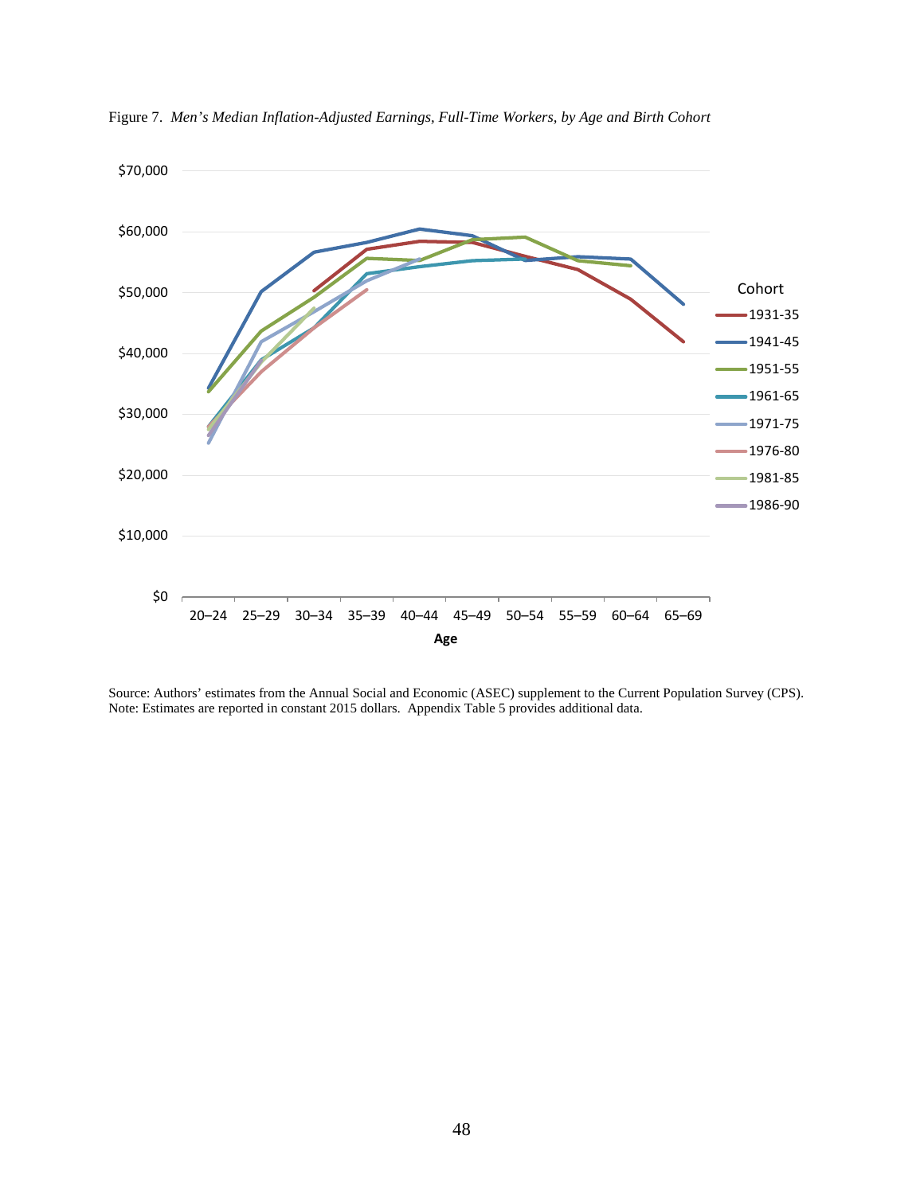Figure 7. *Men's Median Inflation-Adjusted Earnings, Full-Time Workers, by Age and Birth Cohort*

Source: Authors' estimates from the Annual Social and Economic (ASEC) supplement to the Current Population Survey (CPS).
Note: Estimates are reported in constant 2015 dollars. Appendix Table 5 provides additional data.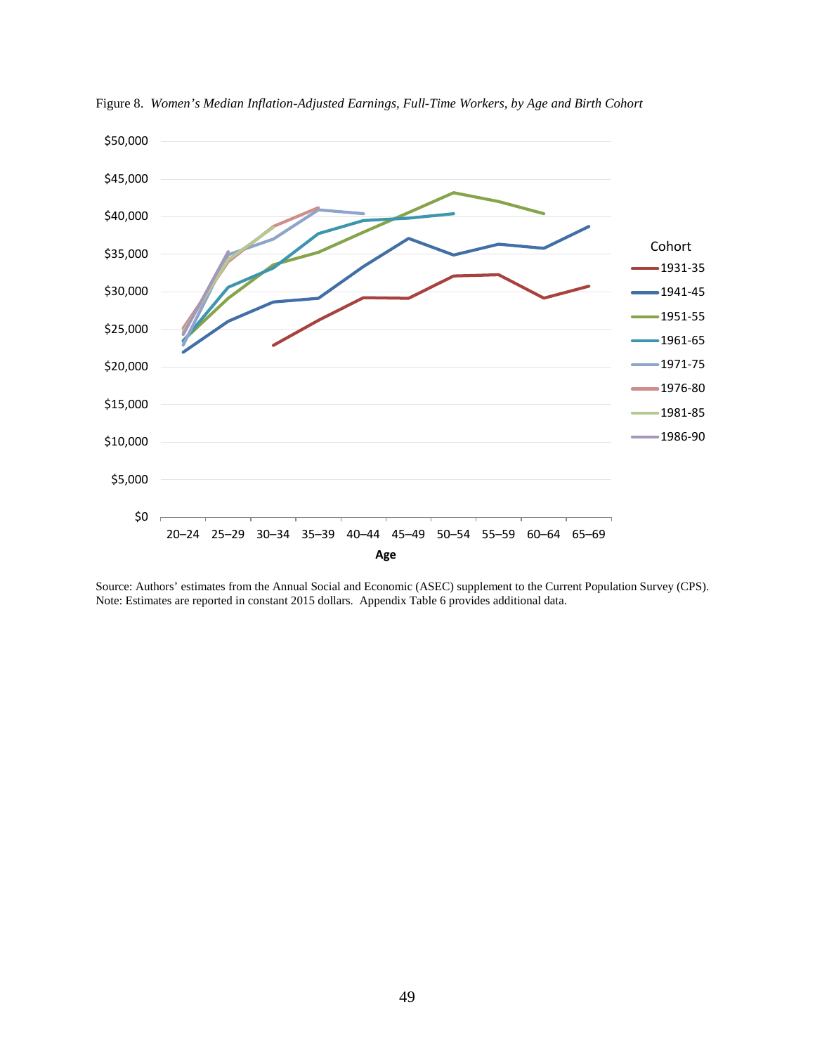Figure 8. *Women's Median Inflation-Adjusted Earnings, Full-Time Workers, by Age and Birth Cohort*

Source: Authors' estimates from the Annual Social and Economic (ASEC) supplement to the Current Population Survey (CPS).
Note: Estimates are reported in constant 2015 dollars. Appendix Table 6 provides additional data.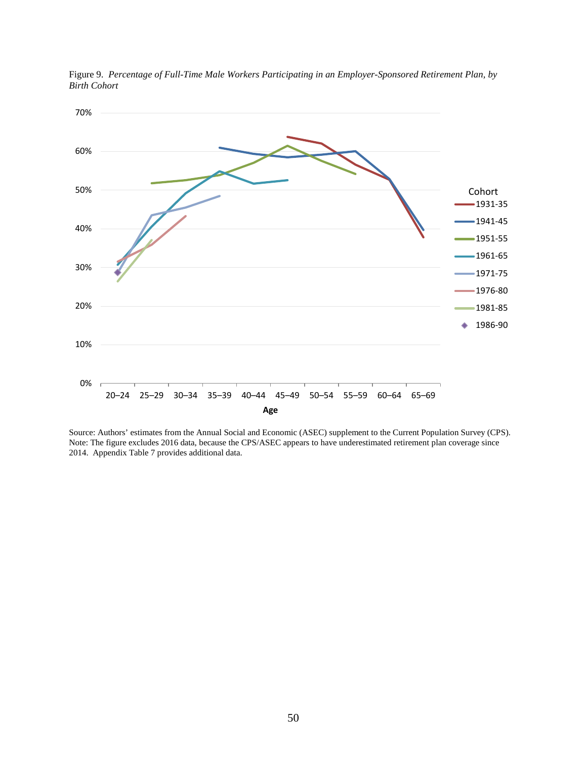Figure 9. *Percentage of Full-Time Male Workers Participating in an Employer-Sponsored Retirement Plan, by Birth Cohort*

Source: Authors' estimates from the Annual Social and Economic (ASEC) supplement to the Current Population Survey (CPS).
Note: The figure excludes 2016 data, because the CPS/ASEC appears to have underestimated retirement plan coverage since 2014. Appendix Table 7 provides additional data.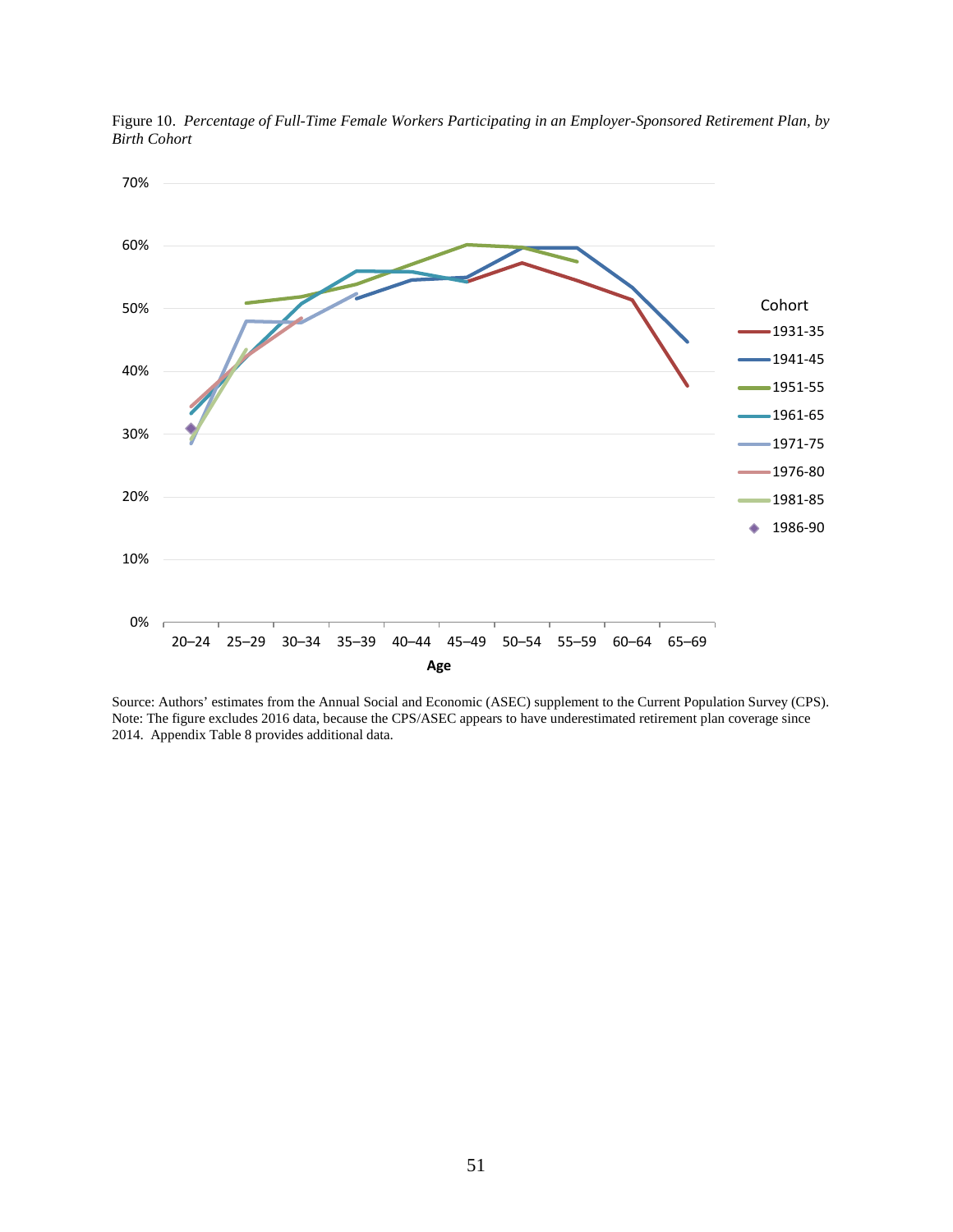Figure 10. *Percentage of Full-Time Female Workers Participating in an Employer-Sponsored Retirement Plan, by Birth Cohort*

Source: Authors' estimates from the Annual Social and Economic (ASEC) supplement to the Current Population Survey (CPS). Note: The figure excludes 2016 data, because the CPS/ASEC appears to have underestimated retirement plan coverage since 2014. Appendix Table 8 provides additional data.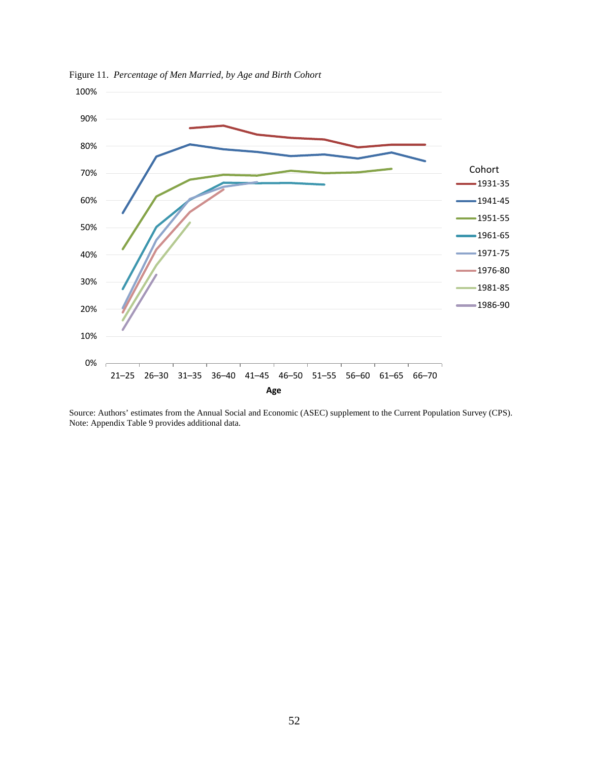Figure 11. *Percentage of Men Married, by Age and Birth Cohort*

Source: Authors' estimates from the Annual Social and Economic (ASEC) supplement to the Current Population Survey (CPS).
Note: Appendix Table 9 provides additional data.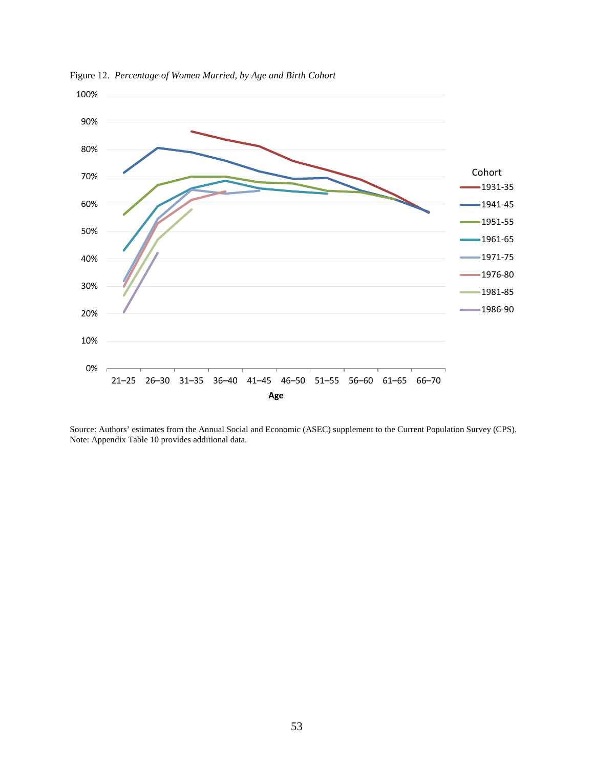Figure 12. *Percentage of Women Married, by Age and Birth Cohort*

Source: Authors' estimates from the Annual Social and Economic (ASEC) supplement to the Current Population Survey (CPS).
Note: Appendix Table 10 provides additional data.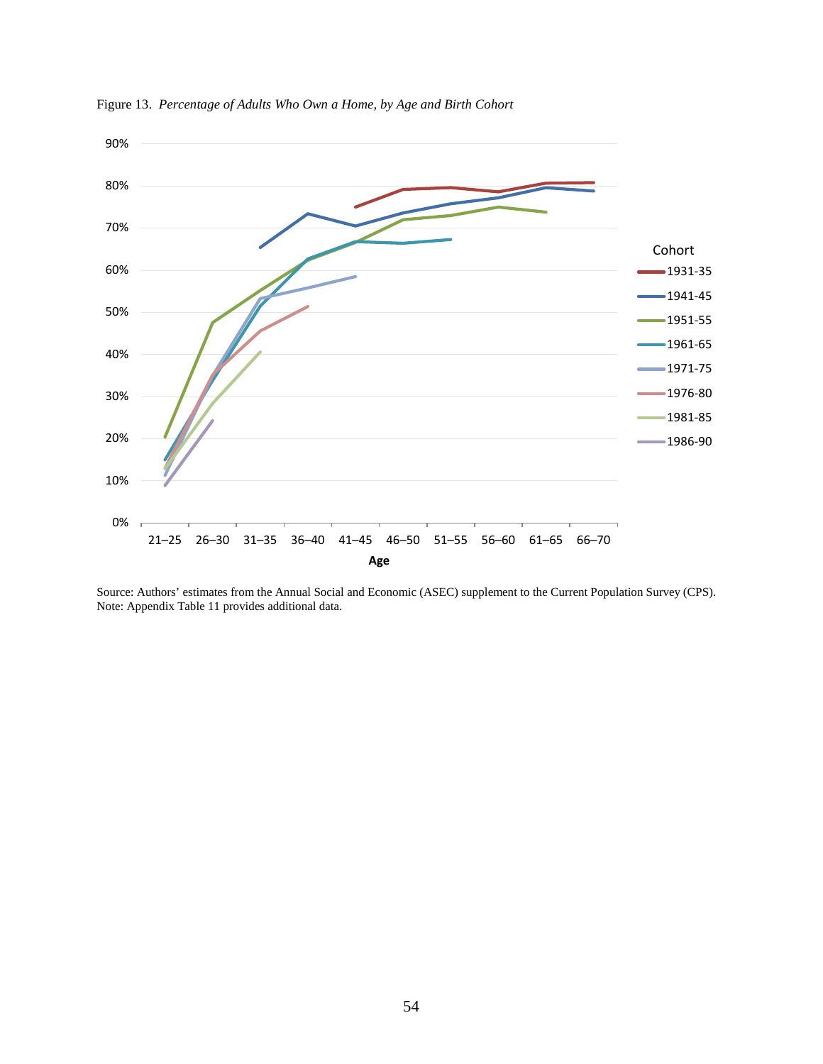Figure 13. *Percentage of Adults Who Own a Home, by Age and Birth Cohort*

Source: Authors' estimates from the Annual Social and Economic (ASEC) supplement to the Current Population Survey (CPS).
Note: Appendix Table 11 provides additional data.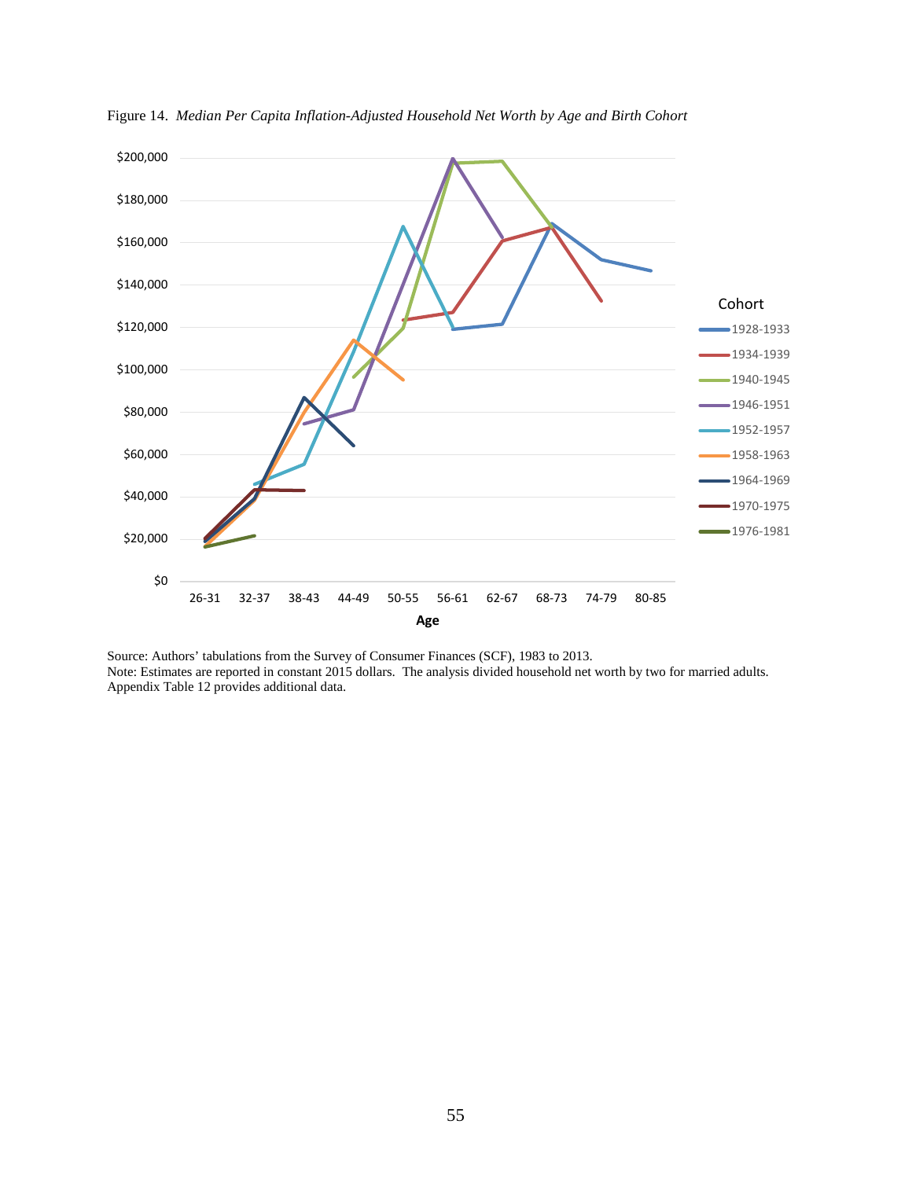Figure 14. *Median Per Capita Inflation-Adjusted Household Net Worth by Age and Birth Cohort*

Source: Authors' tabulations from the Survey of Consumer Finances (SCF), 1983 to 2013.
Note: Estimates are reported in constant 2015 dollars. The analysis divided household net worth by two for married adults. Appendix Table 12 provides additional data.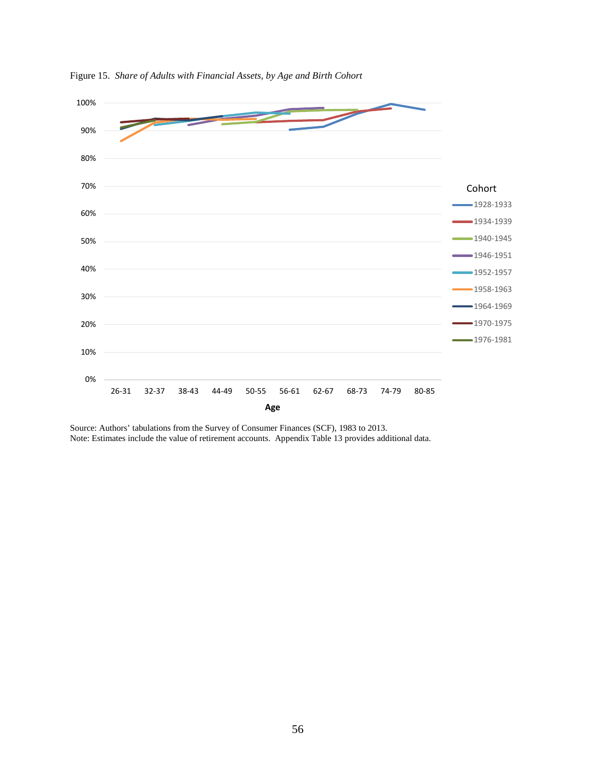Figure 15. *Share of Adults with Financial Assets, by Age and Birth Cohort*

Source: Authors' tabulations from the Survey of Consumer Finances (SCF), 1983 to 2013.
Note: Estimates include the value of retirement accounts. Appendix Table 13 provides additional data.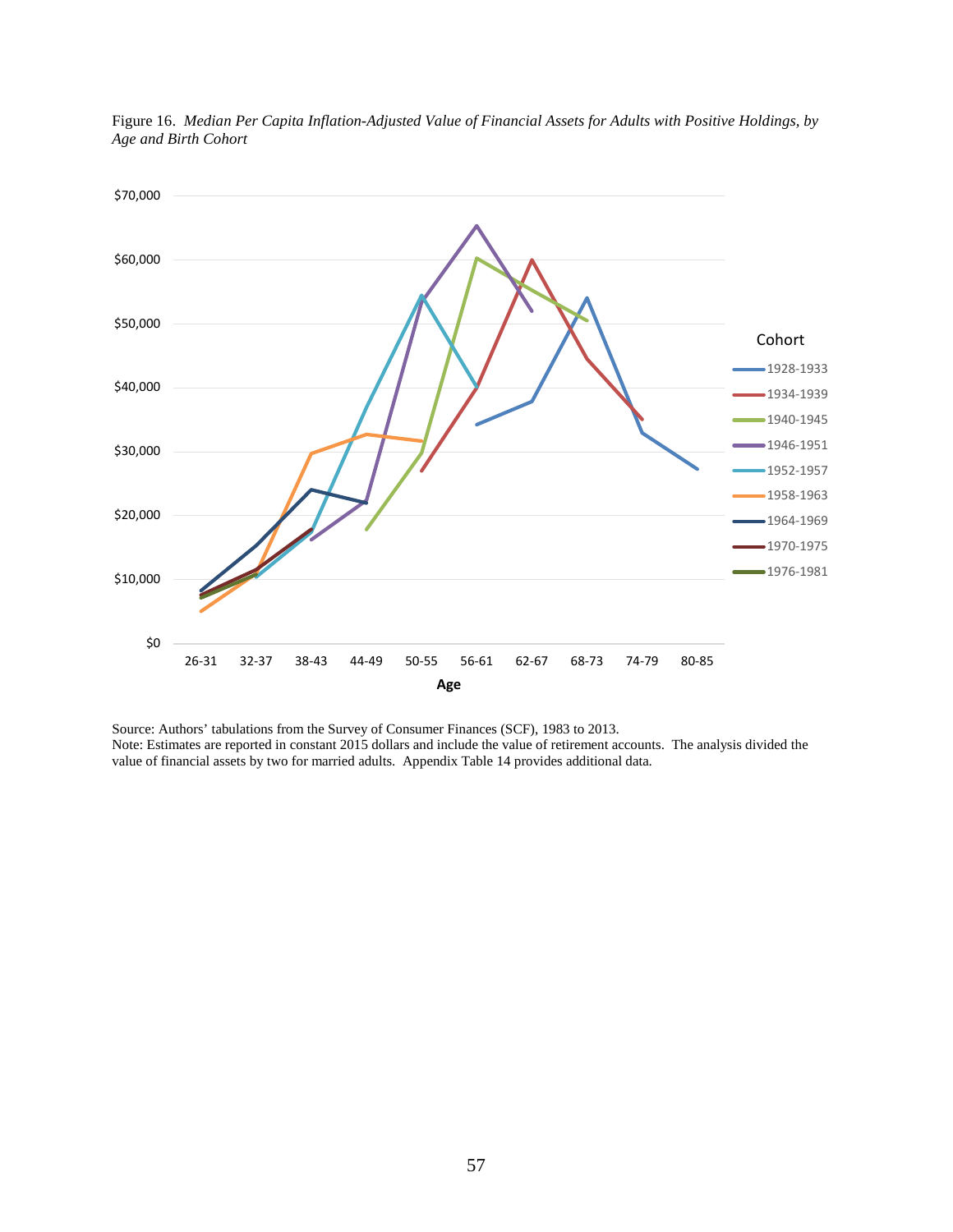Figure 16. *Median Per Capita Inflation-Adjusted Value of Financial Assets for Adults with Positive Holdings, by Age and Birth Cohort*

Source: Authors' tabulations from the Survey of Consumer Finances (SCF), 1983 to 2013.
Note: Estimates are reported in constant 2015 dollars and include the value of retirement accounts. The analysis divided the value of financial assets by two for married adults. Appendix Table 14 provides additional data.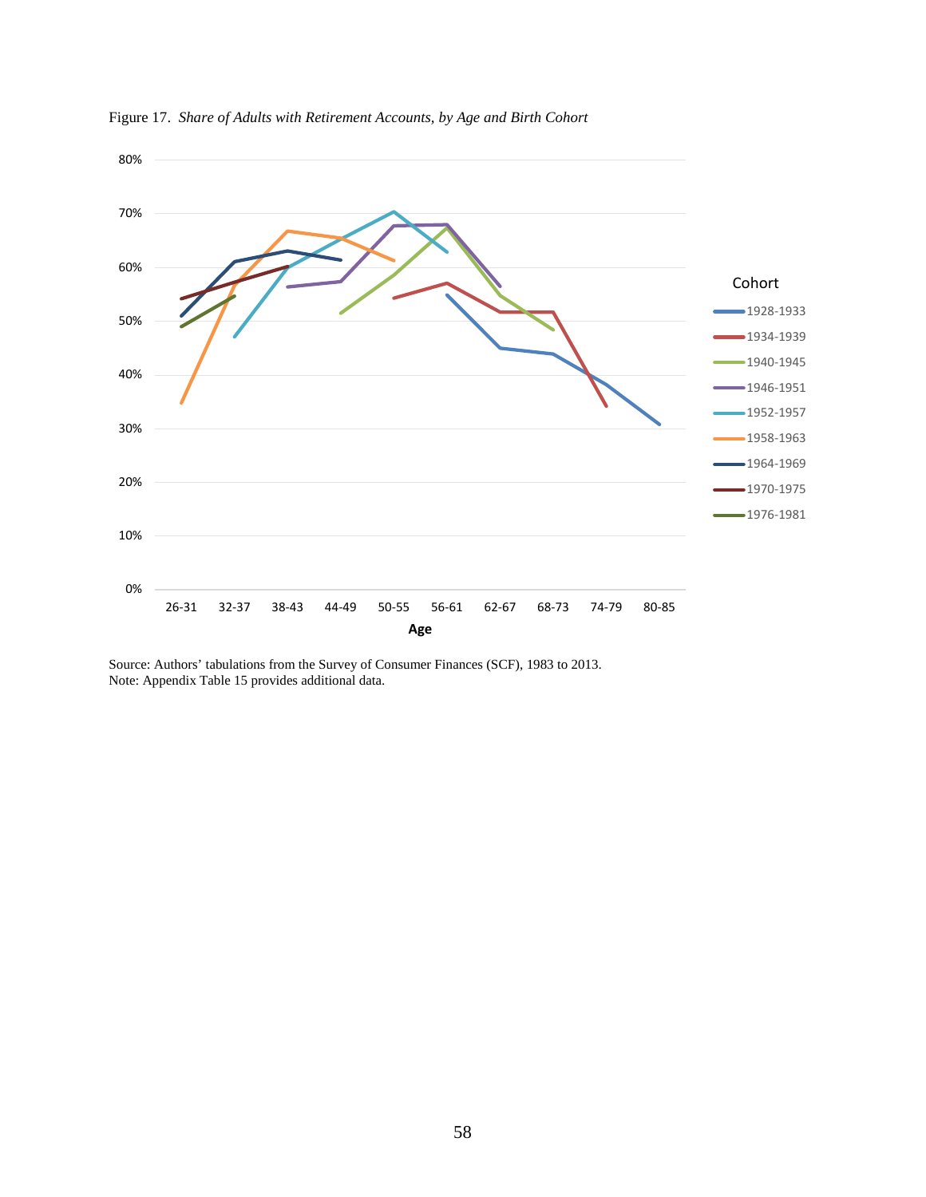Figure 17. *Share of Adults with Retirement Accounts, by Age and Birth Cohort*

Source: Authors' tabulations from the Survey of Consumer Finances (SCF), 1983 to 2013.
Note: Appendix Table 15 provides additional data.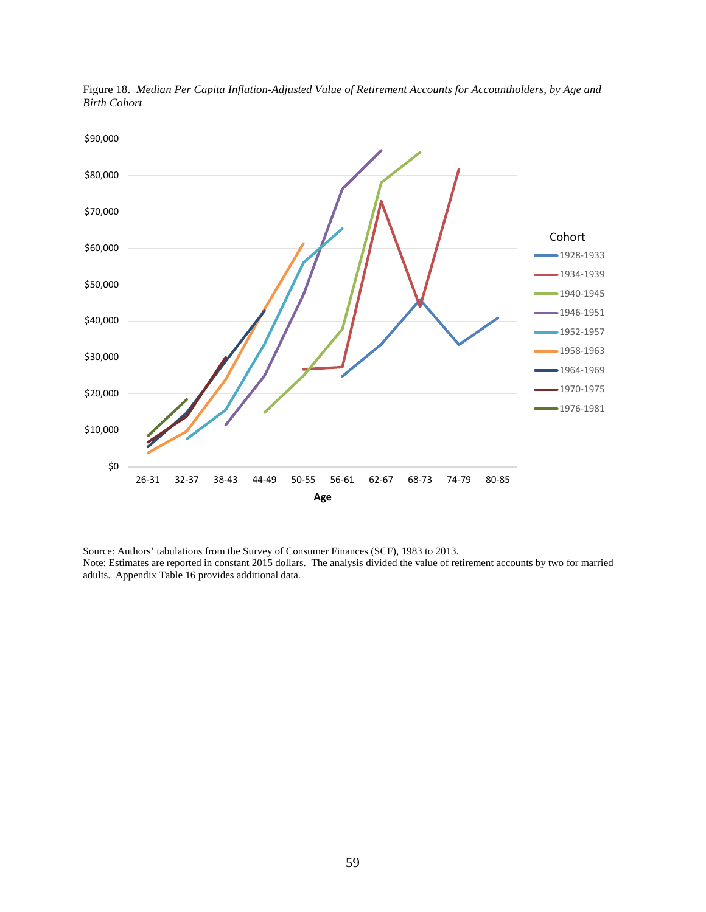Figure 18. *Median Per Capita Inflation-Adjusted Value of Retirement Accounts for Accountholders, by Age and Birth Cohort*

Source: Authors' tabulations from the Survey of Consumer Finances (SCF), 1983 to 2013.
Note: Estimates are reported in constant 2015 dollars. The analysis divided the value of retirement accounts by two for married adults. Appendix Table 16 provides additional data.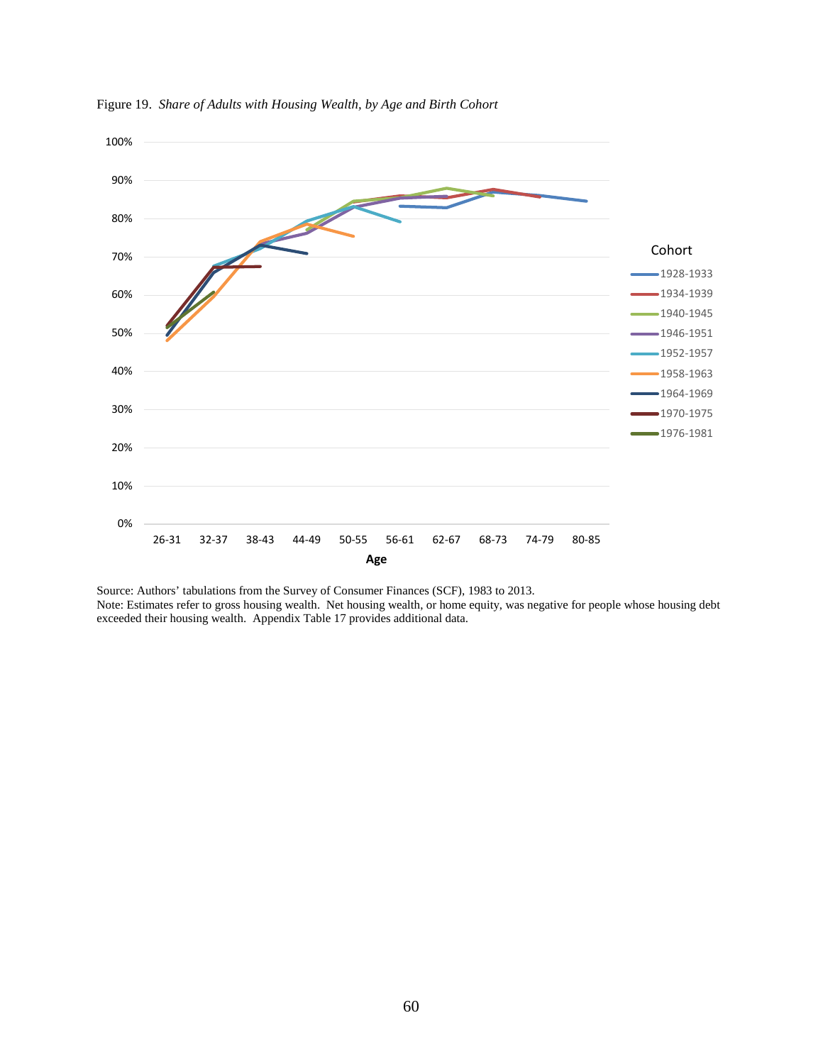Figure 19. *Share of Adults with Housing Wealth, by Age and Birth Cohort*

Source: Authors' tabulations from the Survey of Consumer Finances (SCF), 1983 to 2013.
Note: Estimates refer to gross housing wealth. Net housing wealth, or home equity, was negative for people whose housing debt exceeded their housing wealth. Appendix Table 17 provides additional data.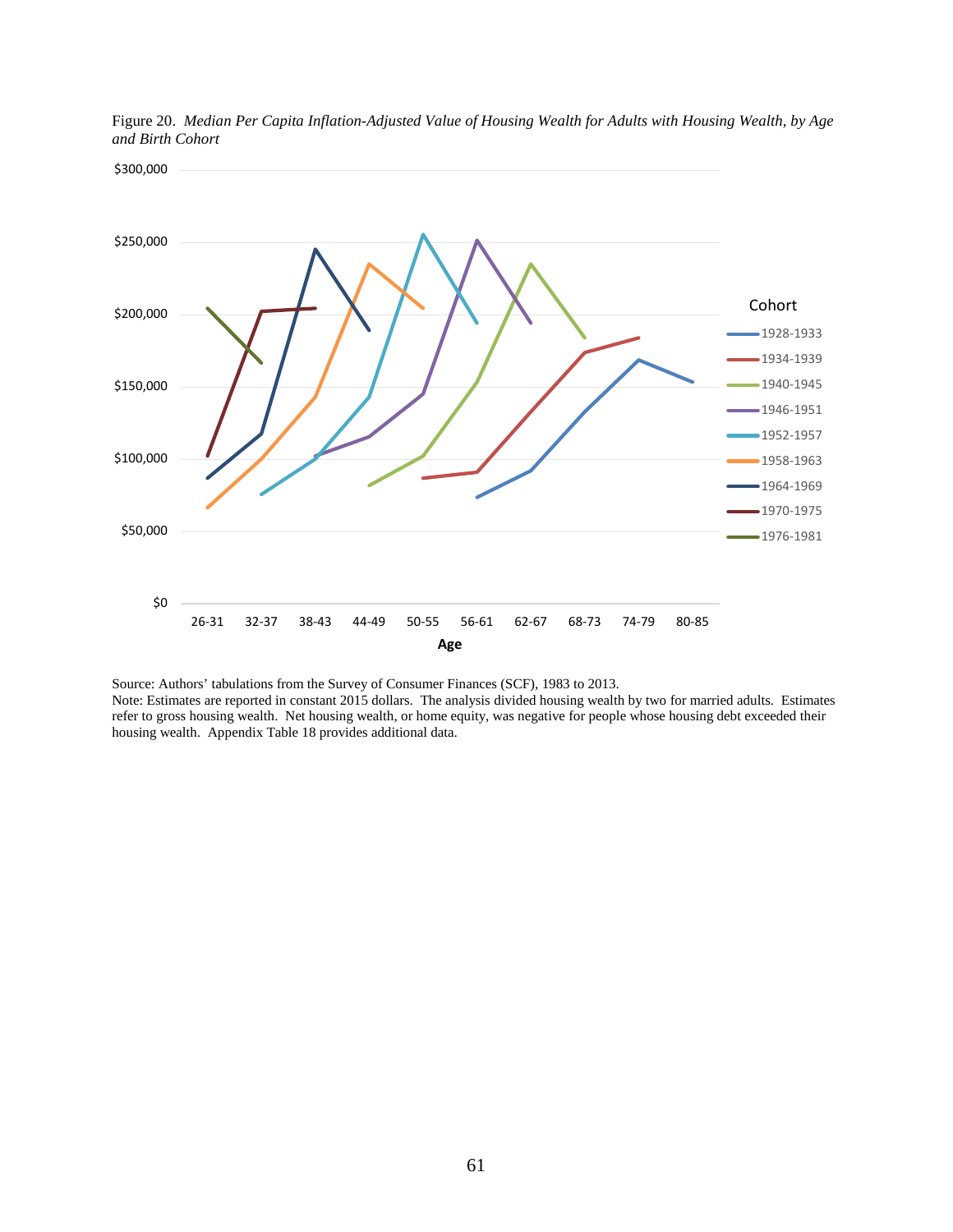Figure 20. *Median Per Capita Inflation-Adjusted Value of Housing Wealth for Adults with Housing Wealth, by Age and Birth Cohort*

Source: Authors' tabulations from the Survey of Consumer Finances (SCF), 1983 to 2013.
Note: Estimates are reported in constant 2015 dollars. The analysis divided housing wealth by two for married adults. Estimates refer to gross housing wealth. Net housing wealth, or home equity, was negative for people whose housing debt exceeded their housing wealth. Appendix Table 18 provides additional data.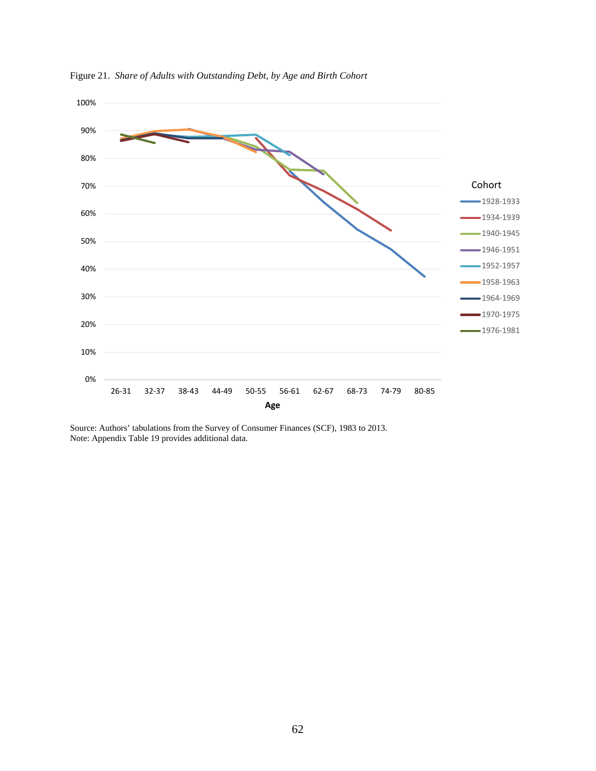Figure 21. *Share of Adults with Outstanding Debt, by Age and Birth Cohort*

Source: Authors' tabulations from the Survey of Consumer Finances (SCF), 1983 to 2013.
Note: Appendix Table 19 provides additional data.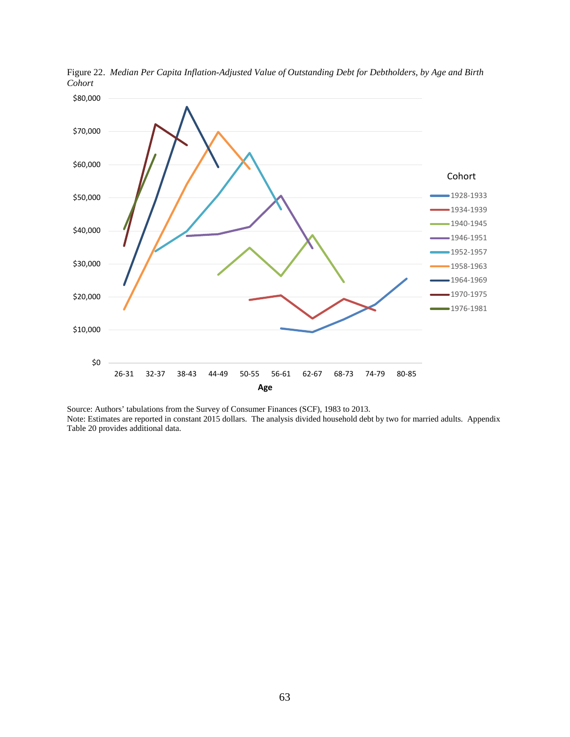Figure 22. *Median Per Capita Inflation-Adjusted Value of Outstanding Debt for Debtholders, by Age and Birth Cohort*

Source: Authors' tabulations from the Survey of Consumer Finances (SCF), 1983 to 2013.
Note: Estimates are reported in constant 2015 dollars. The analysis divided household debt by two for married adults. Appendix Table 20 provides additional data.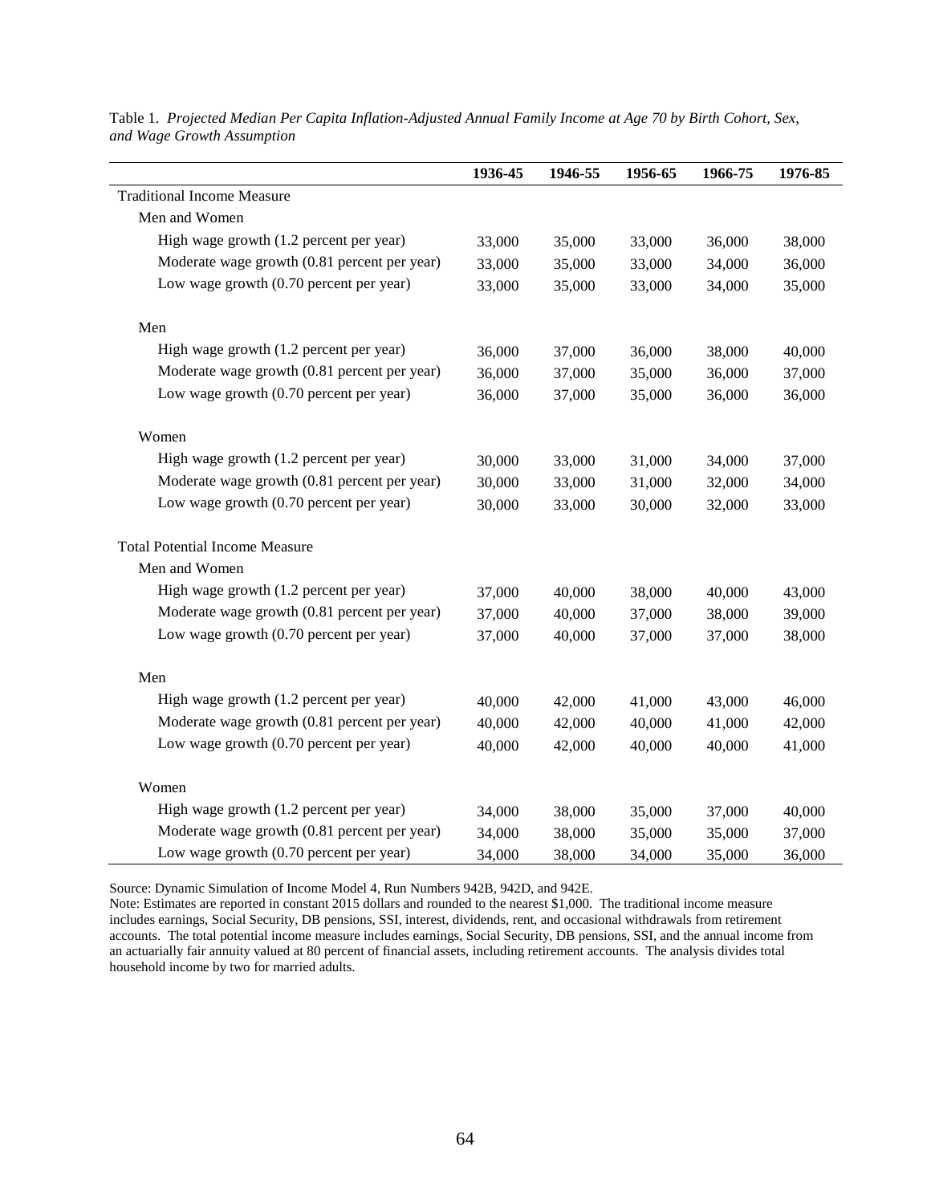Table 1. *Projected Median Per Capita Inflation-Adjusted Annual Family Income at Age 70 by Birth Cohort, Sex, and Wage Growth Assumption*

| | 1936-45 | 1946-55 | 1956-65 | 1966-75 | 1976-85 |
|---|---|---|---|---|---|
| Traditional Income Measure | | | | | |
| Men and Women | | | | | |
| High wage growth (1.2 percent per year) | 33,000 | 35,000 | 33,000 | 36,000 | 38,000 |
| Moderate wage growth (0.81 percent per year) | 33,000 | 35,000 | 33,000 | 34,000 | 36,000 |
| Low wage growth (0.70 percent per year) | 33,000 | 35,000 | 33,000 | 34,000 | 35,000 |
| Men | | | | | |
| High wage growth (1.2 percent per year) | 36,000 | 37,000 | 36,000 | 38,000 | 40,000 |
| Moderate wage growth (0.81 percent per year) | 36,000 | 37,000 | 35,000 | 36,000 | 37,000 |
| Low wage growth (0.70 percent per year) | 36,000 | 37,000 | 35,000 | 36,000 | 36,000 |
| Women | | | | | |
| High wage growth (1.2 percent per year) | 30,000 | 33,000 | 31,000 | 34,000 | 37,000 |
| Moderate wage growth (0.81 percent per year) | 30,000 | 33,000 | 31,000 | 32,000 | 34,000 |
| Low wage growth (0.70 percent per year) | 30,000 | 33,000 | 30,000 | 32,000 | 33,000 |
| Total Potential Income Measure | | | | | |
| Men and Women | | | | | |
| High wage growth (1.2 percent per year) | 37,000 | 40,000 | 38,000 | 40,000 | 43,000 |
| Moderate wage growth (0.81 percent per year) | 37,000 | 40,000 | 37,000 | 38,000 | 39,000 |
| Low wage growth (0.70 percent per year) | 37,000 | 40,000 | 37,000 | 37,000 | 38,000 |
| Men | | | | | |
| High wage growth (1.2 percent per year) | 40,000 | 42,000 | 41,000 | 43,000 | 46,000 |
| Moderate wage growth (0.81 percent per year) | 40,000 | 42,000 | 40,000 | 41,000 | 42,000 |
| Low wage growth (0.70 percent per year) | 40,000 | 42,000 | 40,000 | 40,000 | 41,000 |
| Women | | | | | |
| High wage growth (1.2 percent per year) | 34,000 | 38,000 | 35,000 | 37,000 | 40,000 |
| Moderate wage growth (0.81 percent per year) | 34,000 | 38,000 | 35,000 | 35,000 | 37,000 |
| Low wage growth (0.70 percent per year) | 34,000 | 38,000 | 34,000 | 35,000 | 36,000 |

Source: Dynamic Simulation of Income Model 4, Run Numbers 942B, 942D, and 942E.
Note: Estimates are reported in constant 2015 dollars and rounded to the nearest $1,000. The traditional income measure includes earnings, Social Security, DB pensions, SSI, interest, dividends, rent, and occasional withdrawals from retirement accounts. The total potential income measure includes earnings, Social Security, DB pensions, SSI, and the annual income from an actuarially fair annuity valued at 80 percent of financial assets, including retirement accounts. The analysis divides total household income by two for married adults.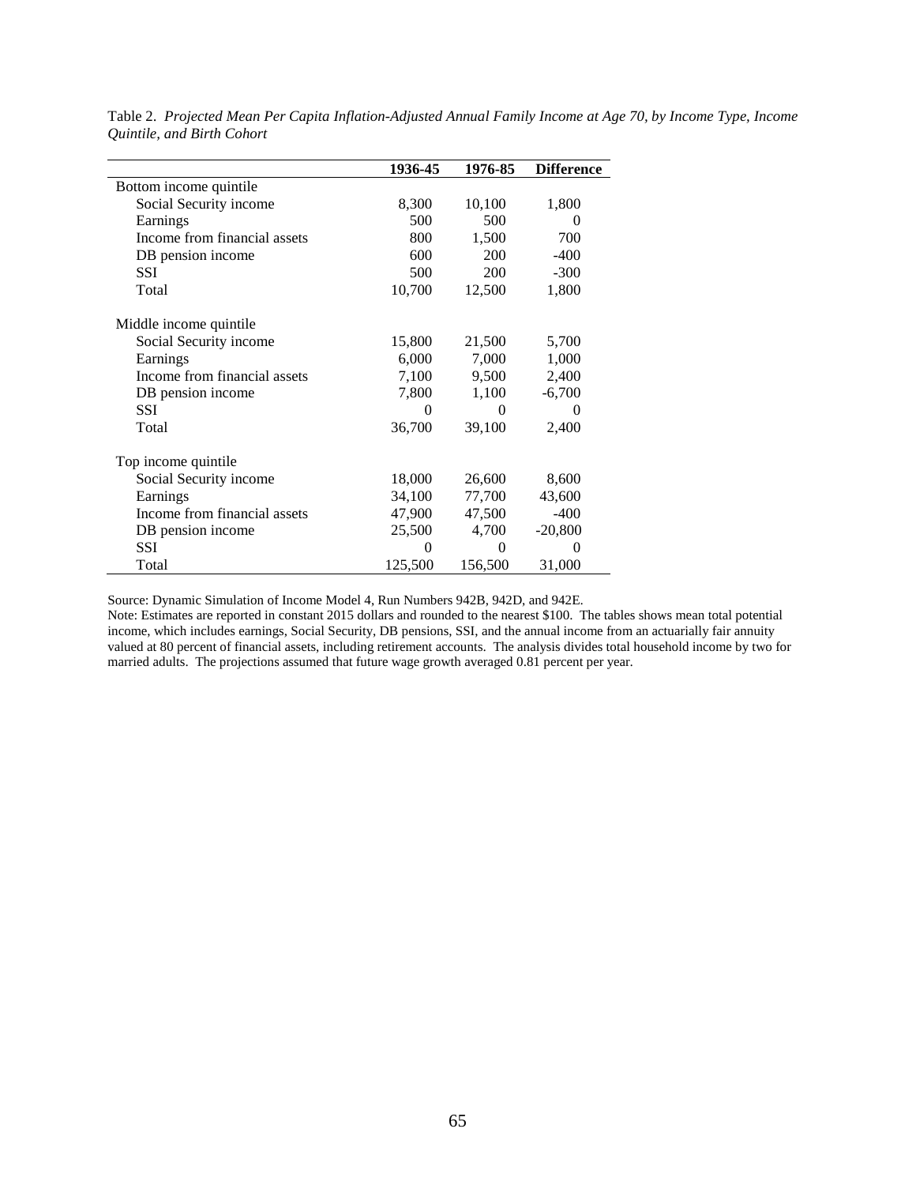Table 2. *Projected Mean Per Capita Inflation-Adjusted Annual Family Income at Age 70, by Income Type, Income Quintile, and Birth Cohort*

| | 1936-45 | 1976-85 | Difference |
|---|---|---|---|
| Bottom income quintile | | | |
| Social Security income | 8,300 | 10,100 | 1,800 |
| Earnings | 500 | 500 | 0 |
| Income from financial assets | 800 | 1,500 | 700 |
| DB pension income | 600 | 200 | -400 |
| SSI | 500 | 200 | -300 |
| Total | 10,700 | 12,500 | 1,800 |
| | | | |
| Middle income quintile | | | |
| Social Security income | 15,800 | 21,500 | 5,700 |
| Earnings | 6,000 | 7,000 | 1,000 |
| Income from financial assets | 7,100 | 9,500 | 2,400 |
| DB pension income | 7,800 | 1,100 | -6,700 |
| SSI | 0 | 0 | 0 |
| Total | 36,700 | 39,100 | 2,400 |
| | | | |
| Top income quintile | | | |
| Social Security income | 18,000 | 26,600 | 8,600 |
| Earnings | 34,100 | 77,700 | 43,600 |
| Income from financial assets | 47,900 | 47,500 | -400 |
| DB pension income | 25,500 | 4,700 | -20,800 |
| SSI | 0 | 0 | 0 |
| Total | 125,500 | 156,500 | 31,000 |

Source: Dynamic Simulation of Income Model 4, Run Numbers 942B, 942D, and 942E.
Note: Estimates are reported in constant 2015 dollars and rounded to the nearest $100. The tables shows mean total potential income, which includes earnings, Social Security, DB pensions, SSI, and the annual income from an actuarially fair annuity valued at 80 percent of financial assets, including retirement accounts. The analysis divides total household income by two for married adults. The projections assumed that future wage growth averaged 0.81 percent per year.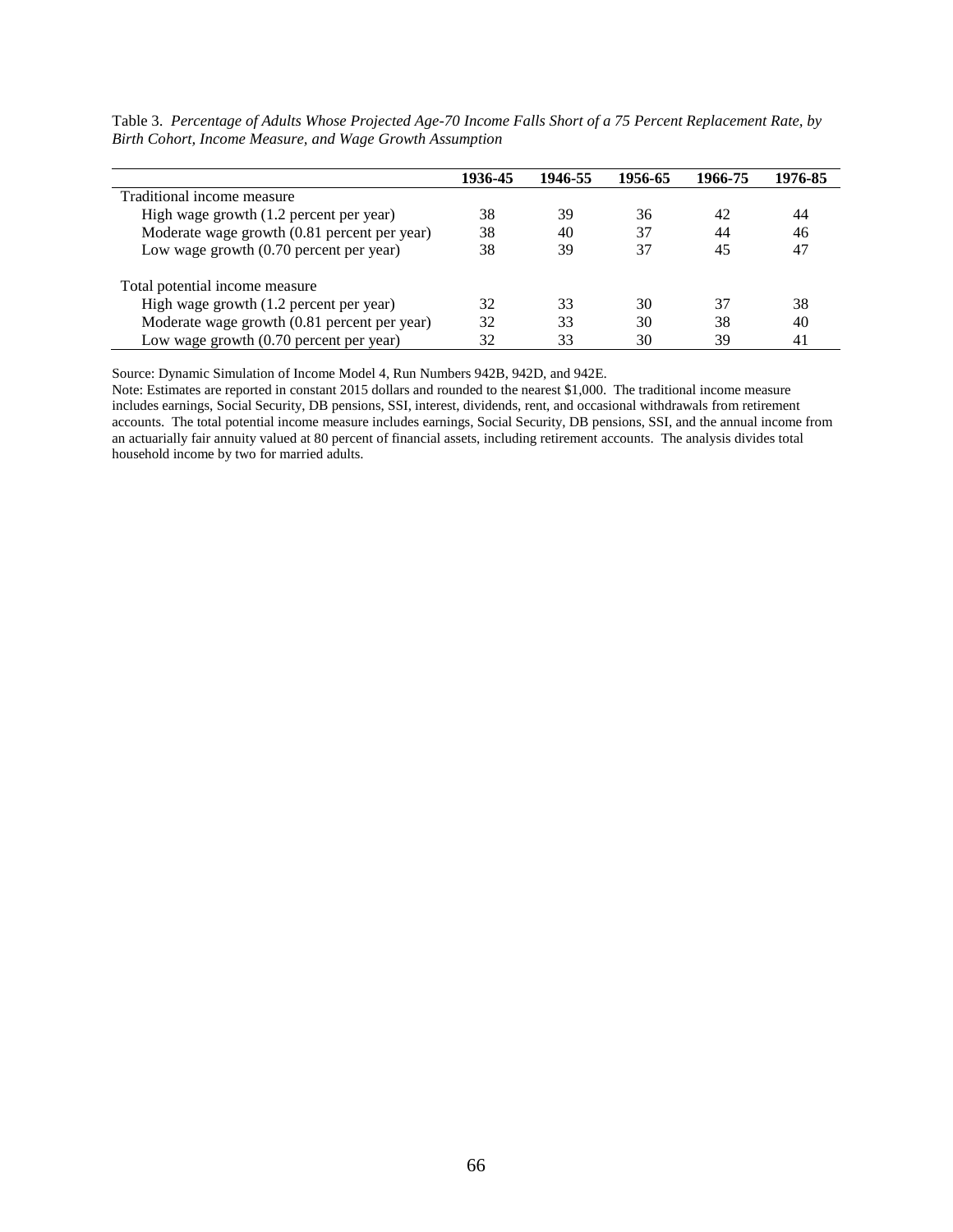Table 3. *Percentage of Adults Whose Projected Age-70 Income Falls Short of a 75 Percent Replacement Rate, by Birth Cohort, Income Measure, and Wage Growth Assumption*

| | 1936-45 | 1946-55 | 1956-65 | 1966-75 | 1976-85 |
|---|---|---|---|---|---|
| Traditional income measure | | | | | |
| High wage growth (1.2 percent per year) | 38 | 39 | 36 | 42 | 44 |
| Moderate wage growth (0.81 percent per year) | 38 | 40 | 37 | 44 | 46 |
| Low wage growth (0.70 percent per year) | 38 | 39 | 37 | 45 | 47 |
| Total potential income measure | | | | | |
| High wage growth (1.2 percent per year) | 32 | 33 | 30 | 37 | 38 |
| Moderate wage growth (0.81 percent per year) | 32 | 33 | 30 | 38 | 40 |
| Low wage growth (0.70 percent per year) | 32 | 33 | 30 | 39 | 41 |

Source: Dynamic Simulation of Income Model 4, Run Numbers 942B, 942D, and 942E.
Note: Estimates are reported in constant 2015 dollars and rounded to the nearest $1,000. The traditional income measure includes earnings, Social Security, DB pensions, SSI, interest, dividends, rent, and occasional withdrawals from retirement accounts. The total potential income measure includes earnings, Social Security, DB pensions, SSI, and the annual income from an actuarially fair annuity valued at 80 percent of financial assets, including retirement accounts. The analysis divides total household income by two for married adults.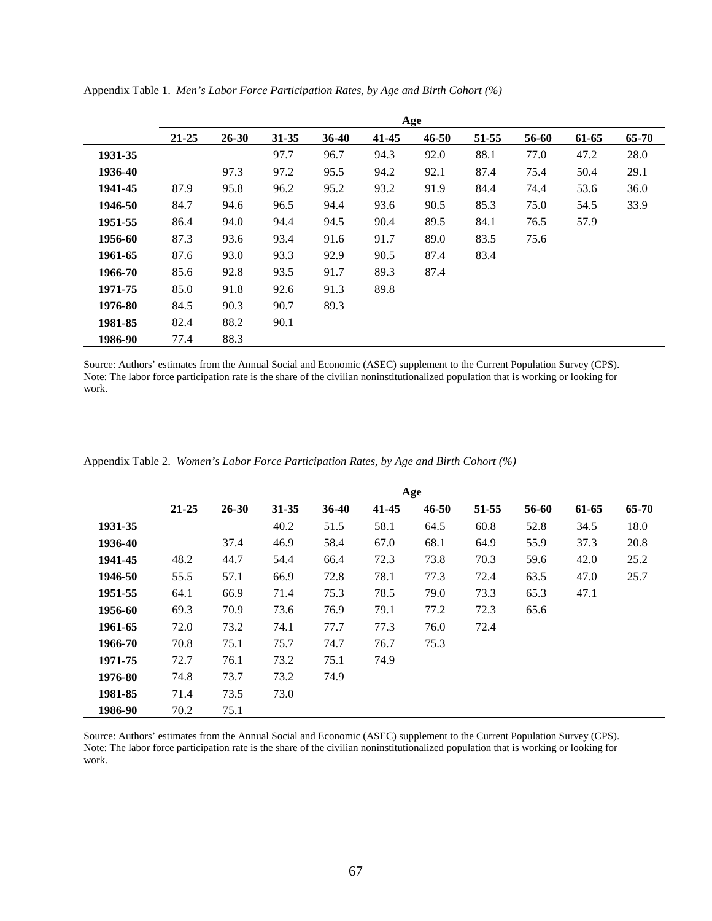Appendix Table 1. *Men's Labor Force Participation Rates, by Age and Birth Cohort (%)*

| | Age | | | | | | | | | |
|---|---|---|---|---|---|---|---|---|---|---|
| | **21-25** | **26-30** | **31-35** | **36-40** | **41-45** | **46-50** | **51-55** | **56-60** | **61-65** | **65-70** |
| **1931-35** | | | 97.7 | 96.7 | 94.3 | 92.0 | 88.1 | 77.0 | 47.2 | 28.0 |
| **1936-40** | | 97.3 | 97.2 | 95.5 | 94.2 | 92.1 | 87.4 | 75.4 | 50.4 | 29.1 |
| **1941-45** | 87.9 | 95.8 | 96.2 | 95.2 | 93.2 | 91.9 | 84.4 | 74.4 | 53.6 | 36.0 |
| **1946-50** | 84.7 | 94.6 | 96.5 | 94.4 | 93.6 | 90.5 | 85.3 | 75.0 | 54.5 | 33.9 |
| **1951-55** | 86.4 | 94.0 | 94.4 | 94.5 | 90.4 | 89.5 | 84.1 | 76.5 | 57.9 | |
| **1956-60** | 87.3 | 93.6 | 93.4 | 91.6 | 91.7 | 89.0 | 83.5 | 75.6 | | |
| **1961-65** | 87.6 | 93.0 | 93.3 | 92.9 | 90.5 | 87.4 | 83.4 | | | |
| **1966-70** | 85.6 | 92.8 | 93.5 | 91.7 | 89.3 | 87.4 | | | | |
| **1971-75** | 85.0 | 91.8 | 92.6 | 91.3 | 89.8 | | | | | |
| **1976-80** | 84.5 | 90.3 | 90.7 | 89.3 | | | | | | |
| **1981-85** | 82.4 | 88.2 | 90.1 | | | | | | | |
| **1986-90** | 77.4 | 88.3 | | | | | | | | |

Source: Authors' estimates from the Annual Social and Economic (ASEC) supplement to the Current Population Survey (CPS).
Note: The labor force participation rate is the share of the civilian noninstitutionalized population that is working or looking for work.

Appendix Table 2. *Women's Labor Force Participation Rates, by Age and Birth Cohort (%)*

| | Age | | | | | | | | | |
|---|---|---|---|---|---|---|---|---|---|---|
| | **21-25** | **26-30** | **31-35** | **36-40** | **41-45** | **46-50** | **51-55** | **56-60** | **61-65** | **65-70** |
| **1931-35** | | | 40.2 | 51.5 | 58.1 | 64.5 | 60.8 | 52.8 | 34.5 | 18.0 |
| **1936-40** | | 37.4 | 46.9 | 58.4 | 67.0 | 68.1 | 64.9 | 55.9 | 37.3 | 20.8 |
| **1941-45** | 48.2 | 44.7 | 54.4 | 66.4 | 72.3 | 73.8 | 70.3 | 59.6 | 42.0 | 25.2 |
| **1946-50** | 55.5 | 57.1 | 66.9 | 72.8 | 78.1 | 77.3 | 72.4 | 63.5 | 47.0 | 25.7 |
| **1951-55** | 64.1 | 66.9 | 71.4 | 75.3 | 78.5 | 79.0 | 73.3 | 65.3 | 47.1 | |
| **1956-60** | 69.3 | 70.9 | 73.6 | 76.9 | 79.1 | 77.2 | 72.3 | 65.6 | | |
| **1961-65** | 72.0 | 73.2 | 74.1 | 77.7 | 77.3 | 76.0 | 72.4 | | | |
| **1966-70** | 70.8 | 75.1 | 75.7 | 74.7 | 76.7 | 75.3 | | | | |
| **1971-75** | 72.7 | 76.1 | 73.2 | 75.1 | 74.9 | | | | | |
| **1976-80** | 74.8 | 73.7 | 73.2 | 74.9 | | | | | | |
| **1981-85** | 71.4 | 73.5 | 73.0 | | | | | | | |
| **1986-90** | 70.2 | 75.1 | | | | | | | | |

Source: Authors' estimates from the Annual Social and Economic (ASEC) supplement to the Current Population Survey (CPS).
Note: The labor force participation rate is the share of the civilian noninstitutionalized population that is working or looking for work.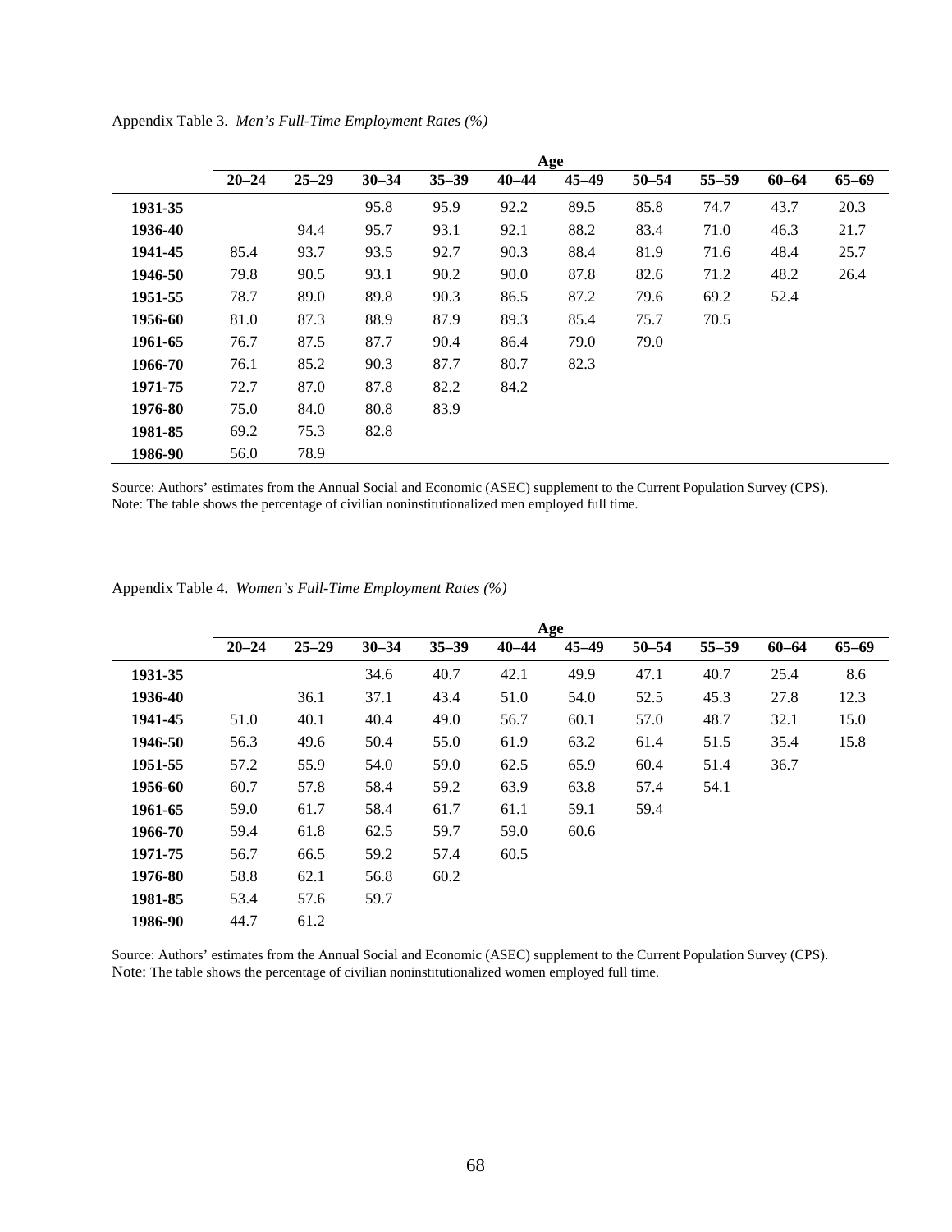Appendix Table 3. *Men's Full-Time Employment Rates (%)*

| | Age | | | | | | | | | |
|---|---|---|---|---|---|---|---|---|---|---|
| | **20–24** | **25–29** | **30–34** | **35–39** | **40–44** | **45–49** | **50–54** | **55–59** | **60–64** | **65–69** |
| **1931-35** | | | 95.8 | 95.9 | 92.2 | 89.5 | 85.8 | 74.7 | 43.7 | 20.3 |
| **1936-40** | | 94.4 | 95.7 | 93.1 | 92.1 | 88.2 | 83.4 | 71.0 | 46.3 | 21.7 |
| **1941-45** | 85.4 | 93.7 | 93.5 | 92.7 | 90.3 | 88.4 | 81.9 | 71.6 | 48.4 | 25.7 |
| **1946-50** | 79.8 | 90.5 | 93.1 | 90.2 | 90.0 | 87.8 | 82.6 | 71.2 | 48.2 | 26.4 |
| **1951-55** | 78.7 | 89.0 | 89.8 | 90.3 | 86.5 | 87.2 | 79.6 | 69.2 | 52.4 | |
| **1956-60** | 81.0 | 87.3 | 88.9 | 87.9 | 89.3 | 85.4 | 75.7 | 70.5 | | |
| **1961-65** | 76.7 | 87.5 | 87.7 | 90.4 | 86.4 | 79.0 | 79.0 | | | |
| **1966-70** | 76.1 | 85.2 | 90.3 | 87.7 | 80.7 | 82.3 | | | | |
| **1971-75** | 72.7 | 87.0 | 87.8 | 82.2 | 84.2 | | | | | |
| **1976-80** | 75.0 | 84.0 | 80.8 | 83.9 | | | | | | |
| **1981-85** | 69.2 | 75.3 | 82.8 | | | | | | | |
| **1986-90** | 56.0 | 78.9 | | | | | | | | |

Source: Authors' estimates from the Annual Social and Economic (ASEC) supplement to the Current Population Survey (CPS).
Note: The table shows the percentage of civilian noninstitutionalized men employed full time.

Appendix Table 4. *Women's Full-Time Employment Rates (%)*

| | Age | | | | | | | | | |
|---|---|---|---|---|---|---|---|---|---|---|
| | **20–24** | **25–29** | **30–34** | **35–39** | **40–44** | **45–49** | **50–54** | **55–59** | **60–64** | **65–69** |
| **1931-35** | | | 34.6 | 40.7 | 42.1 | 49.9 | 47.1 | 40.7 | 25.4 | 8.6 |
| **1936-40** | | 36.1 | 37.1 | 43.4 | 51.0 | 54.0 | 52.5 | 45.3 | 27.8 | 12.3 |
| **1941-45** | 51.0 | 40.1 | 40.4 | 49.0 | 56.7 | 60.1 | 57.0 | 48.7 | 32.1 | 15.0 |
| **1946-50** | 56.3 | 49.6 | 50.4 | 55.0 | 61.9 | 63.2 | 61.4 | 51.5 | 35.4 | 15.8 |
| **1951-55** | 57.2 | 55.9 | 54.0 | 59.0 | 62.5 | 65.9 | 60.4 | 51.4 | 36.7 | |
| **1956-60** | 60.7 | 57.8 | 58.4 | 59.2 | 63.9 | 63.8 | 57.4 | 54.1 | | |
| **1961-65** | 59.0 | 61.7 | 58.4 | 61.7 | 61.1 | 59.1 | 59.4 | | | |
| **1966-70** | 59.4 | 61.8 | 62.5 | 59.7 | 59.0 | 60.6 | | | | |
| **1971-75** | 56.7 | 66.5 | 59.2 | 57.4 | 60.5 | | | | | |
| **1976-80** | 58.8 | 62.1 | 56.8 | 60.2 | | | | | | |
| **1981-85** | 53.4 | 57.6 | 59.7 | | | | | | | |
| **1986-90** | 44.7 | 61.2 | | | | | | | | |

Source: Authors' estimates from the Annual Social and Economic (ASEC) supplement to the Current Population Survey (CPS).
Note: The table shows the percentage of civilian noninstitutionalized women employed full time.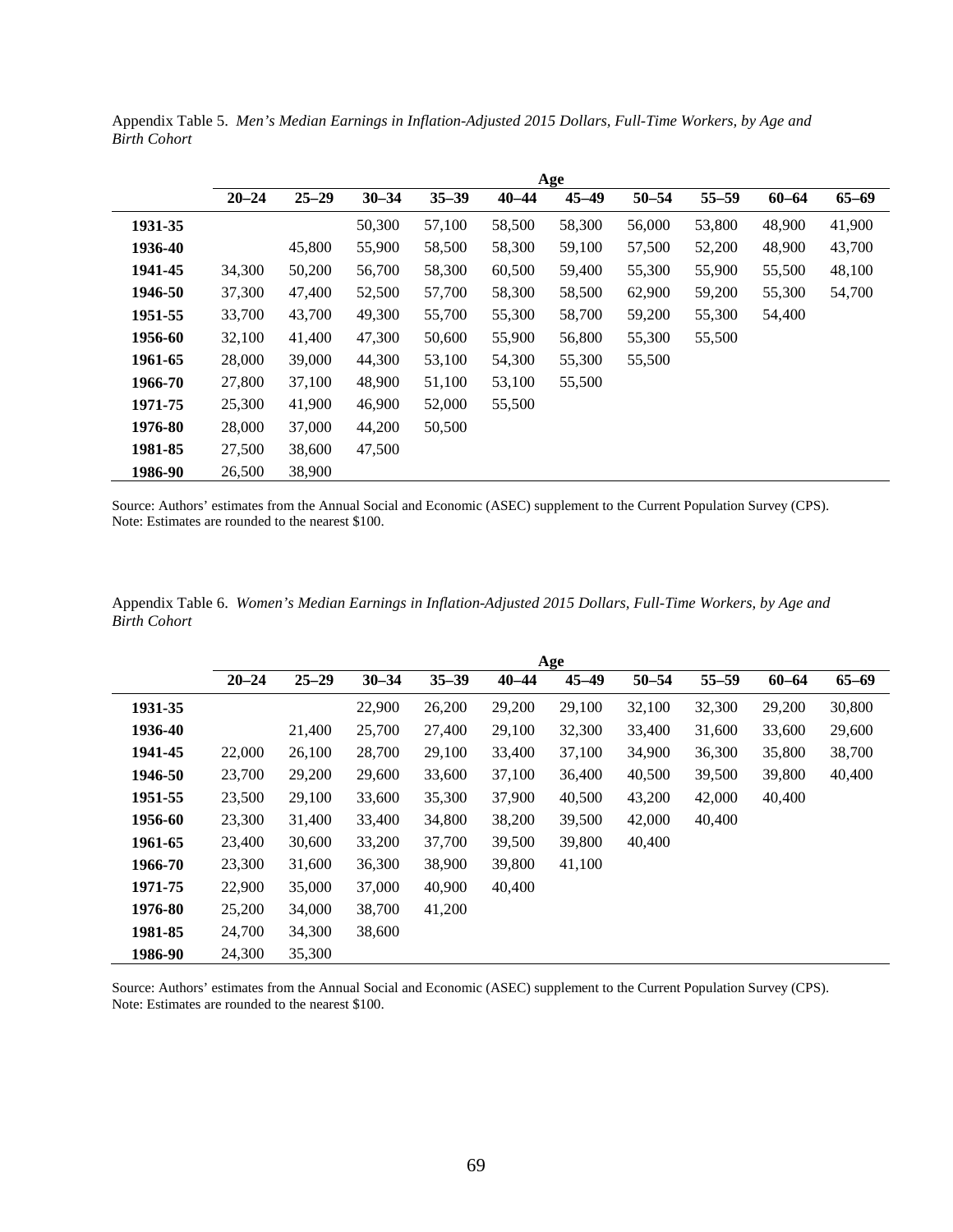Appendix Table 5. *Men's Median Earnings in Inflation-Adjusted 2015 Dollars, Full-Time Workers, by Age and Birth Cohort*

| | Age | | | | | | | | | |
|---|---|---|---|---|---|---|---|---|---|---|
| | **20–24** | **25–29** | **30–34** | **35–39** | **40–44** | **45–49** | **50–54** | **55–59** | **60–64** | **65–69** |
| **1931-35** | | | 50,300 | 57,100 | 58,500 | 58,300 | 56,000 | 53,800 | 48,900 | 41,900 |
| **1936-40** | | 45,800 | 55,900 | 58,500 | 58,300 | 59,100 | 57,500 | 52,200 | 48,900 | 43,700 |
| **1941-45** | 34,300 | 50,200 | 56,700 | 58,300 | 60,500 | 59,400 | 55,300 | 55,900 | 55,500 | 48,100 |
| **1946-50** | 37,300 | 47,400 | 52,500 | 57,700 | 58,300 | 58,500 | 62,900 | 59,200 | 55,300 | 54,700 |
| **1951-55** | 33,700 | 43,700 | 49,300 | 55,700 | 55,300 | 58,700 | 59,200 | 55,300 | 54,400 | |
| **1956-60** | 32,100 | 41,400 | 47,300 | 50,600 | 55,900 | 56,800 | 55,300 | 55,500 | | |
| **1961-65** | 28,000 | 39,000 | 44,300 | 53,100 | 54,300 | 55,300 | 55,500 | | | |
| **1966-70** | 27,800 | 37,100 | 48,900 | 51,100 | 53,100 | 55,500 | | | | |
| **1971-75** | 25,300 | 41,900 | 46,900 | 52,000 | 55,500 | | | | | |
| **1976-80** | 28,000 | 37,000 | 44,200 | 50,500 | | | | | | |
| **1981-85** | 27,500 | 38,600 | 47,500 | | | | | | | |
| **1986-90** | 26,500 | 38,900 | | | | | | | | |

Source: Authors' estimates from the Annual Social and Economic (ASEC) supplement to the Current Population Survey (CPS).
Note: Estimates are rounded to the nearest $100.

Appendix Table 6. *Women's Median Earnings in Inflation-Adjusted 2015 Dollars, Full-Time Workers, by Age and Birth Cohort*

| | Age | | | | | | | | | |
|---|---|---|---|---|---|---|---|---|---|---|
| | **20–24** | **25–29** | **30–34** | **35–39** | **40–44** | **45–49** | **50–54** | **55–59** | **60–64** | **65–69** |
| **1931-35** | | | 22,900 | 26,200 | 29,200 | 29,100 | 32,100 | 32,300 | 29,200 | 30,800 |
| **1936-40** | | 21,400 | 25,700 | 27,400 | 29,100 | 32,300 | 33,400 | 31,600 | 33,600 | 29,600 |
| **1941-45** | 22,000 | 26,100 | 28,700 | 29,100 | 33,400 | 37,100 | 34,900 | 36,300 | 35,800 | 38,700 |
| **1946-50** | 23,700 | 29,200 | 29,600 | 33,600 | 37,100 | 36,400 | 40,500 | 39,500 | 39,800 | 40,400 |
| **1951-55** | 23,500 | 29,100 | 33,600 | 35,300 | 37,900 | 40,500 | 43,200 | 42,000 | 40,400 | |
| **1956-60** | 23,300 | 31,400 | 33,400 | 34,800 | 38,200 | 39,500 | 42,000 | 40,400 | | |
| **1961-65** | 23,400 | 30,600 | 33,200 | 37,700 | 39,500 | 39,800 | 40,400 | | | |
| **1966-70** | 23,300 | 31,600 | 36,300 | 38,900 | 39,800 | 41,100 | | | | |
| **1971-75** | 22,900 | 35,000 | 37,000 | 40,900 | 40,400 | | | | | |
| **1976-80** | 25,200 | 34,000 | 38,700 | 41,200 | | | | | | |
| **1981-85** | 24,700 | 34,300 | 38,600 | | | | | | | |
| **1986-90** | 24,300 | 35,300 | | | | | | | | |

Source: Authors' estimates from the Annual Social and Economic (ASEC) supplement to the Current Population Survey (CPS).
Note: Estimates are rounded to the nearest $100.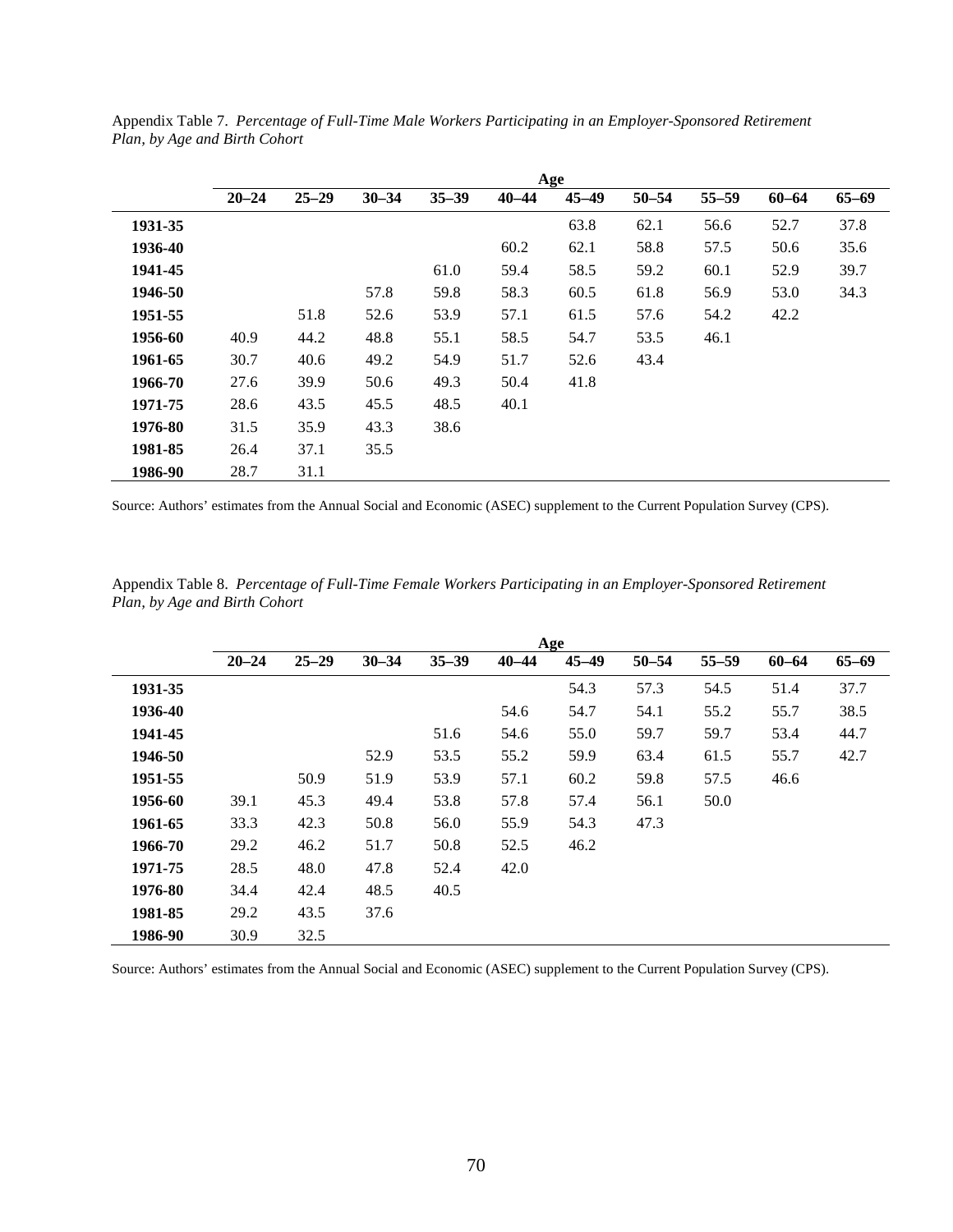Appendix Table 7. *Percentage of Full-Time Male Workers Participating in an Employer-Sponsored Retirement Plan, by Age and Birth Cohort*

| | Age | | | | | | | | | |
|---|---|---|---|---|---|---|---|---|---|---|
| | **20–24** | **25–29** | **30–34** | **35–39** | **40–44** | **45–49** | **50–54** | **55–59** | **60–64** | **65–69** |
| **1931-35** | | | | | | 63.8 | 62.1 | 56.6 | 52.7 | 37.8 |
| **1936-40** | | | | | 60.2 | 62.1 | 58.8 | 57.5 | 50.6 | 35.6 |
| **1941-45** | | | | 61.0 | 59.4 | 58.5 | 59.2 | 60.1 | 52.9 | 39.7 |
| **1946-50** | | | 57.8 | 59.8 | 58.3 | 60.5 | 61.8 | 56.9 | 53.0 | 34.3 |
| **1951-55** | | 51.8 | 52.6 | 53.9 | 57.1 | 61.5 | 57.6 | 54.2 | 42.2 | |
| **1956-60** | 40.9 | 44.2 | 48.8 | 55.1 | 58.5 | 54.7 | 53.5 | 46.1 | | |
| **1961-65** | 30.7 | 40.6 | 49.2 | 54.9 | 51.7 | 52.6 | 43.4 | | | |
| **1966-70** | 27.6 | 39.9 | 50.6 | 49.3 | 50.4 | 41.8 | | | | |
| **1971-75** | 28.6 | 43.5 | 45.5 | 48.5 | 40.1 | | | | | |
| **1976-80** | 31.5 | 35.9 | 43.3 | 38.6 | | | | | | |
| **1981-85** | 26.4 | 37.1 | 35.5 | | | | | | | |
| **1986-90** | 28.7 | 31.1 | | | | | | | | |

Source: Authors' estimates from the Annual Social and Economic (ASEC) supplement to the Current Population Survey (CPS).

Appendix Table 8. *Percentage of Full-Time Female Workers Participating in an Employer-Sponsored Retirement Plan, by Age and Birth Cohort*

| | Age | | | | | | | | | |
|---|---|---|---|---|---|---|---|---|---|---|
| | **20–24** | **25–29** | **30–34** | **35–39** | **40–44** | **45–49** | **50–54** | **55–59** | **60–64** | **65–69** |
| **1931-35** | | | | | | 54.3 | 57.3 | 54.5 | 51.4 | 37.7 |
| **1936-40** | | | | | 54.6 | 54.7 | 54.1 | 55.2 | 55.7 | 38.5 |
| **1941-45** | | | | 51.6 | 54.6 | 55.0 | 59.7 | 59.7 | 53.4 | 44.7 |
| **1946-50** | | | 52.9 | 53.5 | 55.2 | 59.9 | 63.4 | 61.5 | 55.7 | 42.7 |
| **1951-55** | | 50.9 | 51.9 | 53.9 | 57.1 | 60.2 | 59.8 | 57.5 | 46.6 | |
| **1956-60** | 39.1 | 45.3 | 49.4 | 53.8 | 57.8 | 57.4 | 56.1 | 50.0 | | |
| **1961-65** | 33.3 | 42.3 | 50.8 | 56.0 | 55.9 | 54.3 | 47.3 | | | |
| **1966-70** | 29.2 | 46.2 | 51.7 | 50.8 | 52.5 | 46.2 | | | | |
| **1971-75** | 28.5 | 48.0 | 47.8 | 52.4 | 42.0 | | | | | |
| **1976-80** | 34.4 | 42.4 | 48.5 | 40.5 | | | | | | |
| **1981-85** | 29.2 | 43.5 | 37.6 | | | | | | | |
| **1986-90** | 30.9 | 32.5 | | | | | | | | |

Source: Authors' estimates from the Annual Social and Economic (ASEC) supplement to the Current Population Survey (CPS).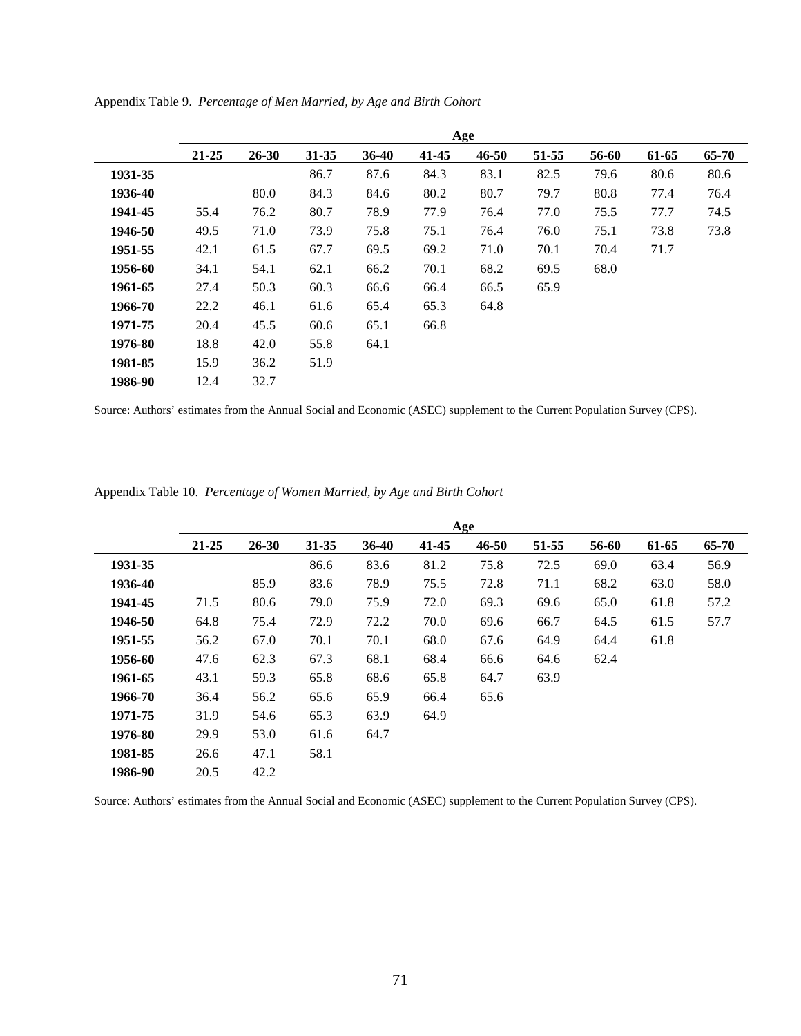Appendix Table 9. *Percentage of Men Married, by Age and Birth Cohort*

| | Age | | | | | | | | | |
|---|---|---|---|---|---|---|---|---|---|---|
| | **21-25** | **26-30** | **31-35** | **36-40** | **41-45** | **46-50** | **51-55** | **56-60** | **61-65** | **65-70** |
| **1931-35** | | | 86.7 | 87.6 | 84.3 | 83.1 | 82.5 | 79.6 | 80.6 | 80.6 |
| **1936-40** | | 80.0 | 84.3 | 84.6 | 80.2 | 80.7 | 79.7 | 80.8 | 77.4 | 76.4 |
| **1941-45** | 55.4 | 76.2 | 80.7 | 78.9 | 77.9 | 76.4 | 77.0 | 75.5 | 77.7 | 74.5 |
| **1946-50** | 49.5 | 71.0 | 73.9 | 75.8 | 75.1 | 76.4 | 76.0 | 75.1 | 73.8 | 73.8 |
| **1951-55** | 42.1 | 61.5 | 67.7 | 69.5 | 69.2 | 71.0 | 70.1 | 70.4 | 71.7 | |
| **1956-60** | 34.1 | 54.1 | 62.1 | 66.2 | 70.1 | 68.2 | 69.5 | 68.0 | | |
| **1961-65** | 27.4 | 50.3 | 60.3 | 66.6 | 66.4 | 66.5 | 65.9 | | | |
| **1966-70** | 22.2 | 46.1 | 61.6 | 65.4 | 65.3 | 64.8 | | | | |
| **1971-75** | 20.4 | 45.5 | 60.6 | 65.1 | 66.8 | | | | | |
| **1976-80** | 18.8 | 42.0 | 55.8 | 64.1 | | | | | | |
| **1981-85** | 15.9 | 36.2 | 51.9 | | | | | | | |
| **1986-90** | 12.4 | 32.7 | | | | | | | | |

Source: Authors' estimates from the Annual Social and Economic (ASEC) supplement to the Current Population Survey (CPS).

Appendix Table 10. *Percentage of Women Married, by Age and Birth Cohort*

| | Age | | | | | | | | | |
|---|---|---|---|---|---|---|---|---|---|---|
| | **21-25** | **26-30** | **31-35** | **36-40** | **41-45** | **46-50** | **51-55** | **56-60** | **61-65** | **65-70** |
| **1931-35** | | | 86.6 | 83.6 | 81.2 | 75.8 | 72.5 | 69.0 | 63.4 | 56.9 |
| **1936-40** | | 85.9 | 83.6 | 78.9 | 75.5 | 72.8 | 71.1 | 68.2 | 63.0 | 58.0 |
| **1941-45** | 71.5 | 80.6 | 79.0 | 75.9 | 72.0 | 69.3 | 69.6 | 65.0 | 61.8 | 57.2 |
| **1946-50** | 64.8 | 75.4 | 72.9 | 72.2 | 70.0 | 69.6 | 66.7 | 64.5 | 61.5 | 57.7 |
| **1951-55** | 56.2 | 67.0 | 70.1 | 70.1 | 68.0 | 67.6 | 64.9 | 64.4 | 61.8 | |
| **1956-60** | 47.6 | 62.3 | 67.3 | 68.1 | 68.4 | 66.6 | 64.6 | 62.4 | | |
| **1961-65** | 43.1 | 59.3 | 65.8 | 68.6 | 65.8 | 64.7 | 63.9 | | | |
| **1966-70** | 36.4 | 56.2 | 65.6 | 65.9 | 66.4 | 65.6 | | | | |
| **1971-75** | 31.9 | 54.6 | 65.3 | 63.9 | 64.9 | | | | | |
| **1976-80** | 29.9 | 53.0 | 61.6 | 64.7 | | | | | | |
| **1981-85** | 26.6 | 47.1 | 58.1 | | | | | | | |
| **1986-90** | 20.5 | 42.2 | | | | | | | | |

Source: Authors' estimates from the Annual Social and Economic (ASEC) supplement to the Current Population Survey (CPS).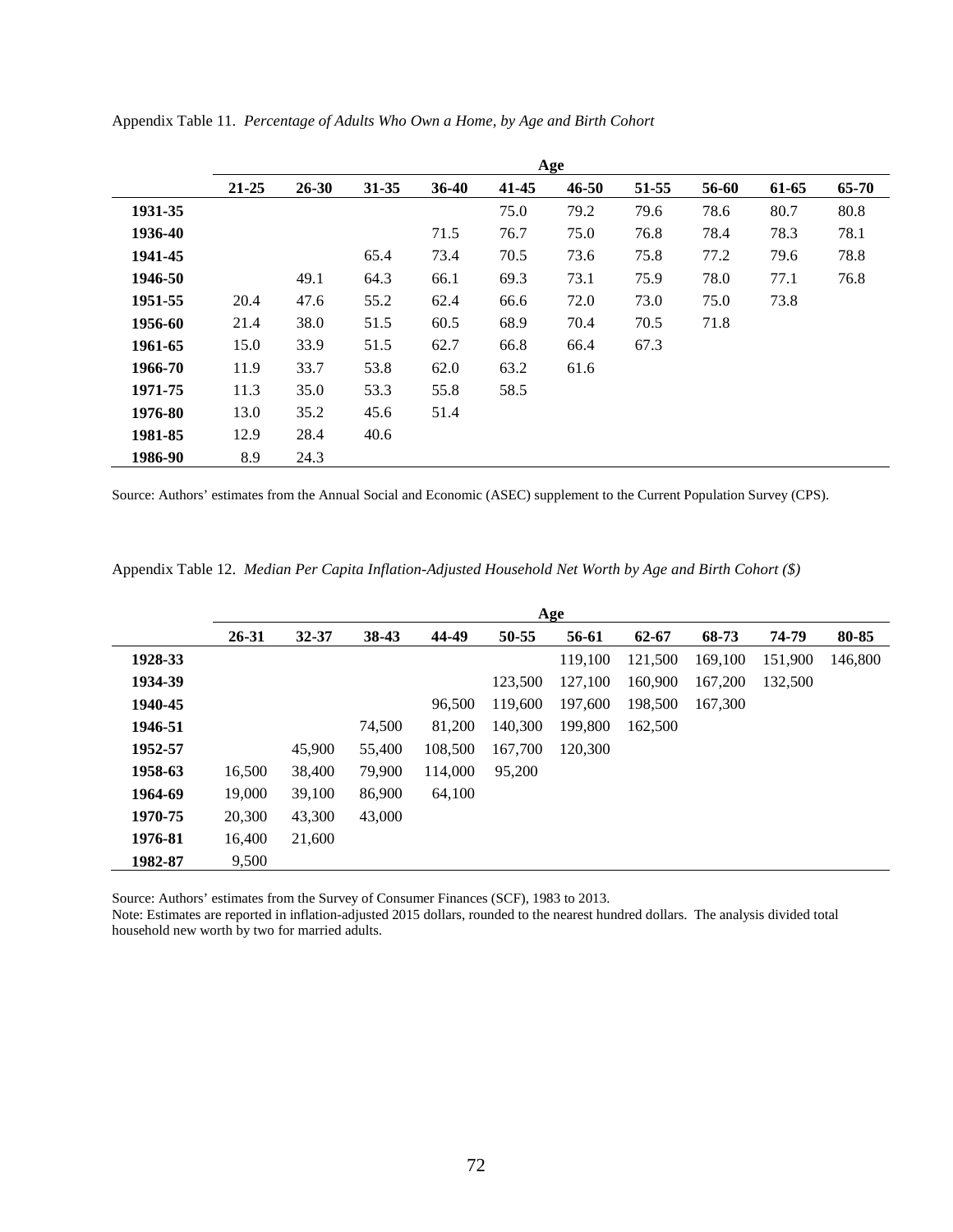Appendix Table 11. *Percentage of Adults Who Own a Home, by Age and Birth Cohort*

| | Age | | | | | | | | | |
|---|---|---|---|---|---|---|---|---|---|---|
| | **21-25** | **26-30** | **31-35** | **36-40** | **41-45** | **46-50** | **51-55** | **56-60** | **61-65** | **65-70** |
| **1931-35** | | | | | 75.0 | 79.2 | 79.6 | 78.6 | 80.7 | 80.8 |
| **1936-40** | | | | 71.5 | 76.7 | 75.0 | 76.8 | 78.4 | 78.3 | 78.1 |
| **1941-45** | | | 65.4 | 73.4 | 70.5 | 73.6 | 75.8 | 77.2 | 79.6 | 78.8 |
| **1946-50** | | 49.1 | 64.3 | 66.1 | 69.3 | 73.1 | 75.9 | 78.0 | 77.1 | 76.8 |
| **1951-55** | 20.4 | 47.6 | 55.2 | 62.4 | 66.6 | 72.0 | 73.0 | 75.0 | 73.8 | |
| **1956-60** | 21.4 | 38.0 | 51.5 | 60.5 | 68.9 | 70.4 | 70.5 | 71.8 | | |
| **1961-65** | 15.0 | 33.9 | 51.5 | 62.7 | 66.8 | 66.4 | 67.3 | | | |
| **1966-70** | 11.9 | 33.7 | 53.8 | 62.0 | 63.2 | 61.6 | | | | |
| **1971-75** | 11.3 | 35.0 | 53.3 | 55.8 | 58.5 | | | | | |
| **1976-80** | 13.0 | 35.2 | 45.6 | 51.4 | | | | | | |
| **1981-85** | 12.9 | 28.4 | 40.6 | | | | | | | |
| **1986-90** | 8.9 | 24.3 | | | | | | | | |

Source: Authors' estimates from the Annual Social and Economic (ASEC) supplement to the Current Population Survey (CPS).

Appendix Table 12. *Median Per Capita Inflation-Adjusted Household Net Worth by Age and Birth Cohort ($)*

| | Age | | | | | | | | | |
|---|---|---|---|---|---|---|---|---|---|---|
| | **26-31** | **32-37** | **38-43** | **44-49** | **50-55** | **56-61** | **62-67** | **68-73** | **74-79** | **80-85** |
| **1928-33** | | | | | | 119,100 | 121,500 | 169,100 | 151,900 | 146,800 |
| **1934-39** | | | | | 123,500 | 127,100 | 160,900 | 167,200 | 132,500 | |
| **1940-45** | | | | 96,500 | 119,600 | 197,600 | 198,500 | 167,300 | | |
| **1946-51** | | | 74,500 | 81,200 | 140,300 | 199,800 | 162,500 | | | |
| **1952-57** | | 45,900 | 55,400 | 108,500 | 167,700 | 120,300 | | | | |
| **1958-63** | 16,500 | 38,400 | 79,900 | 114,000 | 95,200 | | | | | |
| **1964-69** | 19,000 | 39,100 | 86,900 | 64,100 | | | | | | |
| **1970-75** | 20,300 | 43,300 | 43,000 | | | | | | | |
| **1976-81** | 16,400 | 21,600 | | | | | | | | |
| **1982-87** | 9,500 | | | | | | | | | |

Source: Authors' estimates from the Survey of Consumer Finances (SCF), 1983 to 2013.
Note: Estimates are reported in inflation-adjusted 2015 dollars, rounded to the nearest hundred dollars. The analysis divided total household new worth by two for married adults.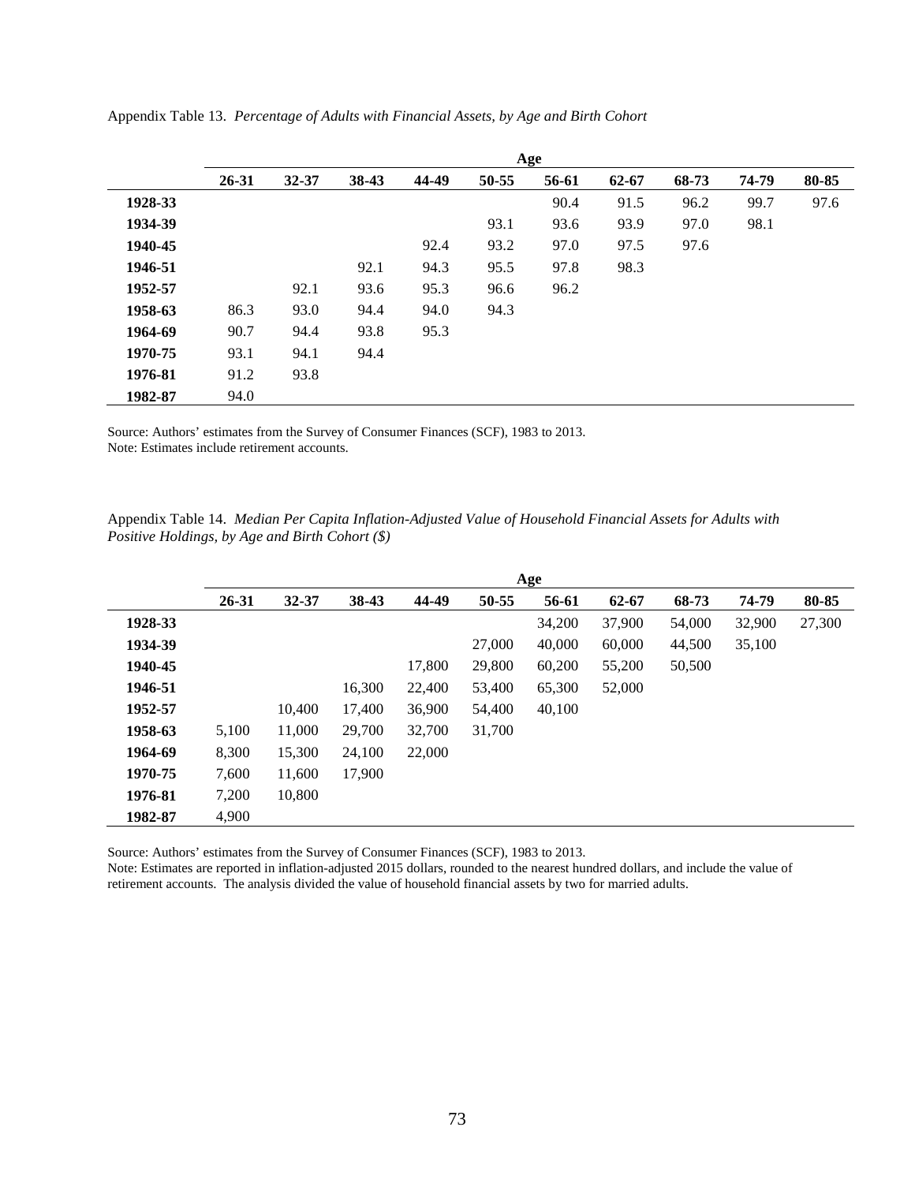Appendix Table 13. *Percentage of Adults with Financial Assets, by Age and Birth Cohort*

| | Age | | | | | | | | | |
|---|---|---|---|---|---|---|---|---|---|---|
| | **26-31** | **32-37** | **38-43** | **44-49** | **50-55** | **56-61** | **62-67** | **68-73** | **74-79** | **80-85** |
| **1928-33** | | | | | | 90.4 | 91.5 | 96.2 | 99.7 | 97.6 |
| **1934-39** | | | | | 93.1 | 93.6 | 93.9 | 97.0 | 98.1 | |
| **1940-45** | | | | 92.4 | 93.2 | 97.0 | 97.5 | 97.6 | | |
| **1946-51** | | | 92.1 | 94.3 | 95.5 | 97.8 | 98.3 | | | |
| **1952-57** | | 92.1 | 93.6 | 95.3 | 96.6 | 96.2 | | | | |
| **1958-63** | 86.3 | 93.0 | 94.4 | 94.0 | 94.3 | | | | | |
| **1964-69** | 90.7 | 94.4 | 93.8 | 95.3 | | | | | | |
| **1970-75** | 93.1 | 94.1 | 94.4 | | | | | | | |
| **1976-81** | 91.2 | 93.8 | | | | | | | | |
| **1982-87** | 94.0 | | | | | | | | | |

Source: Authors' estimates from the Survey of Consumer Finances (SCF), 1983 to 2013.
Note: Estimates include retirement accounts.

Appendix Table 14. *Median Per Capita Inflation-Adjusted Value of Household Financial Assets for Adults with Positive Holdings, by Age and Birth Cohort ($)*

| | Age | | | | | | | | | |
|---|---|---|---|---|---|---|---|---|---|---|
| | **26-31** | **32-37** | **38-43** | **44-49** | **50-55** | **56-61** | **62-67** | **68-73** | **74-79** | **80-85** |
| **1928-33** | | | | | | 34,200 | 37,900 | 54,000 | 32,900 | 27,300 |
| **1934-39** | | | | | 27,000 | 40,000 | 60,000 | 44,500 | 35,100 | |
| **1940-45** | | | | 17,800 | 29,800 | 60,200 | 55,200 | 50,500 | | |
| **1946-51** | | | 16,300 | 22,400 | 53,400 | 65,300 | 52,000 | | | |
| **1952-57** | | 10,400 | 17,400 | 36,900 | 54,400 | 40,100 | | | | |
| **1958-63** | 5,100 | 11,000 | 29,700 | 32,700 | 31,700 | | | | | |
| **1964-69** | 8,300 | 15,300 | 24,100 | 22,000 | | | | | | |
| **1970-75** | 7,600 | 11,600 | 17,900 | | | | | | | |
| **1976-81** | 7,200 | 10,800 | | | | | | | | |
| **1982-87** | 4,900 | | | | | | | | | |

Source: Authors' estimates from the Survey of Consumer Finances (SCF), 1983 to 2013.
Note: Estimates are reported in inflation-adjusted 2015 dollars, rounded to the nearest hundred dollars, and include the value of retirement accounts. The analysis divided the value of household financial assets by two for married adults.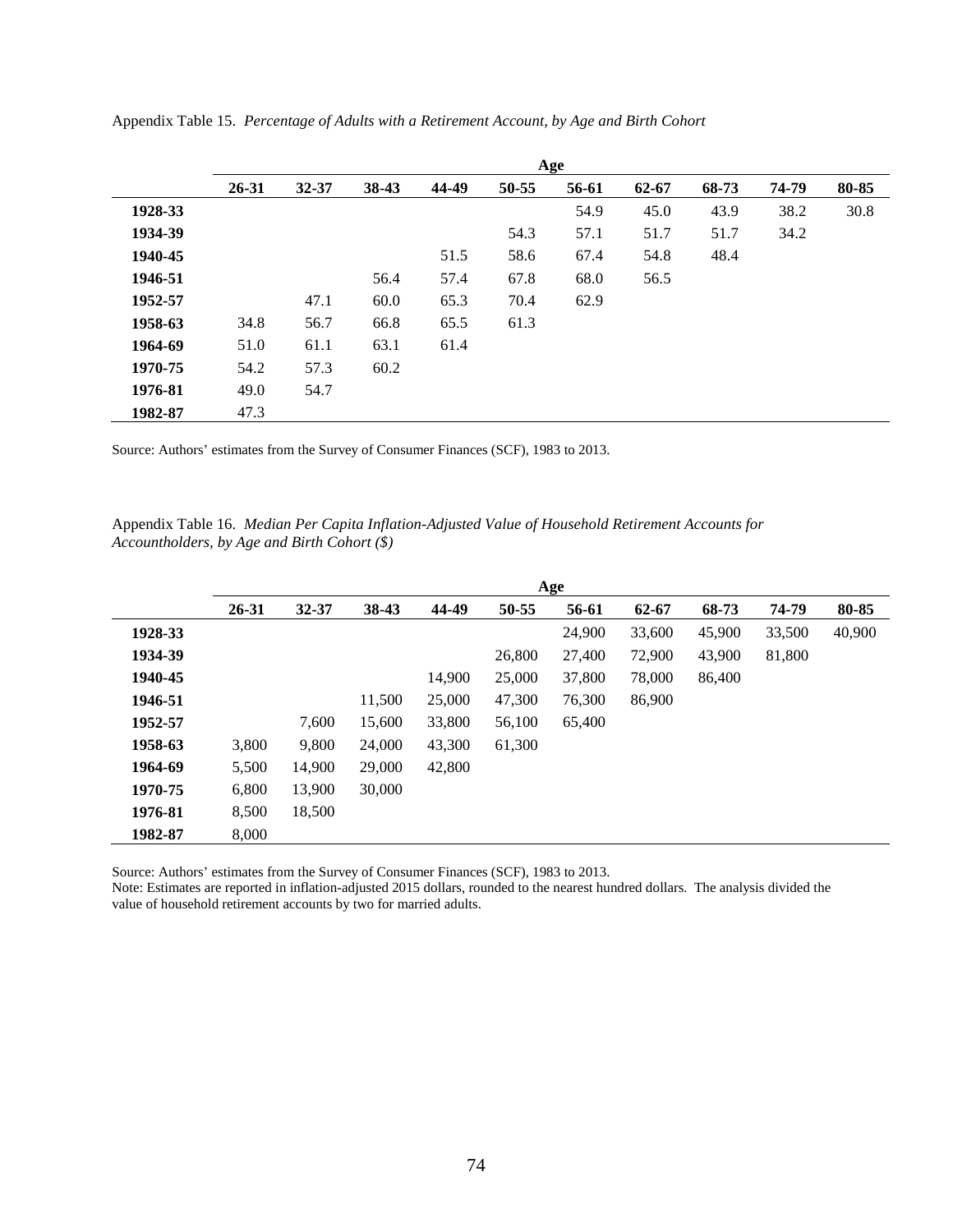Appendix Table 15. *Percentage of Adults with a Retirement Account, by Age and Birth Cohort*

| | Age | | | | | | | | | |
|---|---|---|---|---|---|---|---|---|---|---|
| | **26-31** | **32-37** | **38-43** | **44-49** | **50-55** | **56-61** | **62-67** | **68-73** | **74-79** | **80-85** |
| **1928-33** | | | | | | 54.9 | 45.0 | 43.9 | 38.2 | 30.8 |
| **1934-39** | | | | | 54.3 | 57.1 | 51.7 | 51.7 | 34.2 | |
| **1940-45** | | | | 51.5 | 58.6 | 67.4 | 54.8 | 48.4 | | |
| **1946-51** | | | 56.4 | 57.4 | 67.8 | 68.0 | 56.5 | | | |
| **1952-57** | | 47.1 | 60.0 | 65.3 | 70.4 | 62.9 | | | | |
| **1958-63** | 34.8 | 56.7 | 66.8 | 65.5 | 61.3 | | | | | |
| **1964-69** | 51.0 | 61.1 | 63.1 | 61.4 | | | | | | |
| **1970-75** | 54.2 | 57.3 | 60.2 | | | | | | | |
| **1976-81** | 49.0 | 54.7 | | | | | | | | |
| **1982-87** | 47.3 | | | | | | | | | |

Source: Authors' estimates from the Survey of Consumer Finances (SCF), 1983 to 2013.

Appendix Table 16. *Median Per Capita Inflation-Adjusted Value of Household Retirement Accounts for Accountholders, by Age and Birth Cohort ($)*

| | Age | | | | | | | | | |
|---|---|---|---|---|---|---|---|---|---|---|
| | **26-31** | **32-37** | **38-43** | **44-49** | **50-55** | **56-61** | **62-67** | **68-73** | **74-79** | **80-85** |
| **1928-33** | | | | | | 24,900 | 33,600 | 45,900 | 33,500 | 40,900 |
| **1934-39** | | | | | 26,800 | 27,400 | 72,900 | 43,900 | 81,800 | |
| **1940-45** | | | | 14,900 | 25,000 | 37,800 | 78,000 | 86,400 | | |
| **1946-51** | | | 11,500 | 25,000 | 47,300 | 76,300 | 86,900 | | | |
| **1952-57** | | 7,600 | 15,600 | 33,800 | 56,100 | 65,400 | | | | |
| **1958-63** | 3,800 | 9,800 | 24,000 | 43,300 | 61,300 | | | | | |
| **1964-69** | 5,500 | 14,900 | 29,000 | 42,800 | | | | | | |
| **1970-75** | 6,800 | 13,900 | 30,000 | | | | | | | |
| **1976-81** | 8,500 | 18,500 | | | | | | | | |
| **1982-87** | 8,000 | | | | | | | | | |

Source: Authors' estimates from the Survey of Consumer Finances (SCF), 1983 to 2013.
Note: Estimates are reported in inflation-adjusted 2015 dollars, rounded to the nearest hundred dollars. The analysis divided the value of household retirement accounts by two for married adults.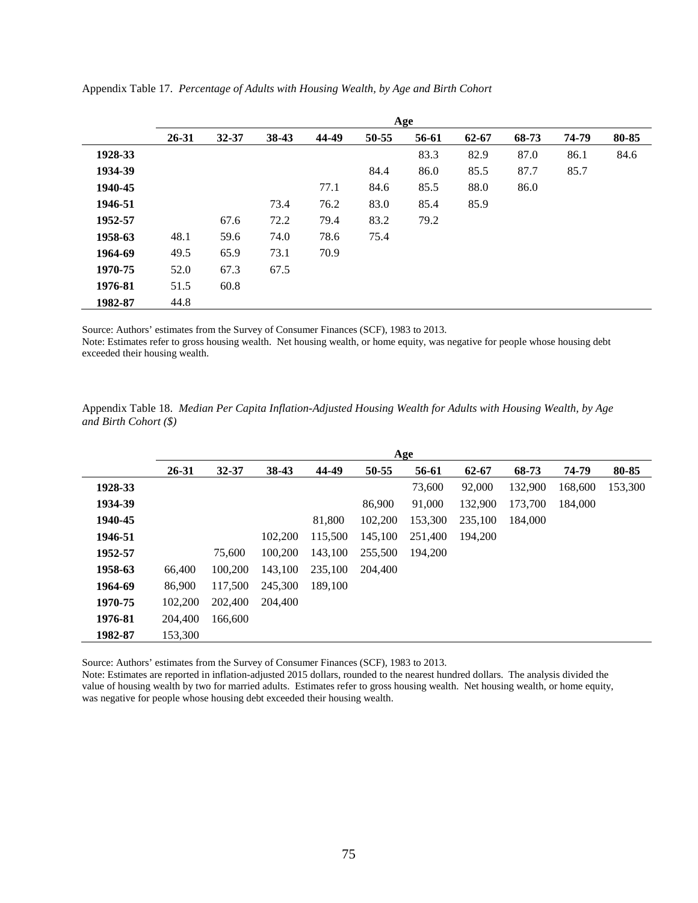Appendix Table 17. *Percentage of Adults with Housing Wealth, by Age and Birth Cohort*

| | Age | | | | | | | | | |
|---|---|---|---|---|---|---|---|---|---|---|
| | **26-31** | **32-37** | **38-43** | **44-49** | **50-55** | **56-61** | **62-67** | **68-73** | **74-79** | **80-85** |
| **1928-33** | | | | | | 83.3 | 82.9 | 87.0 | 86.1 | 84.6 |
| **1934-39** | | | | | 84.4 | 86.0 | 85.5 | 87.7 | 85.7 | |
| **1940-45** | | | | 77.1 | 84.6 | 85.5 | 88.0 | 86.0 | | |
| **1946-51** | | | 73.4 | 76.2 | 83.0 | 85.4 | 85.9 | | | |
| **1952-57** | | 67.6 | 72.2 | 79.4 | 83.2 | 79.2 | | | | |
| **1958-63** | 48.1 | 59.6 | 74.0 | 78.6 | 75.4 | | | | | |
| **1964-69** | 49.5 | 65.9 | 73.1 | 70.9 | | | | | | |
| **1970-75** | 52.0 | 67.3 | 67.5 | | | | | | | |
| **1976-81** | 51.5 | 60.8 | | | | | | | | |
| **1982-87** | 44.8 | | | | | | | | | |

Source: Authors' estimates from the Survey of Consumer Finances (SCF), 1983 to 2013.
Note: Estimates refer to gross housing wealth. Net housing wealth, or home equity, was negative for people whose housing debt exceeded their housing wealth.

Appendix Table 18. *Median Per Capita Inflation-Adjusted Housing Wealth for Adults with Housing Wealth, by Age and Birth Cohort ($)*

| | Age | | | | | | | | | |
|---|---|---|---|---|---|---|---|---|---|---|
| | **26-31** | **32-37** | **38-43** | **44-49** | **50-55** | **56-61** | **62-67** | **68-73** | **74-79** | **80-85** |
| **1928-33** | | | | | | 73,600 | 92,000 | 132,900 | 168,600 | 153,300 |
| **1934-39** | | | | | 86,900 | 91,000 | 132,900 | 173,700 | 184,000 | |
| **1940-45** | | | | 81,800 | 102,200 | 153,300 | 235,100 | 184,000 | | |
| **1946-51** | | | 102,200 | 115,500 | 145,100 | 251,400 | 194,200 | | | |
| **1952-57** | | 75,600 | 100,200 | 143,100 | 255,500 | 194,200 | | | | |
| **1958-63** | 66,400 | 100,200 | 143,100 | 235,100 | 204,400 | | | | | |
| **1964-69** | 86,900 | 117,500 | 245,300 | 189,100 | | | | | | |
| **1970-75** | 102,200 | 202,400 | 204,400 | | | | | | | |
| **1976-81** | 204,400 | 166,600 | | | | | | | | |
| **1982-87** | 153,300 | | | | | | | | | |

Source: Authors' estimates from the Survey of Consumer Finances (SCF), 1983 to 2013.
Note: Estimates are reported in inflation-adjusted 2015 dollars, rounded to the nearest hundred dollars. The analysis divided the value of housing wealth by two for married adults. Estimates refer to gross housing wealth. Net housing wealth, or home equity, was negative for people whose housing debt exceeded their housing wealth.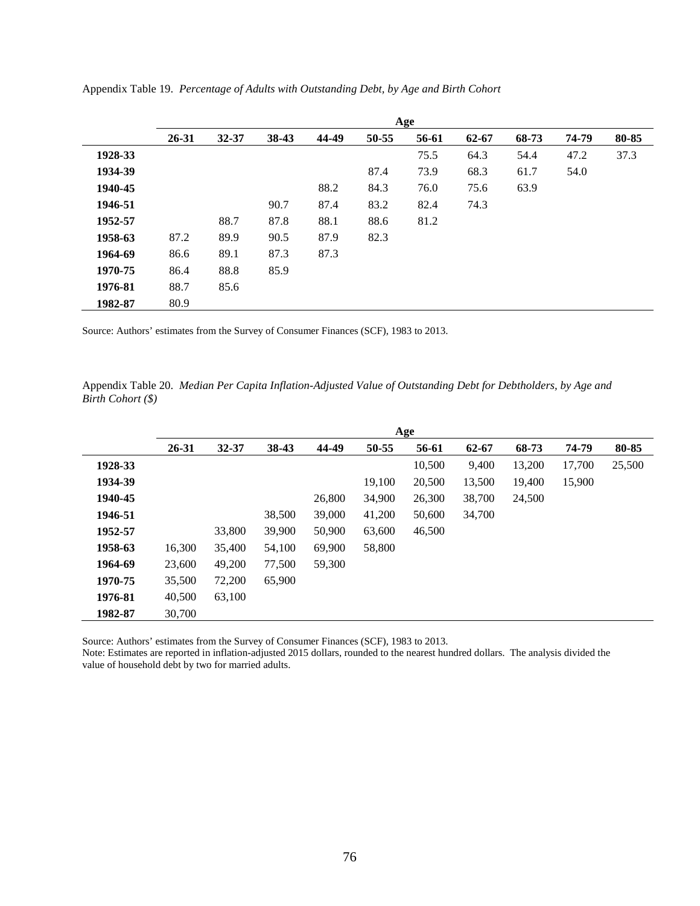Appendix Table 19. *Percentage of Adults with Outstanding Debt, by Age and Birth Cohort*

| | Age | | | | | | | | | |
|---|---|---|---|---|---|---|---|---|---|---|
| | **26-31** | **32-37** | **38-43** | **44-49** | **50-55** | **56-61** | **62-67** | **68-73** | **74-79** | **80-85** |
| **1928-33** | | | | | | 75.5 | 64.3 | 54.4 | 47.2 | 37.3 |
| **1934-39** | | | | | 87.4 | 73.9 | 68.3 | 61.7 | 54.0 | |
| **1940-45** | | | | 88.2 | 84.3 | 76.0 | 75.6 | 63.9 | | |
| **1946-51** | | | 90.7 | 87.4 | 83.2 | 82.4 | 74.3 | | | |
| **1952-57** | | 88.7 | 87.8 | 88.1 | 88.6 | 81.2 | | | | |
| **1958-63** | 87.2 | 89.9 | 90.5 | 87.9 | 82.3 | | | | | |
| **1964-69** | 86.6 | 89.1 | 87.3 | 87.3 | | | | | | |
| **1970-75** | 86.4 | 88.8 | 85.9 | | | | | | | |
| **1976-81** | 88.7 | 85.6 | | | | | | | | |
| **1982-87** | 80.9 | | | | | | | | | |

Source: Authors' estimates from the Survey of Consumer Finances (SCF), 1983 to 2013.

Appendix Table 20. *Median Per Capita Inflation-Adjusted Value of Outstanding Debt for Debtholders, by Age and Birth Cohort ($)*

| | Age | | | | | | | | | |
|---|---|---|---|---|---|---|---|---|---|---|
| | **26-31** | **32-37** | **38-43** | **44-49** | **50-55** | **56-61** | **62-67** | **68-73** | **74-79** | **80-85** |
| **1928-33** | | | | | | 10,500 | 9,400 | 13,200 | 17,700 | 25,500 |
| **1934-39** | | | | | 19,100 | 20,500 | 13,500 | 19,400 | 15,900 | |
| **1940-45** | | | | 26,800 | 34,900 | 26,300 | 38,700 | 24,500 | | |
| **1946-51** | | | 38,500 | 39,000 | 41,200 | 50,600 | 34,700 | | | |
| **1952-57** | | 33,800 | 39,900 | 50,900 | 63,600 | 46,500 | | | | |
| **1958-63** | 16,300 | 35,400 | 54,100 | 69,900 | 58,800 | | | | | |
| **1964-69** | 23,600 | 49,200 | 77,500 | 59,300 | | | | | | |
| **1970-75** | 35,500 | 72,200 | 65,900 | | | | | | | |
| **1976-81** | 40,500 | 63,100 | | | | | | | | |
| **1982-87** | 30,700 | | | | | | | | | |

Source: Authors' estimates from the Survey of Consumer Finances (SCF), 1983 to 2013.
Note: Estimates are reported in inflation-adjusted 2015 dollars, rounded to the nearest hundred dollars. The analysis divided the value of household debt by two for married adults.